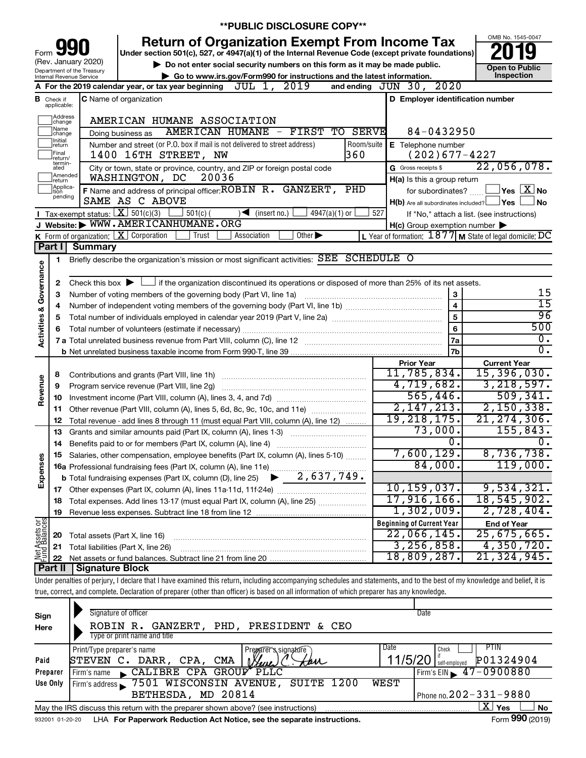**PUBLIC DISCLOSURE COPY**

# Form 990 Return of Organization Exempt From Income Tax

(Rev. January 2020) Department of the Treasury Internal Revenue Service

Under section 501(c), 527, or 4947(a)(1) of the Internal Revenue Code (except private foundations)

▶ Do not enter social security numbers on this form as it may be made public.

▶ Go to www.irs.gov/Form990 for instructions and the latest information.

OMB No. 1545-0047

**2019**

**Open to Public Inspection**

**A** For the 2019 calendar year, or tax year beginning JUL 1, 2019 and ending JUN 30, 2020

**B** Check if applicable: Address change, Name change, Initial return, Final return/terminated, Amended return, Application pending

**C** Name of organization: AMERICAN HUMANE ASSOCIATION

Doing business as: AMERICAN HUMANE - FIRST TO SERVE

Number and street (or P.O. box if mail is not delivered to street address): 1400 16TH STREET, NW — Room/suite: 360

City or town, state or province, country, and ZIP or foreign postal code: WASHINGTON, DC 20036

**D** Employer identification number: 84-0432950

**E** Telephone number: (202)677-4227

**G** Gross receipts $ 22,056,078.

**F** Name and address of principal officer: ROBIN R. GANZERT, PHD SAME AS C ABOVE

**H(a)** Is this a group return for subordinates? ☐ Yes ☒ No

**H(b)** Are all subordinates included? ☐ Yes ☐ No — If "No," attach a list. (see instructions)

**H(c)** Group exemption number ▶

**I** Tax-exempt status: ☒ 501(c)(3) ☐ 501(c) ( ) ◀ (insert no.) ☐ 4947(a)(1) or ☐ 527

**J** Website: ▶ WWW.AMERICANHUMANE.ORG

**K** Form of organization: ☒ Corporation ☐ Trust ☐ Association ☐ Other ▶

**L** Year of formation: 1877 **M** State of legal domicile: DC

## Part I Summary

**Activities & Governance**

| | | | |
|---|---|---|---|
| 1 | Briefly describe the organization's mission or most significant activities: SEE SCHEDULE O | | |
| 2 | Check this box ▶ ☐ if the organization discontinued its operations or disposed of more than 25% of its net assets. | | |
| 3 | Number of voting members of the governing body (Part VI, line 1a) | 3 | 15 |
| 4 | Number of independent voting members of the governing body (Part VI, line 1b) | 4 | 15 |
| 5 | Total number of individuals employed in calendar year 2019 (Part V, line 2a) | 5 | 96 |
| 6 | Total number of volunteers (estimate if necessary) | 6 | 500 |
| 7a | Total unrelated business revenue from Part VIII, column (C), line 12 | 7a | 0. |
| 7b | Net unrelated business taxable income from Form 990-T, line 39 | 7b | 0. |

| | | | Prior Year | Current Year |
|---|---|---|---|---|
| Revenue | 8 | Contributions and grants (Part VIII, line 1h) | 11,785,834. | 15,396,030. |
| | 9 | Program service revenue (Part VIII, line 2g) | 4,719,682. | 3,218,597. |
| | 10 | Investment income (Part VIII, column (A), lines 3, 4, and 7d) | 565,446. | 509,341. |
| | 11 | Other revenue (Part VIII, column (A), lines 5, 6d, 8c, 9c, 10c, and 11e) | 2,147,213. | 2,150,338. |
| | 12 | Total revenue - add lines 8 through 11 (must equal Part VIII, column (A), line 12) | 19,218,175. | 21,274,306. |
| Expenses | 13 | Grants and similar amounts paid (Part IX, column (A), lines 1-3) | 73,000. | 155,843. |
| | 14 | Benefits paid to or for members (Part IX, column (A), line 4) | 0. | 0. |
| | 15 | Salaries, other compensation, employee benefits (Part IX, column (A), lines 5-10) | 7,600,129. | 8,736,738. |
| | 16a | Professional fundraising fees (Part IX, column (A), line 11e) | 84,000. | 119,000. |
| | b | Total fundraising expenses (Part IX, column (D), line 25) ▶ 2,637,749. | | |
| | 17 | Other expenses (Part IX, column (A), lines 11a-11d, 11f-24e) | 10,159,037. | 9,534,321. |
| | 18 | Total expenses. Add lines 13-17 (must equal Part IX, column (A), line 25) | 17,916,166. | 18,545,902. |
| | 19 | Revenue less expenses. Subtract line 18 from line 12 | 1,302,009. | 2,728,404. |

| | | | Beginning of Current Year | End of Year |
|---|---|---|---|---|
| Net Assets or Fund Balances | 20 | Total assets (Part X, line 16) | 22,066,145. | 25,675,665. |
| | 21 | Total liabilities (Part X, line 26) | 3,256,858. | 4,350,720. |
| | 22 | Net assets or fund balances. Subtract line 21 from line 20 | 18,809,287. | 21,324,945. |

## Part II Signature Block

Under penalties of perjury, I declare that I have examined this return, including accompanying schedules and statements, and to the best of my knowledge and belief, it is true, correct, and complete. Declaration of preparer (other than officer) is based on all information of which preparer has any knowledge.

**Sign Here**

Signature of officer — Date

ROBIN R. GANZERT, PHD, PRESIDENT & CEO

Type or print name and title

**Paid Preparer Use Only**

| Print/Type preparer's name | Preparer's signature | Date | Check ☐ if self-employed | PTIN |
|---|---|---|---|---|
| STEVEN C. DARR, CPA, CMA | Steven C. Darr | 11/5/20 | | P01324904 |

Firm's name ▶ CALIBRE CPA GROUP PLLC — Firm's EIN ▶ 47-0900880

Firm's address ▶ 7501 WISCONSIN AVENUE, SUITE 1200 WEST BETHESDA, MD 20814 — Phone no. 202-331-9880

May the IRS discuss this return with the preparer shown above? (see instructions) ☒ Yes ☐ No

932001 01-20-20 LHA For Paperwork Reduction Act Notice, see the separate instructions. Form **990** (2019)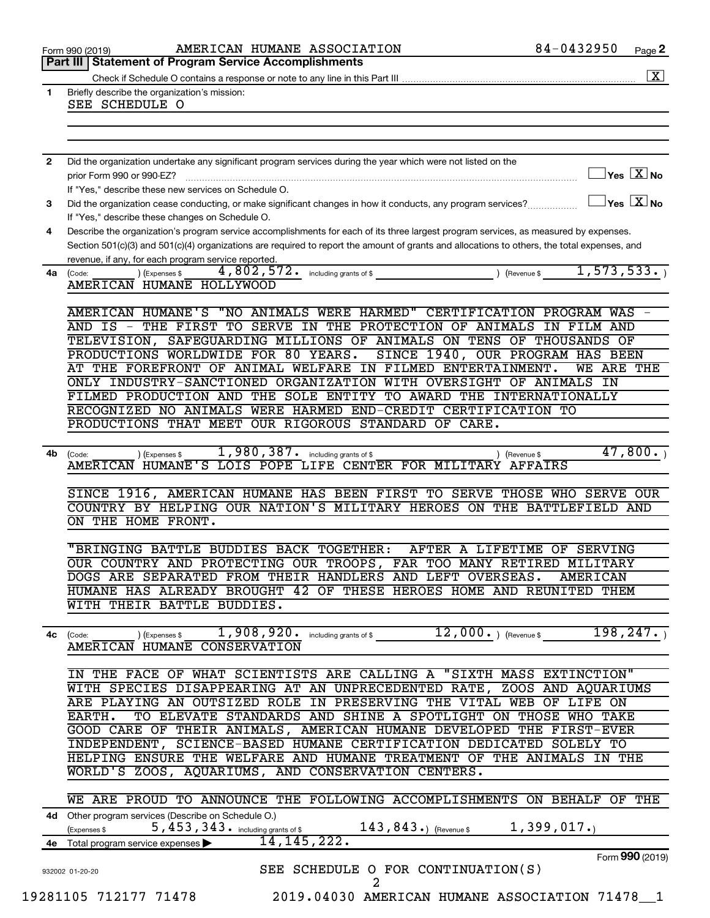Form 990 (2019) AMERICAN HUMANE ASSOCIATION 84-0432950 Page 2

**Part III | Statement of Program Service Accomplishments**

Check if Schedule O contains a response or note to any line in this Part III .......... [X]

**1** Briefly describe the organization's mission:

SEE SCHEDULE O

**2** Did the organization undertake any significant program services during the year which were not listed on the prior Form 990 or 990-EZ? .......... [ ] Yes [X] No

If "Yes," describe these new services on Schedule O.

**3** Did the organization cease conducting, or make significant changes in how it conducts, any program services? .......... [ ] Yes [X] No

If "Yes," describe these changes on Schedule O.

**4** Describe the organization's program service accomplishments for each of its three largest program services, as measured by expenses. Section 501(c)(3) and 501(c)(4) organizations are required to report the amount of grants and allocations to others, the total expenses, and revenue, if any, for each program service reported.

**4a** (Code: ) (Expenses $ 4,802,572. including grants of $ ) (Revenue $ 1,573,533. )

AMERICAN HUMANE HOLLYWOOD

AMERICAN HUMANE'S "NO ANIMALS WERE HARMED" CERTIFICATION PROGRAM WAS - AND IS - THE FIRST TO SERVE IN THE PROTECTION OF ANIMALS IN FILM AND TELEVISION, SAFEGUARDING MILLIONS OF ANIMALS ON TENS OF THOUSANDS OF PRODUCTIONS WORLDWIDE FOR 80 YEARS. SINCE 1940, OUR PROGRAM HAS BEEN AT THE FOREFRONT OF ANIMAL WELFARE IN FILMED ENTERTAINMENT. WE ARE THE ONLY INDUSTRY-SANCTIONED ORGANIZATION WITH OVERSIGHT OF ANIMALS IN FILMED PRODUCTION AND THE SOLE ENTITY TO AWARD THE INTERNATIONALLY RECOGNIZED NO ANIMALS WERE HARMED END-CREDIT CERTIFICATION TO PRODUCTIONS THAT MEET OUR RIGOROUS STANDARD OF CARE.

**4b** (Code: ) (Expenses $ 1,980,387. including grants of $ ) (Revenue $ 47,800. )

AMERICAN HUMANE'S LOIS POPE LIFE CENTER FOR MILITARY AFFAIRS

SINCE 1916, AMERICAN HUMANE HAS BEEN FIRST TO SERVE THOSE WHO SERVE OUR COUNTRY BY HELPING OUR NATION'S MILITARY HEROES ON THE BATTLEFIELD AND ON THE HOME FRONT.

"BRINGING BATTLE BUDDIES BACK TOGETHER: AFTER A LIFETIME OF SERVING OUR COUNTRY AND PROTECTING OUR TROOPS, FAR TOO MANY RETIRED MILITARY DOGS ARE SEPARATED FROM THEIR HANDLERS AND LEFT OVERSEAS. AMERICAN HUMANE HAS ALREADY BROUGHT 42 OF THESE HEROES HOME AND REUNITED THEM WITH THEIR BATTLE BUDDIES.

**4c** (Code: ) (Expenses $ 1,908,920. including grants of $ 12,000. ) (Revenue $ 198,247. )

AMERICAN HUMANE CONSERVATION

IN THE FACE OF WHAT SCIENTISTS ARE CALLING A "SIXTH MASS EXTINCTION" WITH SPECIES DISAPPEARING AT AN UNPRECEDENTED RATE, ZOOS AND AQUARIUMS ARE PLAYING AN OUTSIZED ROLE IN PRESERVING THE VITAL WEB OF LIFE ON EARTH. TO ELEVATE STANDARDS AND SHINE A SPOTLIGHT ON THOSE WHO TAKE GOOD CARE OF THEIR ANIMALS, AMERICAN HUMANE DEVELOPED THE FIRST-EVER INDEPENDENT, SCIENCE-BASED HUMANE CERTIFICATION DEDICATED SOLELY TO HELPING ENSURE THE WELFARE AND HUMANE TREATMENT OF THE ANIMALS IN THE WORLD'S ZOOS, AQUARIUMS, AND CONSERVATION CENTERS.

WE ARE PROUD TO ANNOUNCE THE FOLLOWING ACCOMPLISHMENTS ON BEHALF OF THE

**4d** Other program services (Describe on Schedule O.)

(Expenses $ 5,453,343. including grants of $ 143,843.) (Revenue $ 1,399,017.)

**4e** Total program service expenses ▶ 14,145,222.

SEE SCHEDULE O FOR CONTINUATION(S)

Form 990 (2019)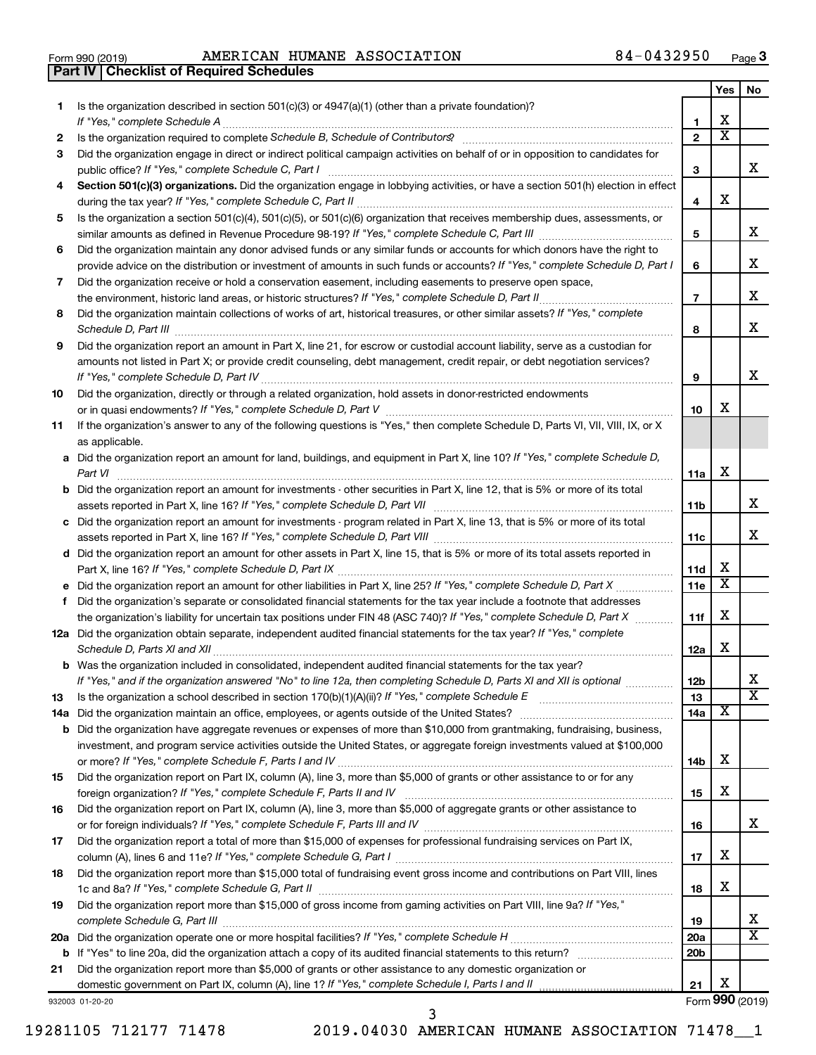Form 990 (2019) AMERICAN HUMANE ASSOCIATION 84-0432950 Page 3

**Part IV | Checklist of Required Schedules**

| | | | Yes | No |
|---|---|---|---|---|
| 1 | Is the organization described in section 501(c)(3) or 4947(a)(1) (other than a private foundation)? *If "Yes," complete Schedule A* | 1 | X | |
| 2 | Is the organization required to complete *Schedule B, Schedule of Contributors*? | 2 | X | |
| 3 | Did the organization engage in direct or indirect political campaign activities on behalf of or in opposition to candidates for public office? *If "Yes," complete Schedule C, Part I* | 3 | | X |
| 4 | **Section 501(c)(3) organizations.** Did the organization engage in lobbying activities, or have a section 501(h) election in effect during the tax year? *If "Yes," complete Schedule C, Part II* | 4 | X | |
| 5 | Is the organization a section 501(c)(4), 501(c)(5), or 501(c)(6) organization that receives membership dues, assessments, or similar amounts as defined in Revenue Procedure 98-19? *If "Yes," complete Schedule C, Part III* | 5 | | X |
| 6 | Did the organization maintain any donor advised funds or any similar funds or accounts for which donors have the right to provide advice on the distribution or investment of amounts in such funds or accounts? *If "Yes," complete Schedule D, Part I* | 6 | | X |
| 7 | Did the organization receive or hold a conservation easement, including easements to preserve open space, the environment, historic land areas, or historic structures? *If "Yes," complete Schedule D, Part II* | 7 | | X |
| 8 | Did the organization maintain collections of works of art, historical treasures, or other similar assets? *If "Yes," complete Schedule D, Part III* | 8 | | X |
| 9 | Did the organization report an amount in Part X, line 21, for escrow or custodial account liability, serve as a custodian for amounts not listed in Part X; or provide credit counseling, debt management, credit repair, or debt negotiation services? *If "Yes," complete Schedule D, Part IV* | 9 | | X |
| 10 | Did the organization, directly or through a related organization, hold assets in donor-restricted endowments or in quasi endowments? *If "Yes," complete Schedule D, Part V* | 10 | X | |
| 11 | If the organization's answer to any of the following questions is "Yes," then complete Schedule D, Parts VI, VII, VIII, IX, or X as applicable. | | | |
| a | Did the organization report an amount for land, buildings, and equipment in Part X, line 10? *If "Yes," complete Schedule D, Part VI* | 11a | X | |
| b | Did the organization report an amount for investments - other securities in Part X, line 12, that is 5% or more of its total assets reported in Part X, line 16? *If "Yes," complete Schedule D, Part VII* | 11b | | X |
| c | Did the organization report an amount for investments - program related in Part X, line 13, that is 5% or more of its total assets reported in Part X, line 16? *If "Yes," complete Schedule D, Part VIII* | 11c | | X |
| d | Did the organization report an amount for other assets in Part X, line 15, that is 5% or more of its total assets reported in Part X, line 16? *If "Yes," complete Schedule D, Part IX* | 11d | X | |
| e | Did the organization report an amount for other liabilities in Part X, line 25? *If "Yes," complete Schedule D, Part X* | 11e | X | |
| f | Did the organization's separate or consolidated financial statements for the tax year include a footnote that addresses the organization's liability for uncertain tax positions under FIN 48 (ASC 740)? *If "Yes," complete Schedule D, Part X* | 11f | X | |
| 12a | Did the organization obtain separate, independent audited financial statements for the tax year? *If "Yes," complete Schedule D, Parts XI and XII* | 12a | X | |
| b | Was the organization included in consolidated, independent audited financial statements for the tax year? *If "Yes," and if the organization answered "No" to line 12a, then completing Schedule D, Parts XI and XII is optional* | 12b | | X |
| 13 | Is the organization a school described in section 170(b)(1)(A)(ii)? *If "Yes," complete Schedule E* | 13 | | X |
| 14a | Did the organization maintain an office, employees, or agents outside of the United States? | 14a | X | |
| b | Did the organization have aggregate revenues or expenses of more than $10,000 from grantmaking, fundraising, business, investment, and program service activities outside the United States, or aggregate foreign investments valued at $100,000 or more? *If "Yes," complete Schedule F, Parts I and IV* | 14b | X | |
| 15 | Did the organization report on Part IX, column (A), line 3, more than $5,000 of grants or other assistance to or for any foreign organization? *If "Yes," complete Schedule F, Parts II and IV* | 15 | X | |
| 16 | Did the organization report on Part IX, column (A), line 3, more than $5,000 of aggregate grants or other assistance to or for foreign individuals? *If "Yes," complete Schedule F, Parts III and IV* | 16 | | X |
| 17 | Did the organization report a total of more than $15,000 of expenses for professional fundraising services on Part IX, column (A), lines 6 and 11e? *If "Yes," complete Schedule G, Part I* | 17 | X | |
| 18 | Did the organization report more than $15,000 total of fundraising event gross income and contributions on Part VIII, lines 1c and 8a? *If "Yes," complete Schedule G, Part II* | 18 | X | |
| 19 | Did the organization report more than $15,000 of gross income from gaming activities on Part VIII, line 9a? *If "Yes," complete Schedule G, Part III* | 19 | | X |
| 20a | Did the organization operate one or more hospital facilities? *If "Yes," complete Schedule H* | 20a | | X |
| b | If "Yes" to line 20a, did the organization attach a copy of its audited financial statements to this return? | 20b | | |
| 21 | Did the organization report more than $5,000 of grants or other assistance to any domestic organization or domestic government on Part IX, column (A), line 1? *If "Yes," complete Schedule I, Parts I and II* | 21 | X | |

932003 01-20-20 Form **990** (2019)

19281105 712177 71478 2019.04030 AMERICAN HUMANE ASSOCIATION 71478__1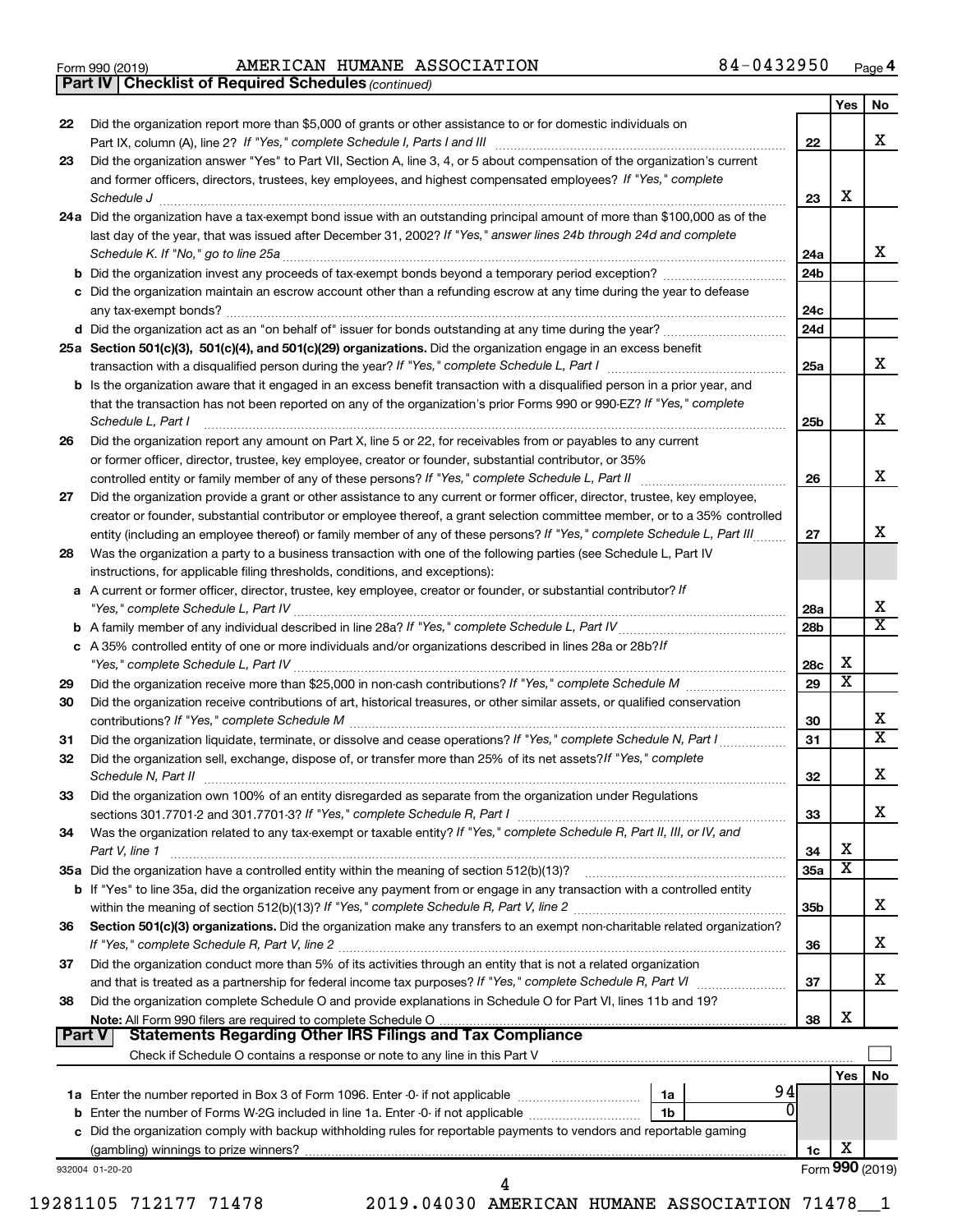Form 990 (2019) AMERICAN HUMANE ASSOCIATION 84-0432950 Page 4

## Part IV Checklist of Required Schedules *(continued)*

| | | | Yes | No |
|---|---|---|---|---|
| 22 | Did the organization report more than $5,000 of grants or other assistance to or for domestic individuals on Part IX, column (A), line 2? *If "Yes," complete Schedule I, Parts I and III* | 22 | | X |
| 23 | Did the organization answer "Yes" to Part VII, Section A, line 3, 4, or 5 about compensation of the organization's current and former officers, directors, trustees, key employees, and highest compensated employees? *If "Yes," complete Schedule J* | 23 | X | |
| 24a | Did the organization have a tax-exempt bond issue with an outstanding principal amount of more than $100,000 as of the last day of the year, that was issued after December 31, 2002? *If "Yes," answer lines 24b through 24d and complete Schedule K. If "No," go to line 25a* | 24a | | X |
| b | Did the organization invest any proceeds of tax-exempt bonds beyond a temporary period exception? | 24b | | |
| c | Did the organization maintain an escrow account other than a refunding escrow at any time during the year to defease any tax-exempt bonds? | 24c | | |
| d | Did the organization act as an "on behalf of" issuer for bonds outstanding at any time during the year? | 24d | | |
| 25a | **Section 501(c)(3), 501(c)(4), and 501(c)(29) organizations.** Did the organization engage in an excess benefit transaction with a disqualified person during the year? *If "Yes," complete Schedule L, Part I* | 25a | | X |
| b | Is the organization aware that it engaged in an excess benefit transaction with a disqualified person in a prior year, and that the transaction has not been reported on any of the organization's prior Forms 990 or 990-EZ? *If "Yes," complete Schedule L, Part I* | 25b | | X |
| 26 | Did the organization report any amount on Part X, line 5 or 22, for receivables from or payables to any current or former officer, director, trustee, key employee, creator or founder, substantial contributor, or 35% controlled entity or family member of any of these persons? *If "Yes," complete Schedule L, Part II* | 26 | | X |
| 27 | Did the organization provide a grant or other assistance to any current or former officer, director, trustee, key employee, creator or founder, substantial contributor or employee thereof, a grant selection committee member, or to a 35% controlled entity (including an employee thereof) or family member of any of these persons? *If "Yes," complete Schedule L, Part III* | 27 | | X |
| 28 | Was the organization a party to a business transaction with one of the following parties (see Schedule L, Part IV instructions, for applicable filing thresholds, conditions, and exceptions): | | | |
| a | A current or former officer, director, trustee, key employee, creator or founder, or substantial contributor? *If "Yes," complete Schedule L, Part IV* | 28a | | X |
| b | A family member of any individual described in line 28a? *If "Yes," complete Schedule L, Part IV* | 28b | | X |
| c | A 35% controlled entity of one or more individuals and/or organizations described in lines 28a or 28b? *If "Yes," complete Schedule L, Part IV* | 28c | X | |
| 29 | Did the organization receive more than $25,000 in non-cash contributions? *If "Yes," complete Schedule M* | 29 | X | |
| 30 | Did the organization receive contributions of art, historical treasures, or other similar assets, or qualified conservation contributions? *If "Yes," complete Schedule M* | 30 | | X |
| 31 | Did the organization liquidate, terminate, or dissolve and cease operations? *If "Yes," complete Schedule N, Part I* | 31 | | X |
| 32 | Did the organization sell, exchange, dispose of, or transfer more than 25% of its net assets? *If "Yes," complete Schedule N, Part II* | 32 | | X |
| 33 | Did the organization own 100% of an entity disregarded as separate from the organization under Regulations sections 301.7701-2 and 301.7701-3? *If "Yes," complete Schedule R, Part I* | 33 | | X |
| 34 | Was the organization related to any tax-exempt or taxable entity? *If "Yes," complete Schedule R, Part II, III, or IV, and Part V, line 1* | 34 | X | |
| 35a | Did the organization have a controlled entity within the meaning of section 512(b)(13)? | 35a | X | |
| b | If "Yes" to line 35a, did the organization receive any payment from or engage in any transaction with a controlled entity within the meaning of section 512(b)(13)? *If "Yes," complete Schedule R, Part V, line 2* | 35b | | X |
| 36 | **Section 501(c)(3) organizations.** Did the organization make any transfers to an exempt non-charitable related organization? *If "Yes," complete Schedule R, Part V, line 2* | 36 | | X |
| 37 | Did the organization conduct more than 5% of its activities through an entity that is not a related organization and that is treated as a partnership for federal income tax purposes? *If "Yes," complete Schedule R, Part VI* | 37 | | X |
| 38 | Did the organization complete Schedule O and provide explanations in Schedule O for Part VI, lines 11b and 19? **Note:** All Form 990 filers are required to complete Schedule O | 38 | X | |

## Part V Statements Regarding Other IRS Filings and Tax Compliance

Check if Schedule O contains a response or note to any line in this Part V

| | | | | | Yes | No |
|---|---|---|---|---|---|---|
| 1a | Enter the number reported in Box 3 of Form 1096. Enter -0- if not applicable | 1a | 94 | | | |
| b | Enter the number of Forms W-2G included in line 1a. Enter -0- if not applicable | 1b | 0 | | | |
| c | Did the organization comply with backup withholding rules for reportable payments to vendors and reportable gaming (gambling) winnings to prize winners? | | | 1c | X | |

932004 01-20-20 Form **990** (2019)

19281105 712177 71478 2019.04030 AMERICAN HUMANE ASSOCIATION 71478__1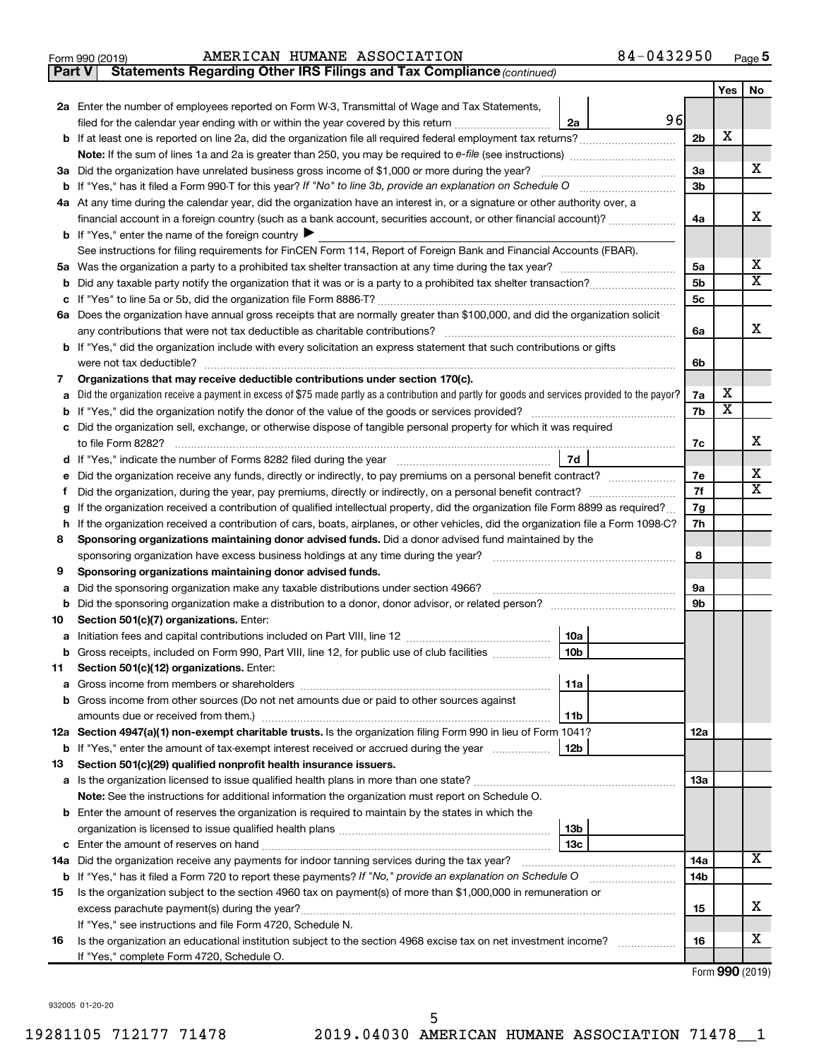Form 990 (2019) AMERICAN HUMANE ASSOCIATION 84-0432950 Page 5

**Part V Statements Regarding Other IRS Filings and Tax Compliance** *(continued)*

| | | | | Yes | No |
|---|---|---|---|---|---|
| **2a** | Enter the number of employees reported on Form W-3, Transmittal of Wage and Tax Statements, filed for the calendar year ending with or within the year covered by this return | 2a | 96 | | |
| **b** | If at least one is reported on line 2a, did the organization file all required federal employment tax returns? | | 2b | X | |
| | **Note:** If the sum of lines 1a and 2a is greater than 250, you may be required to *e-file* (see instructions) | | | | |
| **3a** | Did the organization have unrelated business gross income of $1,000 or more during the year? | | 3a | | X |
| **b** | If "Yes," has it filed a Form 990-T for this year? *If "No" to line 3b, provide an explanation on Schedule O* | | 3b | | |
| **4a** | At any time during the calendar year, did the organization have an interest in, or a signature or other authority over, a financial account in a foreign country (such as a bank account, securities account, or other financial account)? | | 4a | | X |
| **b** | If "Yes," enter the name of the foreign country ▶ | | | | |
| | See instructions for filing requirements for FinCEN Form 114, Report of Foreign Bank and Financial Accounts (FBAR). | | | | |
| **5a** | Was the organization a party to a prohibited tax shelter transaction at any time during the tax year? | | 5a | | X |
| **b** | Did any taxable party notify the organization that it was or is a party to a prohibited tax shelter transaction? | | 5b | | X |
| **c** | If "Yes" to line 5a or 5b, did the organization file Form 8886-T? | | 5c | | |
| **6a** | Does the organization have annual gross receipts that are normally greater than $100,000, and did the organization solicit any contributions that were not tax deductible as charitable contributions? | | 6a | | X |
| **b** | If "Yes," did the organization include with every solicitation an express statement that such contributions or gifts were not tax deductible? | | 6b | | |
| **7** | **Organizations that may receive deductible contributions under section 170(c).** | | | | |
| **a** | Did the organization receive a payment in excess of $75 made partly as a contribution and partly for goods and services provided to the payor? | | 7a | X | |
| **b** | If "Yes," did the organization notify the donor of the value of the goods or services provided? | | 7b | X | |
| **c** | Did the organization sell, exchange, or otherwise dispose of tangible personal property for which it was required to file Form 8282? | | 7c | | X |
| **d** | If "Yes," indicate the number of Forms 8282 filed during the year | 7d | | | |
| **e** | Did the organization receive any funds, directly or indirectly, to pay premiums on a personal benefit contract? | | 7e | | X |
| **f** | Did the organization, during the year, pay premiums, directly or indirectly, on a personal benefit contract? | | 7f | | X |
| **g** | If the organization received a contribution of qualified intellectual property, did the organization file Form 8899 as required? | | 7g | | |
| **h** | If the organization received a contribution of cars, boats, airplanes, or other vehicles, did the organization file a Form 1098-C? | | 7h | | |
| **8** | **Sponsoring organizations maintaining donor advised funds.** Did a donor advised fund maintained by the sponsoring organization have excess business holdings at any time during the year? | | 8 | | |
| **9** | **Sponsoring organizations maintaining donor advised funds.** | | | | |
| **a** | Did the sponsoring organization make any taxable distributions under section 4966? | | 9a | | |
| **b** | Did the sponsoring organization make a distribution to a donor, donor advisor, or related person? | | 9b | | |
| **10** | **Section 501(c)(7) organizations.** Enter: | | | | |
| **a** | Initiation fees and capital contributions included on Part VIII, line 12 | 10a | | | |
| **b** | Gross receipts, included on Form 990, Part VIII, line 12, for public use of club facilities | 10b | | | |
| **11** | **Section 501(c)(12) organizations.** Enter: | | | | |
| **a** | Gross income from members or shareholders | 11a | | | |
| **b** | Gross income from other sources (Do not net amounts due or paid to other sources against amounts due or received from them.) | 11b | | | |
| **12a** | **Section 4947(a)(1) non-exempt charitable trusts.** Is the organization filing Form 990 in lieu of Form 1041? | | 12a | | |
| **b** | If "Yes," enter the amount of tax-exempt interest received or accrued during the year | 12b | | | |
| **13** | **Section 501(c)(29) qualified nonprofit health insurance issuers.** | | | | |
| **a** | Is the organization licensed to issue qualified health plans in more than one state? | | 13a | | |
| | **Note:** See the instructions for additional information the organization must report on Schedule O. | | | | |
| **b** | Enter the amount of reserves the organization is required to maintain by the states in which the organization is licensed to issue qualified health plans | 13b | | | |
| **c** | Enter the amount of reserves on hand | 13c | | | |
| **14a** | Did the organization receive any payments for indoor tanning services during the tax year? | | 14a | | X |
| **b** | If "Yes," has it filed a Form 720 to report these payments? *If "No," provide an explanation on Schedule O* | | 14b | | |
| **15** | Is the organization subject to the section 4960 tax on payment(s) of more than $1,000,000 in remuneration or excess parachute payment(s) during the year? | | 15 | | X |
| | If "Yes," see instructions and file Form 4720, Schedule N. | | | | |
| **16** | Is the organization an educational institution subject to the section 4968 excise tax on net investment income? | | 16 | | X |
| | If "Yes," complete Form 4720, Schedule O. | | | | |

Form **990** (2019)

932005 01-20-20

19281105 712177 71478 2019.04030 AMERICAN HUMANE ASSOCIATION 71478__1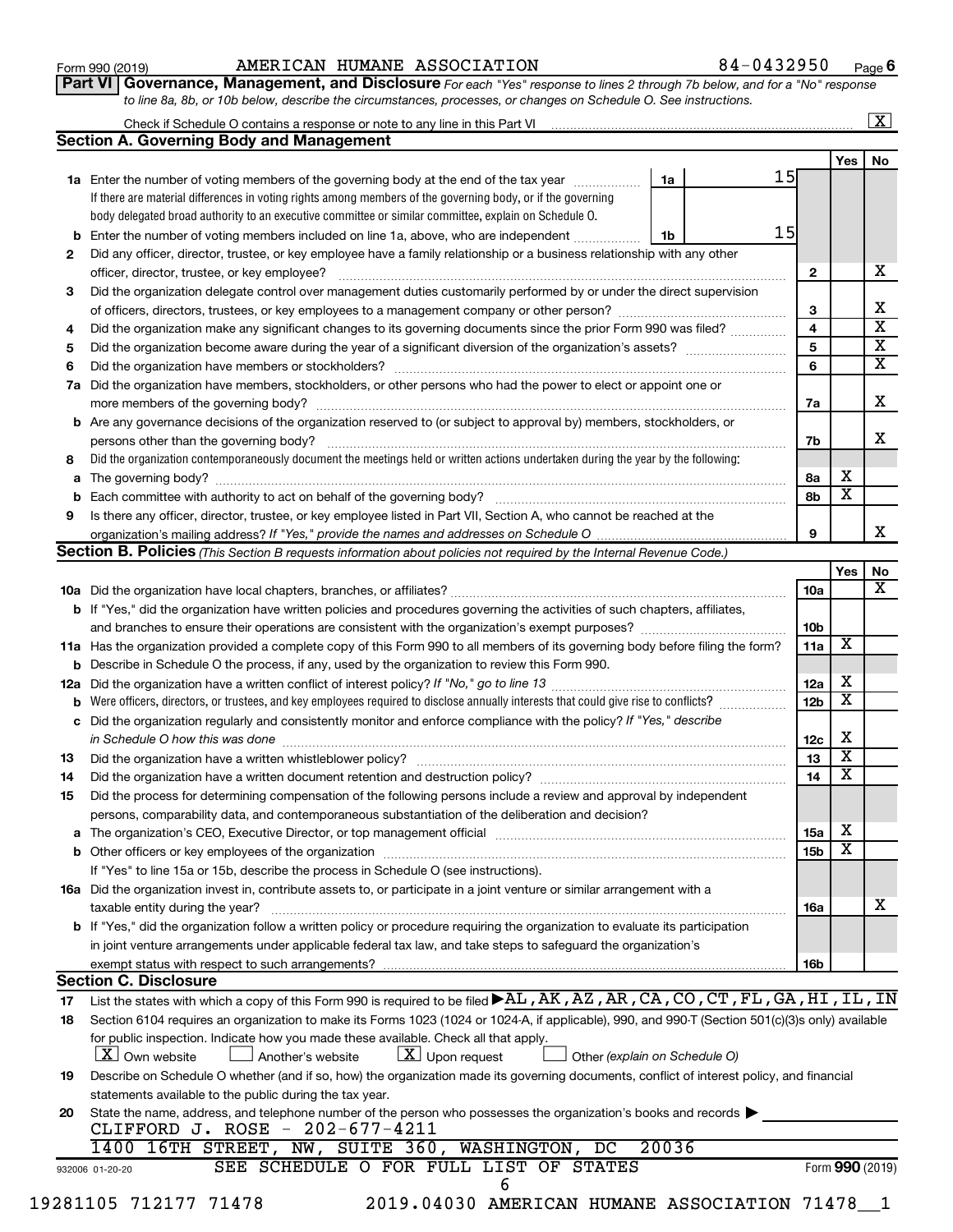Form 990 (2019) AMERICAN HUMANE ASSOCIATION 84-0432950 Page 6

**Part VI Governance, Management, and Disclosure** *For each "Yes" response to lines 2 through 7b below, and for a "No" response to line 8a, 8b, or 10b below, describe the circumstances, processes, or changes on Schedule O. See instructions.*

Check if Schedule O contains a response or note to any line in this Part VI [X]

## Section A. Governing Body and Management

| | | | | | Yes | No |
|---|---|---|---|---|---|---|
| **1a** | Enter the number of voting members of the governing body at the end of the tax year. If there are material differences in voting rights among members of the governing body, or if the governing body delegated broad authority to an executive committee or similar committee, explain on Schedule O. | 1a | 15 | | | |
| **b** | Enter the number of voting members included on line 1a, above, who are independent | 1b | 15 | | | |
| **2** | Did any officer, director, trustee, or key employee have a family relationship or a business relationship with any other officer, director, trustee, or key employee? | | | 2 | | X |
| **3** | Did the organization delegate control over management duties customarily performed by or under the direct supervision of officers, directors, trustees, or key employees to a management company or other person? | | | 3 | | X |
| **4** | Did the organization make any significant changes to its governing documents since the prior Form 990 was filed? | | | 4 | | X |
| **5** | Did the organization become aware during the year of a significant diversion of the organization's assets? | | | 5 | | X |
| **6** | Did the organization have members or stockholders? | | | 6 | | X |
| **7a** | Did the organization have members, stockholders, or other persons who had the power to elect or appoint one or more members of the governing body? | | | 7a | | X |
| **b** | Are any governance decisions of the organization reserved to (or subject to approval by) members, stockholders, or persons other than the governing body? | | | 7b | | X |
| **8** | Did the organization contemporaneously document the meetings held or written actions undertaken during the year by the following: | | | | | |
| **a** | The governing body? | | | 8a | X | |
| **b** | Each committee with authority to act on behalf of the governing body? | | | 8b | X | |
| **9** | Is there any officer, director, trustee, or key employee listed in Part VII, Section A, who cannot be reached at the organization's mailing address? *If "Yes," provide the names and addresses on Schedule O* | | | 9 | | X |

## Section B. Policies *(This Section B requests information about policies not required by the Internal Revenue Code.)*

| | | | Yes | No |
|---|---|---|---|---|
| **10a** | Did the organization have local chapters, branches, or affiliates? | 10a | | X |
| **b** | If "Yes," did the organization have written policies and procedures governing the activities of such chapters, affiliates, and branches to ensure their operations are consistent with the organization's exempt purposes? | 10b | | |
| **11a** | Has the organization provided a complete copy of this Form 990 to all members of its governing body before filing the form? | 11a | X | |
| **b** | Describe in Schedule O the process, if any, used by the organization to review this Form 990. | | | |
| **12a** | Did the organization have a written conflict of interest policy? *If "No," go to line 13* | 12a | X | |
| **b** | Were officers, directors, or trustees, and key employees required to disclose annually interests that could give rise to conflicts? | 12b | X | |
| **c** | Did the organization regularly and consistently monitor and enforce compliance with the policy? *If "Yes," describe in Schedule O how this was done* | 12c | X | |
| **13** | Did the organization have a written whistleblower policy? | 13 | X | |
| **14** | Did the organization have a written document retention and destruction policy? | 14 | X | |
| **15** | Did the process for determining compensation of the following persons include a review and approval by independent persons, comparability data, and contemporaneous substantiation of the deliberation and decision? | | | |
| **a** | The organization's CEO, Executive Director, or top management official | 15a | X | |
| **b** | Other officers or key employees of the organization | 15b | X | |
| | If "Yes" to line 15a or 15b, describe the process in Schedule O (see instructions). | | | |
| **16a** | Did the organization invest in, contribute assets to, or participate in a joint venture or similar arrangement with a taxable entity during the year? | 16a | | X |
| **b** | If "Yes," did the organization follow a written policy or procedure requiring the organization to evaluate its participation in joint venture arrangements under applicable federal tax law, and take steps to safeguard the organization's exempt status with respect to such arrangements? | 16b | | |

## Section C. Disclosure

**17** List the states with which a copy of this Form 990 is required to be filed ▶ AL,AK,AZ,AR,CA,CO,CT,FL,GA,HI,IL,IN

**18** Section 6104 requires an organization to make its Forms 1023 (1024 or 1024-A, if applicable), 990, and 990-T (Section 501(c)(3)s only) available for public inspection. Indicate how you made these available. Check all that apply.

[X] Own website  [ ] Another's website  [X] Upon request  [ ] Other *(explain on Schedule O)*

**19** Describe on Schedule O whether (and if so, how) the organization made its governing documents, conflict of interest policy, and financial statements available to the public during the tax year.

**20** State the name, address, and telephone number of the person who possesses the organization's books and records ▶

CLIFFORD J. ROSE - 202-677-4211
1400 16TH STREET, NW, SUITE 360, WASHINGTON, DC 20036

SEE SCHEDULE O FOR FULL LIST OF STATES

Form **990** (2019)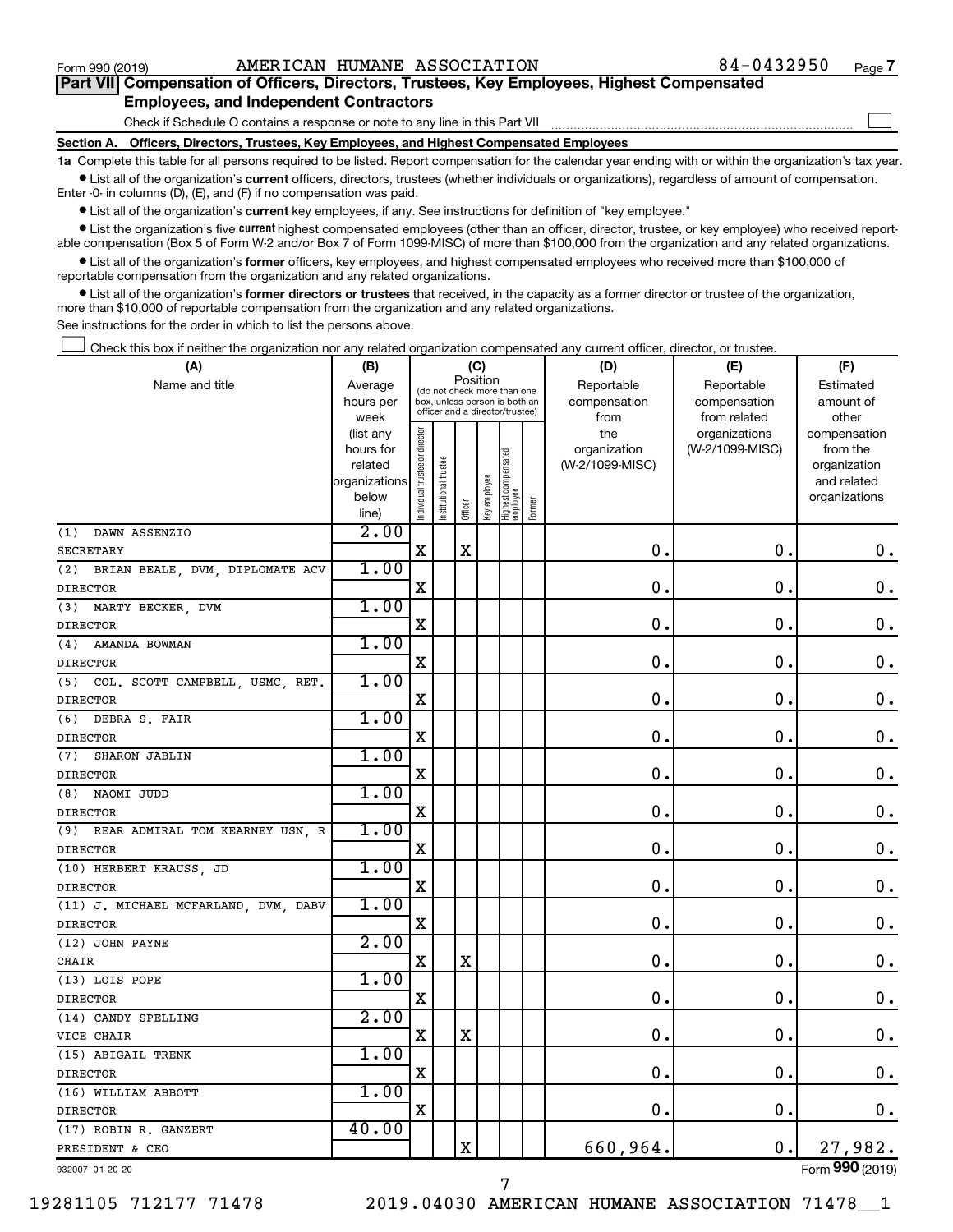Form 990 (2019) AMERICAN HUMANE ASSOCIATION 84-0432950 Page 7

## Part VII Compensation of Officers, Directors, Trustees, Key Employees, Highest Compensated Employees, and Independent Contractors

Check if Schedule O contains a response or note to any line in this Part VII

### Section A. Officers, Directors, Trustees, Key Employees, and Highest Compensated Employees

**1a** Complete this table for all persons required to be listed. Report compensation for the calendar year ending with or within the organization's tax year.

- List all of the organization's **current** officers, directors, trustees (whether individuals or organizations), regardless of amount of compensation. Enter -0- in columns (D), (E), and (F) if no compensation was paid.
- List all of the organization's **current** key employees, if any. See instructions for definition of "key employee."
- List the organization's five **current** highest compensated employees (other than an officer, director, trustee, or key employee) who received reportable compensation (Box 5 of Form W-2 and/or Box 7 of Form 1099-MISC) of more than $100,000 from the organization and any related organizations.
- List all of the organization's **former** officers, key employees, and highest compensated employees who received more than $100,000 of reportable compensation from the organization and any related organizations.
- List all of the organization's **former directors or trustees** that received, in the capacity as a former director or trustee of the organization, more than $10,000 of reportable compensation from the organization and any related organizations.

See instructions for the order in which to list the persons above.

Check this box if neither the organization nor any related organization compensated any current officer, director, or trustee.

| (A) Name and title | (B) Average hours per week (list any hours for related organizations below line) | (C) Position: Individual trustee or director | Institutional trustee | Officer | Key employee | Highest compensated employee | Former | (D) Reportable compensation from the organization (W-2/1099-MISC) | (E) Reportable compensation from related organizations (W-2/1099-MISC) | (F) Estimated amount of other compensation from the organization and related organizations |
|---|---|---|---|---|---|---|---|---|---|---|
| (1) DAWN ASSENZIO<br>SECRETARY | 2.00 | X | | X | | | | 0. | 0. | 0. |
| (2) BRIAN BEALE, DVM, DIPLOMATE ACV<br>DIRECTOR | 1.00 | X | | | | | | 0. | 0. | 0. |
| (3) MARTY BECKER, DVM<br>DIRECTOR | 1.00 | X | | | | | | 0. | 0. | 0. |
| (4) AMANDA BOWMAN<br>DIRECTOR | 1.00 | X | | | | | | 0. | 0. | 0. |
| (5) COL. SCOTT CAMPBELL, USMC, RET.<br>DIRECTOR | 1.00 | X | | | | | | 0. | 0. | 0. |
| (6) DEBRA S. FAIR<br>DIRECTOR | 1.00 | X | | | | | | 0. | 0. | 0. |
| (7) SHARON JABLIN<br>DIRECTOR | 1.00 | X | | | | | | 0. | 0. | 0. |
| (8) NAOMI JUDD<br>DIRECTOR | 1.00 | X | | | | | | 0. | 0. | 0. |
| (9) REAR ADMIRAL TOM KEARNEY USN, R<br>DIRECTOR | 1.00 | X | | | | | | 0. | 0. | 0. |
| (10) HERBERT KRAUSS, JD<br>DIRECTOR | 1.00 | X | | | | | | 0. | 0. | 0. |
| (11) J. MICHAEL MCFARLAND, DVM, DABV<br>DIRECTOR | 1.00 | X | | | | | | 0. | 0. | 0. |
| (12) JOHN PAYNE<br>CHAIR | 2.00 | X | | X | | | | 0. | 0. | 0. |
| (13) LOIS POPE<br>DIRECTOR | 1.00 | X | | | | | | 0. | 0. | 0. |
| (14) CANDY SPELLING<br>VICE CHAIR | 2.00 | X | | X | | | | 0. | 0. | 0. |
| (15) ABIGAIL TRENK<br>DIRECTOR | 1.00 | X | | | | | | 0. | 0. | 0. |
| (16) WILLIAM ABBOTT<br>DIRECTOR | 1.00 | X | | | | | | 0. | 0. | 0. |
| (17) ROBIN R. GANZERT<br>PRESIDENT & CEO | 40.00 | | | X | | | | 660,964. | 0. | 27,982. |

932007 01-20-20 Form 990 (2019)

19281105 712177 71478 2019.04030 AMERICAN HUMANE ASSOCIATION 71478__1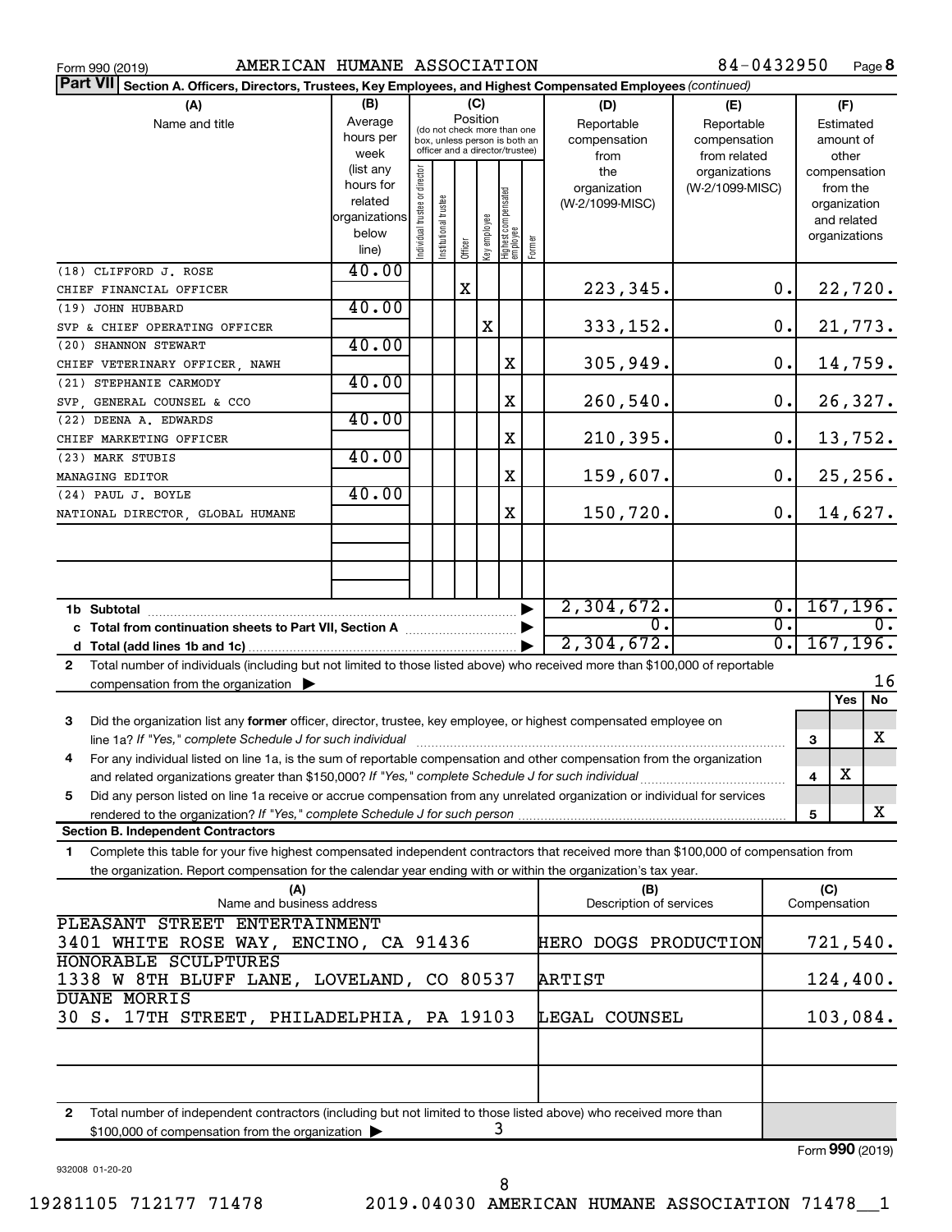Form 990 (2019) AMERICAN HUMANE ASSOCIATION 84-0432950 Page **8**

**Part VII Section A. Officers, Directors, Trustees, Key Employees, and Highest Compensated Employees** *(continued)*

| (A) Name and title | (B) Average hours per week (list any hours for related organizations below line) | (C) Position: Individual trustee or director | Institutional trustee | Officer | Key employee | Highest compensated employee | Former | (D) Reportable compensation from the organization (W-2/1099-MISC) | (E) Reportable compensation from related organizations (W-2/1099-MISC) | (F) Estimated amount of other compensation from the organization and related organizations |
|---|---|---|---|---|---|---|---|---|---|---|
| (18) CLIFFORD J. ROSE<br>CHIEF FINANCIAL OFFICER | 40.00 | | | X | | | | 223,345. | 0. | 22,720. |
| (19) JOHN HUBBARD<br>SVP & CHIEF OPERATING OFFICER | 40.00 | | | | X | | | 333,152. | 0. | 21,773. |
| (20) SHANNON STEWART<br>CHIEF VETERINARY OFFICER, NAWH | 40.00 | | | | | X | | 305,949. | 0. | 14,759. |
| (21) STEPHANIE CARMODY<br>SVP, GENERAL COUNSEL & CCO | 40.00 | | | | | X | | 260,540. | 0. | 26,327. |
| (22) DEENA A. EDWARDS<br>CHIEF MARKETING OFFICER | 40.00 | | | | | X | | 210,395. | 0. | 13,752. |
| (23) MARK STUBIS<br>MANAGING EDITOR | 40.00 | | | | | X | | 159,607. | 0. | 25,256. |
| (24) PAUL J. BOYLE<br>NATIONAL DIRECTOR, GLOBAL HUMANE | 40.00 | | | | | X | | 150,720. | 0. | 14,627. |
| **1b Subtotal** | | | | | | | | 2,304,672. | 0. | 167,196. |
| **c Total from continuation sheets to Part VII, Section A** | | | | | | | | 0. | 0. | 0. |
| **d Total (add lines 1b and 1c)** | | | | | | | | 2,304,672. | 0. | 167,196. |

**2** Total number of individuals (including but not limited to those listed above) who received more than $100,000 of reportable compensation from the organization ▶ 16

| | | Yes | No |
|---|---|---|---|
| **3** Did the organization list any **former** officer, director, trustee, key employee, or highest compensated employee on line 1a? *If "Yes," complete Schedule J for such individual* | 3 | | X |
| **4** For any individual listed on line 1a, is the sum of reportable compensation and other compensation from the organization and related organizations greater than $150,000? *If "Yes," complete Schedule J for such individual* | 4 | X | |
| **5** Did any person listed on line 1a receive or accrue compensation from any unrelated organization or individual for services rendered to the organization? *If "Yes," complete Schedule J for such person* | 5 | | X |

**Section B. Independent Contractors**

**1** Complete this table for your five highest compensated independent contractors that received more than $100,000 of compensation from the organization. Report compensation for the calendar year ending with or within the organization's tax year.

| (A) Name and business address | (B) Description of services | (C) Compensation |
|---|---|---|
| PLEASANT STREET ENTERTAINMENT<br>3401 WHITE ROSE WAY, ENCINO, CA 91436 | HERO DOGS PRODUCTION | 721,540. |
| HONORABLE SCULPTURES<br>1338 W 8TH BLUFF LANE, LOVELAND, CO 80537 | ARTIST | 124,400. |
| DUANE MORRIS<br>30 S. 17TH STREET, PHILADELPHIA, PA 19103 | LEGAL COUNSEL | 103,084. |
| | | |
| | | |

**2** Total number of independent contractors (including but not limited to those listed above) who received more than $100,000 of compensation from the organization ▶ 3

Form **990** (2019)

932008 01-20-20

19281105 712177 71478 2019.04030 AMERICAN HUMANE ASSOCIATION 71478__1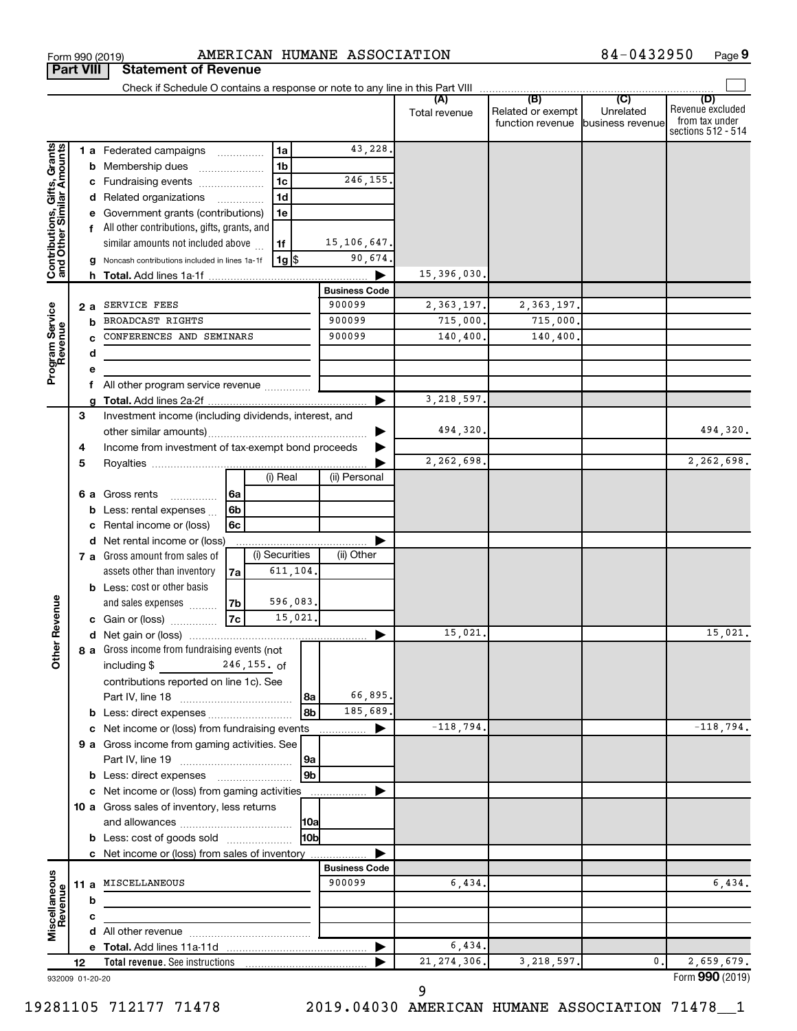Form 990 (2019) AMERICAN HUMANE ASSOCIATION 84-0432950 Page **9**

**Part VIII** **Statement of Revenue**

Check if Schedule O contains a response or note to any line in this Part VIII ☐

| | | | (A) Total revenue | (B) Related or exempt function revenue | (C) Unrelated business revenue | (D) Revenue excluded from tax under sections 512 - 514 |
|---|---|---|---|---|---|---|
| **Contributions, Gifts, Grants and Other Similar Amounts** | 1 a Federated campaigns 1a | 43,228. | | | | |
| | b Membership dues 1b | | | | | |
| | c Fundraising events 1c | 246,155. | | | | |
| | d Related organizations 1d | | | | | |
| | e Government grants (contributions) 1e | | | | | |
| | f All other contributions, gifts, grants, and similar amounts not included above 1f | 15,106,647. | | | | |
| | g Noncash contributions included in lines 1a-1f 1g $ | 90,674. | | | | |
| | h **Total.** Add lines 1a-1f ▶ | | 15,396,030. | | | |
| **Program Service Revenue** | | **Business Code** | | | | |
| | 2 a SERVICE FEES | 900099 | 2,363,197. | 2,363,197. | | |
| | b BROADCAST RIGHTS | 900099 | 715,000. | 715,000. | | |
| | c CONFERENCES AND SEMINARS | 900099 | 140,400. | 140,400. | | |
| | d | | | | | |
| | e | | | | | |
| | f All other program service revenue | | | | | |
| | g **Total.** Add lines 2a-2f ▶ | | 3,218,597. | | | |
| **Other Revenue** | 3 Investment income (including dividends, interest, and other similar amounts) ▶ | | 494,320. | | | 494,320. |
| | 4 Income from investment of tax-exempt bond proceeds ▶ | | | | | |
| | 5 Royalties ▶ | | 2,262,698. | | | 2,262,698. |
| | | (i) Real / (ii) Personal | | | | |
| | 6 a Gross rents 6a | | | | | |
| | b Less: rental expenses 6b | | | | | |
| | c Rental income or (loss) 6c | | | | | |
| | d Net rental income or (loss) ▶ | | | | | |
| | 7 a Gross amount from sales of assets other than inventory 7a | (i) Securities: 611,104. / (ii) Other: | | | | |
| | b Less: cost or other basis and sales expenses 7b | (i) Securities: 596,083. | | | | |
| | c Gain or (loss) 7c | (i) Securities: 15,021. | | | | |
| | d Net gain or (loss) ▶ | | 15,021. | | | 15,021. |
| | 8 a Gross income from fundraising events (not including $ 246,155. of contributions reported on line 1c). See Part IV, line 18 8a | 66,895. | | | | |
| | b Less: direct expenses 8b | 185,689. | | | | |
| | c Net income or (loss) from fundraising events ▶ | | -118,794. | | | -118,794. |
| | 9 a Gross income from gaming activities. See Part IV, line 19 9a | | | | | |
| | b Less: direct expenses 9b | | | | | |
| | c Net income or (loss) from gaming activities ▶ | | | | | |
| | 10 a Gross sales of inventory, less returns and allowances 10a | | | | | |
| | b Less: cost of goods sold 10b | | | | | |
| | c Net income or (loss) from sales of inventory ▶ | | | | | |
| **Miscellaneous Revenue** | | **Business Code** | | | | |
| | 11 a MISCELLANEOUS | 900099 | 6,434. | | | 6,434. |
| | b | | | | | |
| | c | | | | | |
| | d All other revenue | | | | | |
| | e **Total.** Add lines 11a-11d ▶ | | 6,434. | | | |
| | 12 **Total revenue.** See instructions ▶ | | 21,274,306. | 3,218,597. | 0. | 2,659,679. |

932009 01-20-20 Form **990** (2019)

19281105 712177 71478 2019.04030 AMERICAN HUMANE ASSOCIATION 71478__1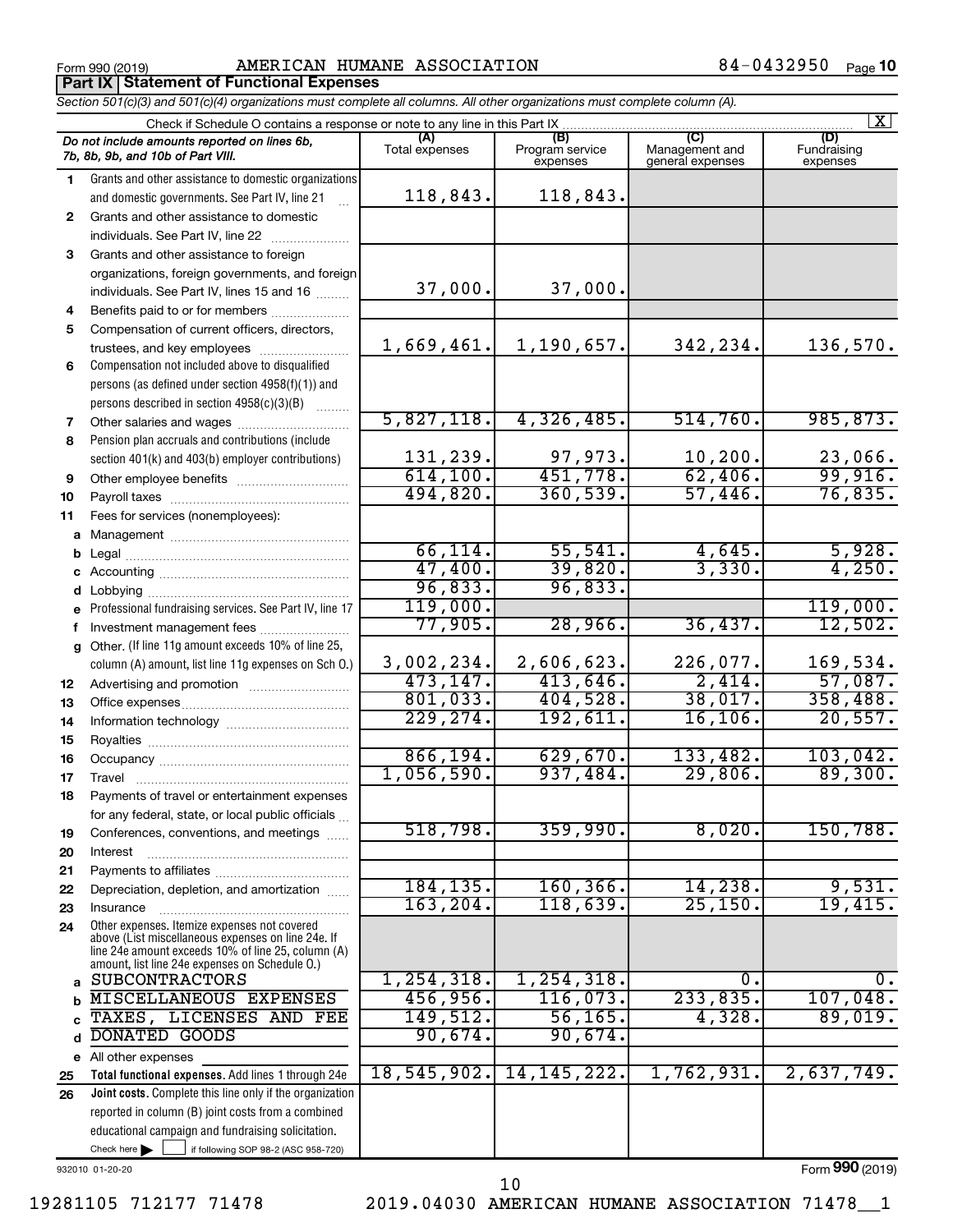Form 990 (2019) AMERICAN HUMANE ASSOCIATION 84-0432950 Page **10**

**Part IX Statement of Functional Expenses**

*Section 501(c)(3) and 501(c)(4) organizations must complete all columns. All other organizations must complete column (A).*

Check if Schedule O contains a response or note to any line in this Part IX [X]

| | *Do not include amounts reported on lines 6b, 7b, 8b, 9b, and 10b of Part VIII.* | (A) Total expenses | (B) Program service expenses | (C) Management and general expenses | (D) Fundraising expenses |
|---|---|---|---|---|---|
| 1 | Grants and other assistance to domestic organizations and domestic governments. See Part IV, line 21 | 118,843. | 118,843. | | |
| 2 | Grants and other assistance to domestic individuals. See Part IV, line 22 | | | | |
| 3 | Grants and other assistance to foreign organizations, foreign governments, and foreign individuals. See Part IV, lines 15 and 16 | 37,000. | 37,000. | | |
| 4 | Benefits paid to or for members | | | | |
| 5 | Compensation of current officers, directors, trustees, and key employees | 1,669,461. | 1,190,657. | 342,234. | 136,570. |
| 6 | Compensation not included above to disqualified persons (as defined under section 4958(f)(1)) and persons described in section 4958(c)(3)(B) | | | | |
| 7 | Other salaries and wages | 5,827,118. | 4,326,485. | 514,760. | 985,873. |
| 8 | Pension plan accruals and contributions (include section 401(k) and 403(b) employer contributions) | 131,239. | 97,973. | 10,200. | 23,066. |
| 9 | Other employee benefits | 614,100. | 451,778. | 62,406. | 99,916. |
| 10 | Payroll taxes | 494,820. | 360,539. | 57,446. | 76,835. |
| 11 | Fees for services (nonemployees): | | | | |
| a | Management | | | | |
| b | Legal | 66,114. | 55,541. | 4,645. | 5,928. |
| c | Accounting | 47,400. | 39,820. | 3,330. | 4,250. |
| d | Lobbying | 96,833. | 96,833. | | |
| e | Professional fundraising services. See Part IV, line 17 | 119,000. | | | 119,000. |
| f | Investment management fees | 77,905. | 28,966. | 36,437. | 12,502. |
| g | Other. (If line 11g amount exceeds 10% of line 25, column (A) amount, list line 11g expenses on Sch O.) | 3,002,234. | 2,606,623. | 226,077. | 169,534. |
| 12 | Advertising and promotion | 473,147. | 413,646. | 2,414. | 57,087. |
| 13 | Office expenses | 801,033. | 404,528. | 38,017. | 358,488. |
| 14 | Information technology | 229,274. | 192,611. | 16,106. | 20,557. |
| 15 | Royalties | | | | |
| 16 | Occupancy | 866,194. | 629,670. | 133,482. | 103,042. |
| 17 | Travel | 1,056,590. | 937,484. | 29,806. | 89,300. |
| 18 | Payments of travel or entertainment expenses for any federal, state, or local public officials | | | | |
| 19 | Conferences, conventions, and meetings | 518,798. | 359,990. | 8,020. | 150,788. |
| 20 | Interest | | | | |
| 21 | Payments to affiliates | | | | |
| 22 | Depreciation, depletion, and amortization | 184,135. | 160,366. | 14,238. | 9,531. |
| 23 | Insurance | 163,204. | 118,639. | 25,150. | 19,415. |
| 24 | Other expenses. Itemize expenses not covered above (List miscellaneous expenses on line 24e. If line 24e amount exceeds 10% of line 25, column (A) amount, list line 24e expenses on Schedule O.) | | | | |
| a | SUBCONTRACTORS | 1,254,318. | 1,254,318. | 0. | 0. |
| b | MISCELLANEOUS EXPENSES | 456,956. | 116,073. | 233,835. | 107,048. |
| c | TAXES, LICENSES AND FEE | 149,512. | 56,165. | 4,328. | 89,019. |
| d | DONATED GOODS | 90,674. | 90,674. | | |
| e | All other expenses | | | | |
| 25 | **Total functional expenses.** Add lines 1 through 24e | 18,545,902. | 14,145,222. | 1,762,931. | 2,637,749. |
| 26 | **Joint costs.** Complete this line only if the organization reported in column (B) joint costs from a combined educational campaign and fundraising solicitation. Check here [ ] if following SOP 98-2 (ASC 958-720) | | | | |

932010 01-20-20 Form **990** (2019)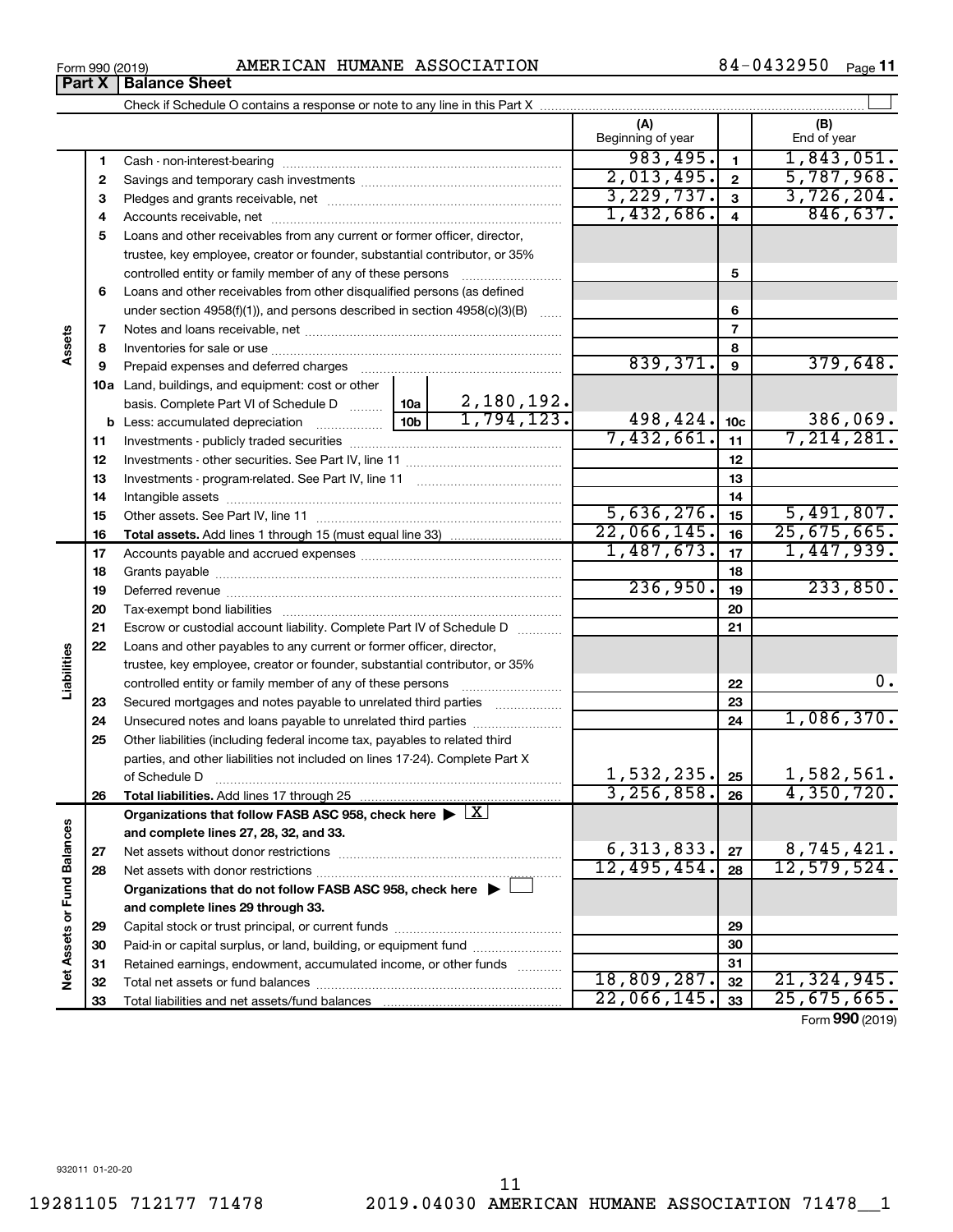Form 990 (2019) AMERICAN HUMANE ASSOCIATION 84-0432950

## Part X Balance Sheet

Check if Schedule O contains a response or note to any line in this Part X

| | | | (A) Beginning of year | | (B) End of year |
|---|---|---|---|---|---|
| **Assets** | 1 | Cash - non-interest-bearing | 983,495. | 1 | 1,843,051. |
| | 2 | Savings and temporary cash investments | 2,013,495. | 2 | 5,787,968. |
| | 3 | Pledges and grants receivable, net | 3,229,737. | 3 | 3,726,204. |
| | 4 | Accounts receivable, net | 1,432,686. | 4 | 846,637. |
| | 5 | Loans and other receivables from any current or former officer, director, trustee, key employee, creator or founder, substantial contributor, or 35% controlled entity or family member of any of these persons | | 5 | |
| | 6 | Loans and other receivables from other disqualified persons (as defined under section 4958(f)(1)), and persons described in section 4958(c)(3)(B) | | 6 | |
| | 7 | Notes and loans receivable, net | | 7 | |
| | 8 | Inventories for sale or use | | 8 | |
| | 9 | Prepaid expenses and deferred charges | 839,371. | 9 | 379,648. |
| | 10a | Land, buildings, and equipment: cost or other basis. Complete Part VI of Schedule D — 10a: 2,180,192. | | | |
| | b | Less: accumulated depreciation — 10b: 1,794,123. | 498,424. | 10c | 386,069. |
| | 11 | Investments - publicly traded securities | 7,432,661. | 11 | 7,214,281. |
| | 12 | Investments - other securities. See Part IV, line 11 | | 12 | |
| | 13 | Investments - program-related. See Part IV, line 11 | | 13 | |
| | 14 | Intangible assets | | 14 | |
| | 15 | Other assets. See Part IV, line 11 | 5,636,276. | 15 | 5,491,807. |
| | 16 | **Total assets.** Add lines 1 through 15 (must equal line 33) | 22,066,145. | 16 | 25,675,665. |
| **Liabilities** | 17 | Accounts payable and accrued expenses | 1,487,673. | 17 | 1,447,939. |
| | 18 | Grants payable | | 18 | |
| | 19 | Deferred revenue | 236,950. | 19 | 233,850. |
| | 20 | Tax-exempt bond liabilities | | 20 | |
| | 21 | Escrow or custodial account liability. Complete Part IV of Schedule D | | 21 | |
| | 22 | Loans and other payables to any current or former officer, director, trustee, key employee, creator or founder, substantial contributor, or 35% controlled entity or family member of any of these persons | | 22 | 0. |
| | 23 | Secured mortgages and notes payable to unrelated third parties | | 23 | |
| | 24 | Unsecured notes and loans payable to unrelated third parties | | 24 | 1,086,370. |
| | 25 | Other liabilities (including federal income tax, payables to related third parties, and other liabilities not included on lines 17-24). Complete Part X of Schedule D | 1,532,235. | 25 | 1,582,561. |
| | 26 | **Total liabilities.** Add lines 17 through 25 | 3,256,858. | 26 | 4,350,720. |
| **Net Assets or Fund Balances** | | **Organizations that follow FASB ASC 958, check here** ▶ [X] **and complete lines 27, 28, 32, and 33.** | | | |
| | 27 | Net assets without donor restrictions | 6,313,833. | 27 | 8,745,421. |
| | 28 | Net assets with donor restrictions | 12,495,454. | 28 | 12,579,524. |
| | | **Organizations that do not follow FASB ASC 958, check here** ▶ [ ] **and complete lines 29 through 33.** | | | |
| | 29 | Capital stock or trust principal, or current funds | | 29 | |
| | 30 | Paid-in or capital surplus, or land, building, or equipment fund | | 30 | |
| | 31 | Retained earnings, endowment, accumulated income, or other funds | | 31 | |
| | 32 | Total net assets or fund balances | 18,809,287. | 32 | 21,324,945. |
| | 33 | Total liabilities and net assets/fund balances | 22,066,145. | 33 | 25,675,665. |

Form **990** (2019)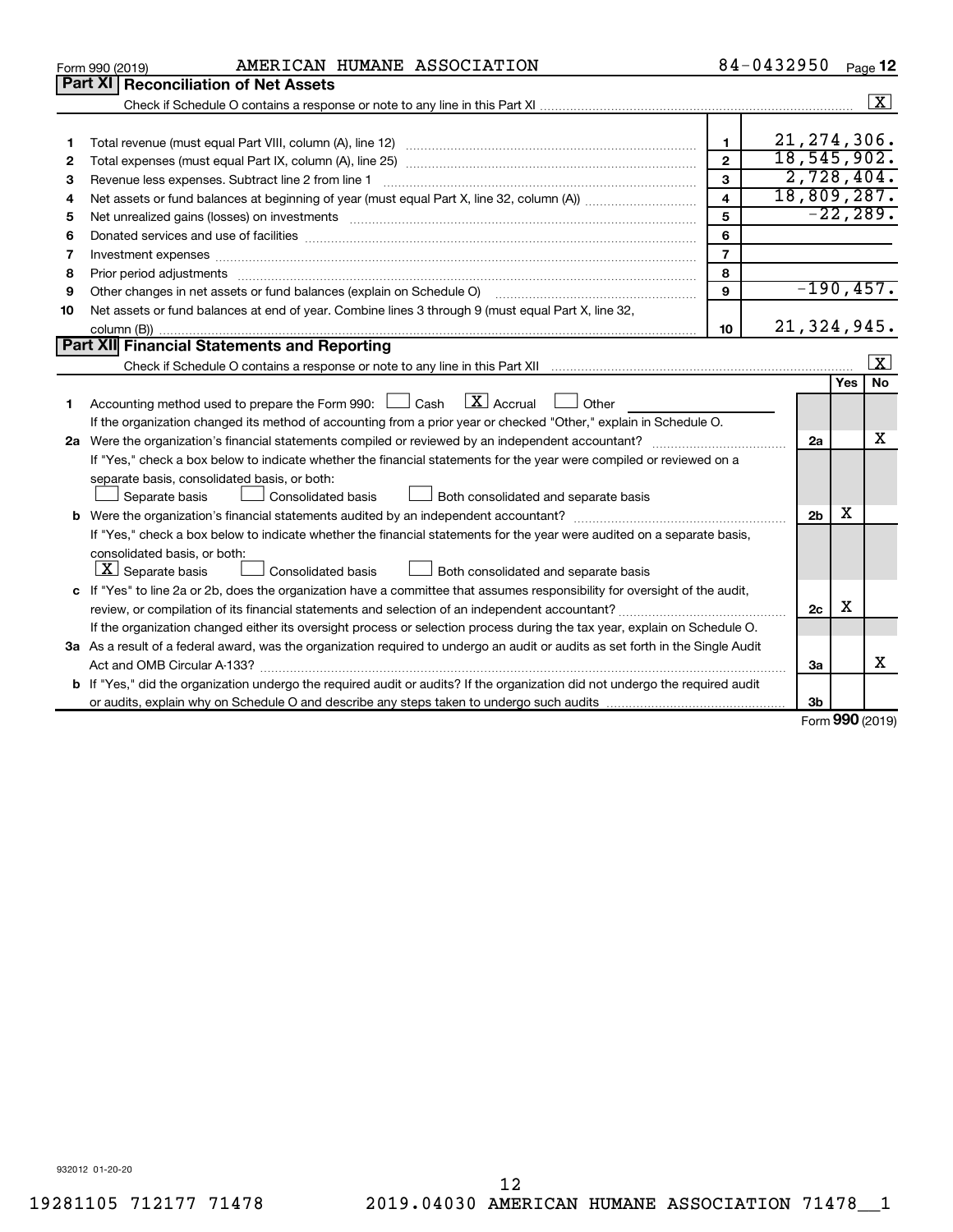Form 990 (2019) AMERICAN HUMANE ASSOCIATION 84-0432950 Page 12

## Part XI Reconciliation of Net Assets

Check if Schedule O contains a response or note to any line in this Part XI .......... [X]

| | | | |
|---|---|---|---|
| 1 | Total revenue (must equal Part VIII, column (A), line 12) | 1 | 21,274,306. |
| 2 | Total expenses (must equal Part IX, column (A), line 25) | 2 | 18,545,902. |
| 3 | Revenue less expenses. Subtract line 2 from line 1 | 3 | 2,728,404. |
| 4 | Net assets or fund balances at beginning of year (must equal Part X, line 32, column (A)) | 4 | 18,809,287. |
| 5 | Net unrealized gains (losses) on investments | 5 | -22,289. |
| 6 | Donated services and use of facilities | 6 | |
| 7 | Investment expenses | 7 | |
| 8 | Prior period adjustments | 8 | |
| 9 | Other changes in net assets or fund balances (explain on Schedule O) | 9 | -190,457. |
| 10 | Net assets or fund balances at end of year. Combine lines 3 through 9 (must equal Part X, line 32, column (B)) | 10 | 21,324,945. |

## Part XII Financial Statements and Reporting

Check if Schedule O contains a response or note to any line in this Part XII .......... [X]

| | | | Yes | No |
|---|---|---|---|---|
| 1 | Accounting method used to prepare the Form 990: [ ] Cash [X] Accrual [ ] Other<br>If the organization changed its method of accounting from a prior year or checked "Other," explain in Schedule O. | | | |
| 2a | Were the organization's financial statements compiled or reviewed by an independent accountant? | 2a | | X |
| | If "Yes," check a box below to indicate whether the financial statements for the year were compiled or reviewed on a separate basis, consolidated basis, or both:<br>[ ] Separate basis [ ] Consolidated basis [ ] Both consolidated and separate basis | | | |
| b | Were the organization's financial statements audited by an independent accountant? | 2b | X | |
| | If "Yes," check a box below to indicate whether the financial statements for the year were audited on a separate basis, consolidated basis, or both:<br>[X] Separate basis [ ] Consolidated basis [ ] Both consolidated and separate basis | | | |
| c | If "Yes" to line 2a or 2b, does the organization have a committee that assumes responsibility for oversight of the audit, review, or compilation of its financial statements and selection of an independent accountant? | 2c | X | |
| | If the organization changed either its oversight process or selection process during the tax year, explain on Schedule O. | | | |
| 3a | As a result of a federal award, was the organization required to undergo an audit or audits as set forth in the Single Audit Act and OMB Circular A-133? | 3a | | X |
| b | If "Yes," did the organization undergo the required audit or audits? If the organization did not undergo the required audit or audits, explain why on Schedule O and describe any steps taken to undergo such audits | 3b | | |

Form 990 (2019)

932012 01-20-20

19281105 712177 71478 2019.04030 AMERICAN HUMANE ASSOCIATION 71478__1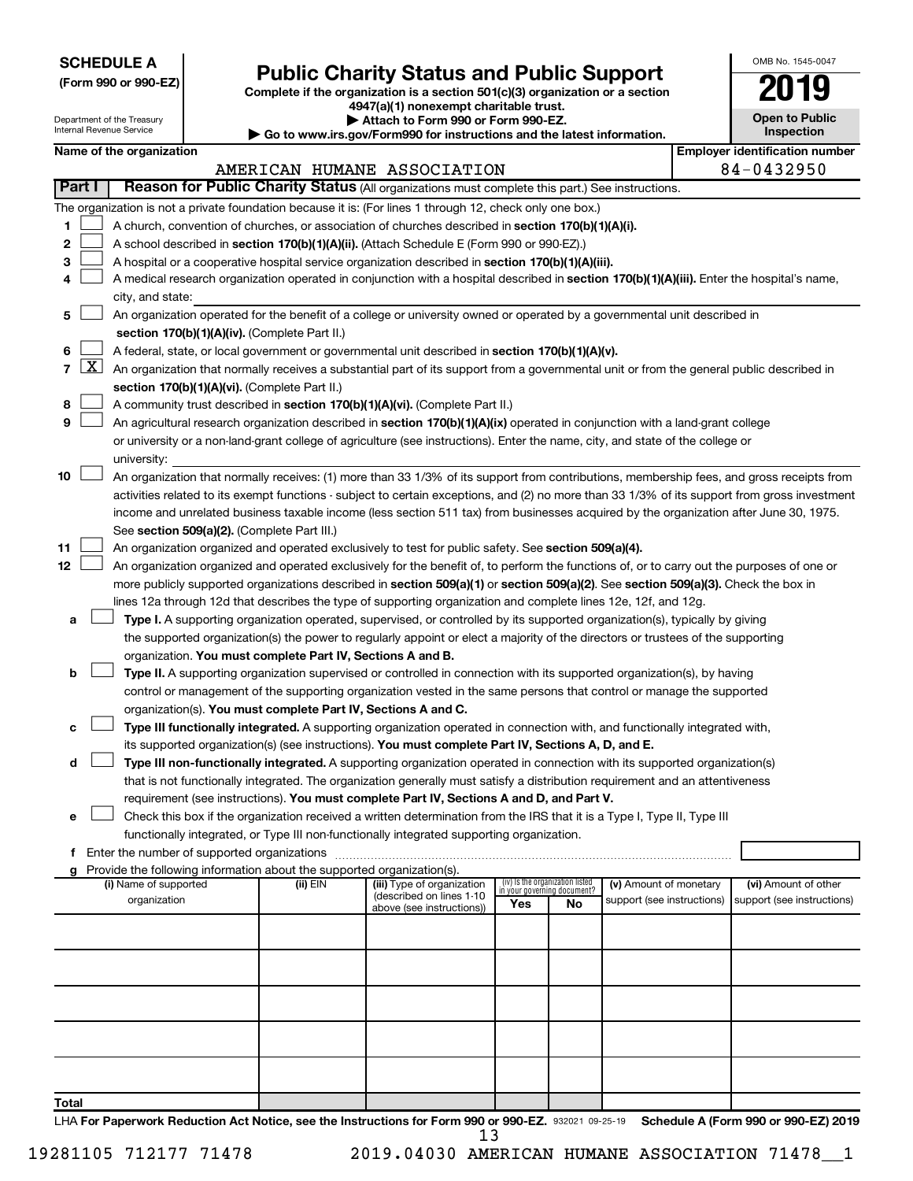**SCHEDULE A**
**(Form 990 or 990-EZ)**

Department of the Treasury
Internal Revenue Service

# Public Charity Status and Public Support

**Complete if the organization is a section 501(c)(3) organization or a section 4947(a)(1) nonexempt charitable trust.**
**▶ Attach to Form 990 or Form 990-EZ.**
**▶ Go to www.irs.gov/Form990 for instructions and the latest information.**

OMB No. 1545-0047

**2019**

**Open to Public Inspection**

**Name of the organization:** AMERICAN HUMANE ASSOCIATION
**Employer identification number:** 84-0432950

**Part I** **Reason for Public Charity Status** (All organizations must complete this part.) See instructions.

The organization is not a private foundation because it is: (For lines 1 through 12, check only one box.)

1 [ ] A church, convention of churches, or association of churches described in **section 170(b)(1)(A)(i).**

2 [ ] A school described in **section 170(b)(1)(A)(ii).** (Attach Schedule E (Form 990 or 990-EZ).)

3 [ ] A hospital or a cooperative hospital service organization described in **section 170(b)(1)(A)(iii).**

4 [ ] A medical research organization operated in conjunction with a hospital described in **section 170(b)(1)(A)(iii).** Enter the hospital's name, city, and state:

5 [ ] An organization operated for the benefit of a college or university owned or operated by a governmental unit described in **section 170(b)(1)(A)(iv).** (Complete Part II.)

6 [ ] A federal, state, or local government or governmental unit described in **section 170(b)(1)(A)(v).**

7 [X] An organization that normally receives a substantial part of its support from a governmental unit or from the general public described in **section 170(b)(1)(A)(vi).** (Complete Part II.)

8 [ ] A community trust described in **section 170(b)(1)(A)(vi).** (Complete Part II.)

9 [ ] An agricultural research organization described in **section 170(b)(1)(A)(ix)** operated in conjunction with a land-grant college or university or a non-land-grant college of agriculture (see instructions). Enter the name, city, and state of the college or university:

10 [ ] An organization that normally receives: (1) more than 33 1/3% of its support from contributions, membership fees, and gross receipts from activities related to its exempt functions - subject to certain exceptions, and (2) no more than 33 1/3% of its support from gross investment income and unrelated business taxable income (less section 511 tax) from businesses acquired by the organization after June 30, 1975. See **section 509(a)(2).** (Complete Part III.)

11 [ ] An organization organized and operated exclusively to test for public safety. See **section 509(a)(4).**

12 [ ] An organization organized and operated exclusively for the benefit of, to perform the functions of, or to carry out the purposes of one or more publicly supported organizations described in **section 509(a)(1)** or **section 509(a)(2)**. See **section 509(a)(3).** Check the box in lines 12a through 12d that describes the type of supporting organization and complete lines 12e, 12f, and 12g.

a [ ] **Type I.** A supporting organization operated, supervised, or controlled by its supported organization(s), typically by giving the supported organization(s) the power to regularly appoint or elect a majority of the directors or trustees of the supporting organization. **You must complete Part IV, Sections A and B.**

b [ ] **Type II.** A supporting organization supervised or controlled in connection with its supported organization(s), by having control or management of the supporting organization vested in the same persons that control or manage the supported organization(s). **You must complete Part IV, Sections A and C.**

c [ ] **Type III functionally integrated.** A supporting organization operated in connection with, and functionally integrated with, its supported organization(s) (see instructions). **You must complete Part IV, Sections A, D, and E.**

d [ ] **Type III non-functionally integrated.** A supporting organization operated in connection with its supported organization(s) that is not functionally integrated. The organization generally must satisfy a distribution requirement and an attentiveness requirement (see instructions). **You must complete Part IV, Sections A and D, and Part V.**

e [ ] Check this box if the organization received a written determination from the IRS that it is a Type I, Type II, Type III functionally integrated, or Type III non-functionally integrated supporting organization.

f Enter the number of supported organizations

g Provide the following information about the supported organization(s).

| (i) Name of supported organization | (ii) EIN | (iii) Type of organization (described on lines 1-10 above (see instructions)) | (iv) Is the organization listed in your governing document? Yes | No | (v) Amount of monetary support (see instructions) | (vi) Amount of other support (see instructions) |
|---|---|---|---|---|---|---|
| | | | | | | |
| | | | | | | |
| | | | | | | |
| | | | | | | |
| | | | | | | |
| **Total** | | | | | | |

LHA **For Paperwork Reduction Act Notice, see the Instructions for Form 990 or 990-EZ.** 932021 09-25-19 **Schedule A (Form 990 or 990-EZ) 2019**

19281105 712177 71478 2019.04030 AMERICAN HUMANE ASSOCIATION 71478__1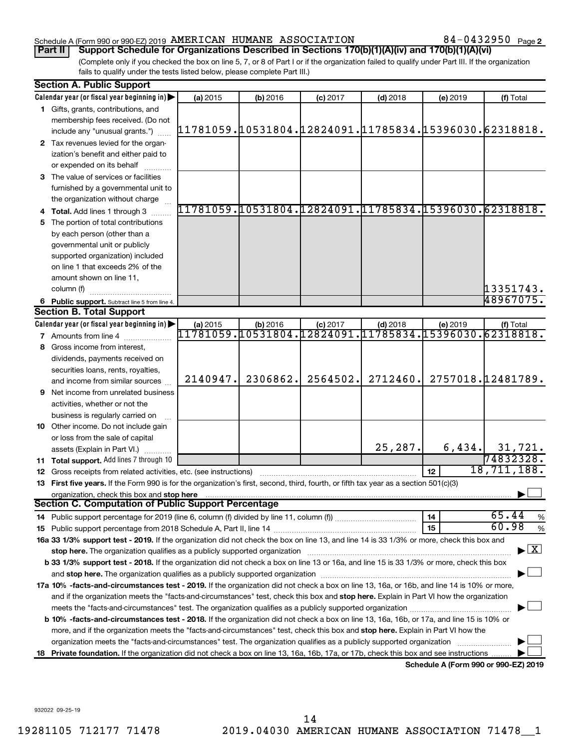Schedule A (Form 990 or 990-EZ) 2019 AMERICAN HUMANE ASSOCIATION 84-0432950 Page 2

**Part II** **Support Schedule for Organizations Described in Sections 170(b)(1)(A)(iv) and 170(b)(1)(A)(vi)**

(Complete only if you checked the box on line 5, 7, or 8 of Part I or if the organization failed to qualify under Part III. If the organization fails to qualify under the tests listed below, please complete Part III.)

## Section A. Public Support

| Calendar year (or fiscal year beginning in) | (a) 2015 | (b) 2016 | (c) 2017 | (d) 2018 | (e) 2019 | (f) Total |
|---|---|---|---|---|---|---|
| 1 Gifts, grants, contributions, and membership fees received. (Do not include any "unusual grants.") | 11781059. | 10531804. | 12824091. | 11785834. | 15396030. | 62318818. |
| 2 Tax revenues levied for the organization's benefit and either paid to or expended on its behalf | | | | | | |
| 3 The value of services or facilities furnished by a governmental unit to the organization without charge | | | | | | |
| 4 **Total.** Add lines 1 through 3 | 11781059. | 10531804. | 12824091. | 11785834. | 15396030. | 62318818. |
| 5 The portion of total contributions by each person (other than a governmental unit or publicly supported organization) included on line 1 that exceeds 2% of the amount shown on line 11, column (f) | | | | | | 13351743. |
| 6 **Public support.** Subtract line 5 from line 4. | | | | | | 48967075. |

## Section B. Total Support

| Calendar year (or fiscal year beginning in) | (a) 2015 | (b) 2016 | (c) 2017 | (d) 2018 | (e) 2019 | (f) Total |
|---|---|---|---|---|---|---|
| 7 Amounts from line 4 | 11781059. | 10531804. | 12824091. | 11785834. | 15396030. | 62318818. |
| 8 Gross income from interest, dividends, payments received on securities loans, rents, royalties, and income from similar sources | 2140947. | 2306862. | 2564502. | 2712460. | 2757018. | 12481789. |
| 9 Net income from unrelated business activities, whether or not the business is regularly carried on | | | | | | |
| 10 Other income. Do not include gain or loss from the sale of capital assets (Explain in Part VI.) | | | | 25,287. | 6,434. | 31,721. |
| 11 **Total support.** Add lines 7 through 10 | | | | | | 74832328. |

12 Gross receipts from related activities, etc. (see instructions) ..... 12 | 18,711,188.

13 **First five years.** If the Form 990 is for the organization's first, second, third, fourth, or fifth tax year as a section 501(c)(3) organization, check this box and **stop here** ☐

## Section C. Computation of Public Support Percentage

14 Public support percentage for 2019 (line 6, column (f) divided by line 11, column (f)) ..... 14 | 65.44 %

15 Public support percentage from 2018 Schedule A, Part II, line 14 ..... 15 | 60.98 %

16a **33 1/3% support test - 2019.** If the organization did not check the box on line 13, and line 14 is 33 1/3% or more, check this box and **stop here.** The organization qualifies as a publicly supported organization ☒

b **33 1/3% support test - 2018.** If the organization did not check a box on line 13 or 16a, and line 15 is 33 1/3% or more, check this box and **stop here.** The organization qualifies as a publicly supported organization ☐

17a **10% -facts-and-circumstances test - 2019.** If the organization did not check a box on line 13, 16a, or 16b, and line 14 is 10% or more, and if the organization meets the "facts-and-circumstances" test, check this box and **stop here.** Explain in Part VI how the organization meets the "facts-and-circumstances" test. The organization qualifies as a publicly supported organization ☐

b **10% -facts-and-circumstances test - 2018.** If the organization did not check a box on line 13, 16a, 16b, or 17a, and line 15 is 10% or more, and if the organization meets the "facts-and-circumstances" test, check this box and **stop here.** Explain in Part VI how the organization meets the "facts-and-circumstances" test. The organization qualifies as a publicly supported organization ☐

18 **Private foundation.** If the organization did not check a box on line 13, 16a, 16b, 17a, or 17b, check this box and see instructions ☐

**Schedule A (Form 990 or 990-EZ) 2019**

932022 09-25-19

19281105 712177 71478 2019.04030 AMERICAN HUMANE ASSOCIATION 71478__1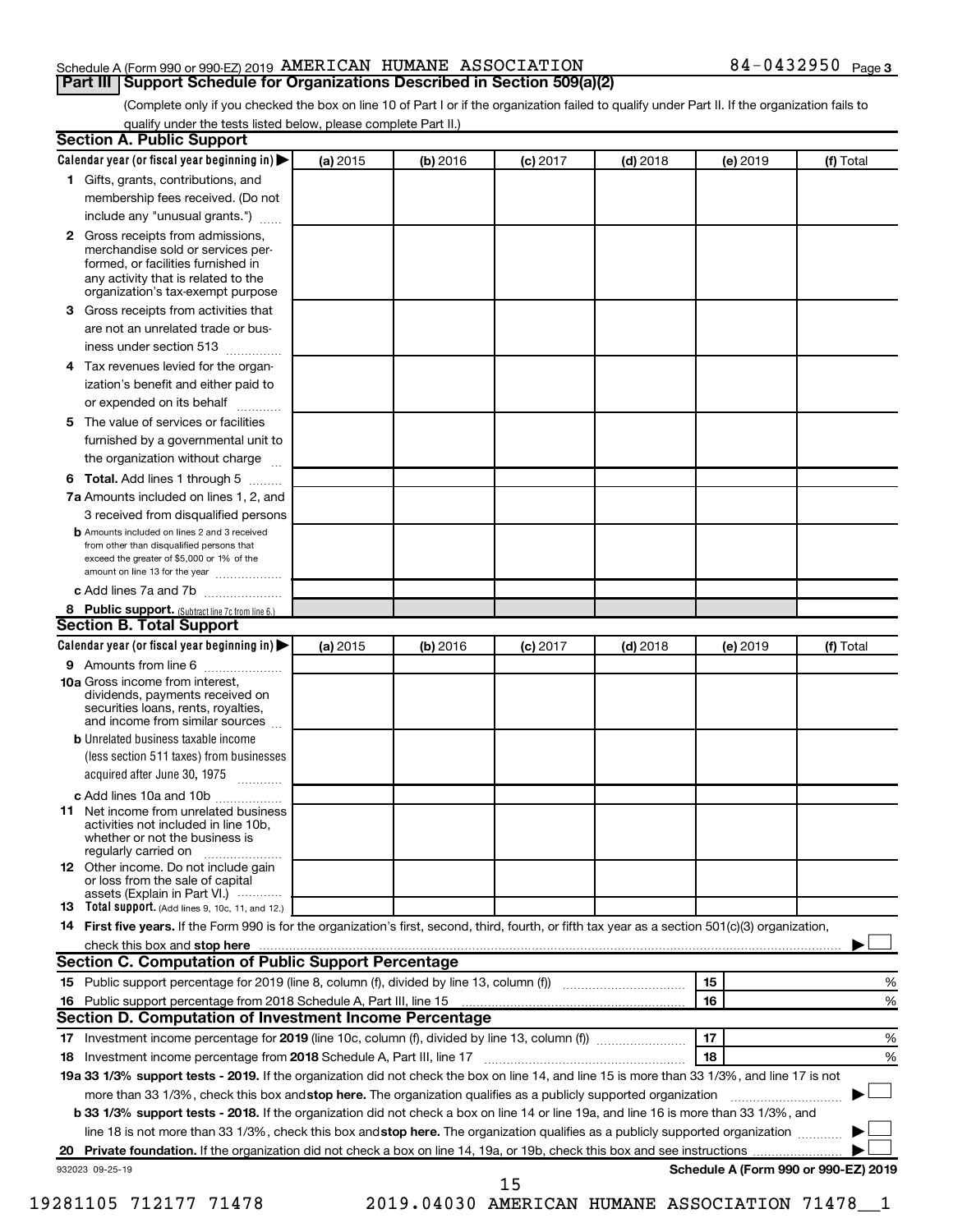Schedule A (Form 990 or 990-EZ) 2019 AMERICAN HUMANE ASSOCIATION 84-0432950 Page 3

## Part III Support Schedule for Organizations Described in Section 509(a)(2)

(Complete only if you checked the box on line 10 of Part I or if the organization failed to qualify under Part II. If the organization fails to qualify under the tests listed below, please complete Part II.)

### Section A. Public Support

| Calendar year (or fiscal year beginning in) ▶ | (a) 2015 | (b) 2016 | (c) 2017 | (d) 2018 | (e) 2019 | (f) Total |
|---|---|---|---|---|---|---|
| **1** Gifts, grants, contributions, and membership fees received. (Do not include any "unusual grants.") | | | | | | |
| **2** Gross receipts from admissions, merchandise sold or services performed, or facilities furnished in any activity that is related to the organization's tax-exempt purpose | | | | | | |
| **3** Gross receipts from activities that are not an unrelated trade or business under section 513 | | | | | | |
| **4** Tax revenues levied for the organization's benefit and either paid to or expended on its behalf | | | | | | |
| **5** The value of services or facilities furnished by a governmental unit to the organization without charge | | | | | | |
| **6 Total.** Add lines 1 through 5 | | | | | | |
| **7a** Amounts included on lines 1, 2, and 3 received from disqualified persons | | | | | | |
| **b** Amounts included on lines 2 and 3 received from other than disqualified persons that exceed the greater of $5,000 or 1% of the amount on line 13 for the year | | | | | | |
| **c** Add lines 7a and 7b | | | | | | |
| **8 Public support.** (Subtract line 7c from line 6.) | | | | | | |

### Section B. Total Support

| Calendar year (or fiscal year beginning in) ▶ | (a) 2015 | (b) 2016 | (c) 2017 | (d) 2018 | (e) 2019 | (f) Total |
|---|---|---|---|---|---|---|
| **9** Amounts from line 6 | | | | | | |
| **10a** Gross income from interest, dividends, payments received on securities loans, rents, royalties, and income from similar sources | | | | | | |
| **b** Unrelated business taxable income (less section 511 taxes) from businesses acquired after June 30, 1975 | | | | | | |
| **c** Add lines 10a and 10b | | | | | | |
| **11** Net income from unrelated business activities not included in line 10b, whether or not the business is regularly carried on | | | | | | |
| **12** Other income. Do not include gain or loss from the sale of capital assets (Explain in Part VI.) | | | | | | |
| **13 Total support.** (Add lines 9, 10c, 11, and 12.) | | | | | | |

**14 First five years.** If the Form 990 is for the organization's first, second, third, fourth, or fifth tax year as a section 501(c)(3) organization, check this box and **stop here** ▶ ☐

### Section C. Computation of Public Support Percentage

| | | | |
|---|---|---|---|
| **15** Public support percentage for 2019 (line 8, column (f), divided by line 13, column (f)) | 15 | | % |
| **16** Public support percentage from 2018 Schedule A, Part III, line 15 | 16 | | % |

### Section D. Computation of Investment Income Percentage

| | | | |
|---|---|---|---|
| **17** Investment income percentage for **2019** (line 10c, column (f), divided by line 13, column (f)) | 17 | | % |
| **18** Investment income percentage from **2018** Schedule A, Part III, line 17 | 18 | | % |

**19a 33 1/3% support tests - 2019.** If the organization did not check the box on line 14, and line 15 is more than 33 1/3%, and line 17 is not more than 33 1/3%, check this box and **stop here.** The organization qualifies as a publicly supported organization ▶ ☐

**b 33 1/3% support tests - 2018.** If the organization did not check a box on line 14 or line 19a, and line 16 is more than 33 1/3%, and line 18 is not more than 33 1/3%, check this box and **stop here.** The organization qualifies as a publicly supported organization ▶ ☐

**20 Private foundation.** If the organization did not check a box on line 14, 19a, or 19b, check this box and see instructions ▶ ☐

932023 09-25-19 **Schedule A (Form 990 or 990-EZ) 2019**

19281105 712177 71478 2019.04030 AMERICAN HUMANE ASSOCIATION 71478__1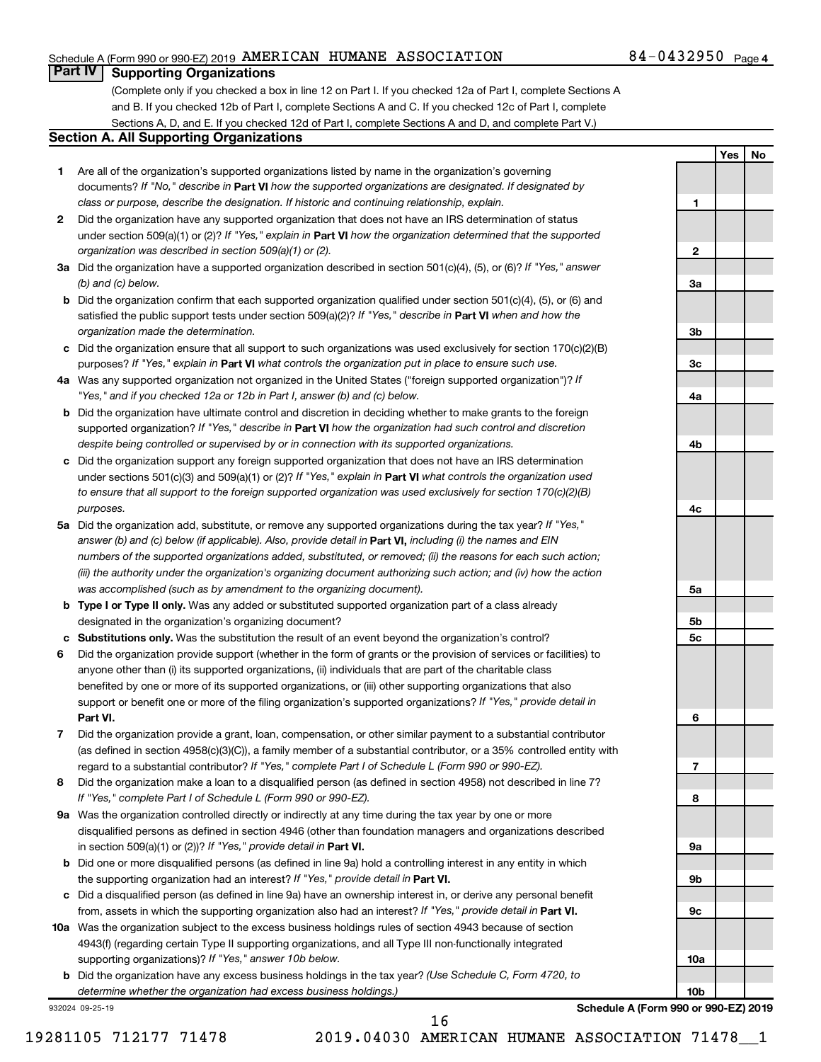Schedule A (Form 990 or 990-EZ) 2019 AMERICAN HUMANE ASSOCIATION 84-0432950 Page 4

## Part IV Supporting Organizations

(Complete only if you checked a box in line 12 on Part I. If you checked 12a of Part I, complete Sections A and B. If you checked 12b of Part I, complete Sections A and C. If you checked 12c of Part I, complete Sections A, D, and E. If you checked 12d of Part I, complete Sections A and D, and complete Part V.)

### Section A. All Supporting Organizations

| | | Line | Yes | No |
|---|---|---|---|---|
| **1** | Are all of the organization's supported organizations listed by name in the organization's governing documents? *If "No," describe in* **Part VI** *how the supported organizations are designated. If designated by class or purpose, describe the designation. If historic and continuing relationship, explain.* | 1 | | |
| **2** | Did the organization have any supported organization that does not have an IRS determination of status under section 509(a)(1) or (2)? *If "Yes," explain in* **Part VI** *how the organization determined that the supported organization was described in section 509(a)(1) or (2).* | 2 | | |
| **3a** | Did the organization have a supported organization described in section 501(c)(4), (5), or (6)? *If "Yes," answer (b) and (c) below.* | 3a | | |
| **b** | Did the organization confirm that each supported organization qualified under section 501(c)(4), (5), or (6) and satisfied the public support tests under section 509(a)(2)? *If "Yes," describe in* **Part VI** *when and how the organization made the determination.* | 3b | | |
| **c** | Did the organization ensure that all support to such organizations was used exclusively for section 170(c)(2)(B) purposes? *If "Yes," explain in* **Part VI** *what controls the organization put in place to ensure such use.* | 3c | | |
| **4a** | Was any supported organization not organized in the United States ("foreign supported organization")? *If "Yes," and if you checked 12a or 12b in Part I, answer (b) and (c) below.* | 4a | | |
| **b** | Did the organization have ultimate control and discretion in deciding whether to make grants to the foreign supported organization? *If "Yes," describe in* **Part VI** *how the organization had such control and discretion despite being controlled or supervised by or in connection with its supported organizations.* | 4b | | |
| **c** | Did the organization support any foreign supported organization that does not have an IRS determination under sections 501(c)(3) and 509(a)(1) or (2)? *If "Yes," explain in* **Part VI** *what controls the organization used to ensure that all support to the foreign supported organization was used exclusively for section 170(c)(2)(B) purposes.* | 4c | | |
| **5a** | Did the organization add, substitute, or remove any supported organizations during the tax year? *If "Yes," answer (b) and (c) below (if applicable). Also, provide detail in* **Part VI,** *including (i) the names and EIN numbers of the supported organizations added, substituted, or removed; (ii) the reasons for each such action; (iii) the authority under the organization's organizing document authorizing such action; and (iv) how the action was accomplished (such as by amendment to the organizing document).* | 5a | | |
| **b** | **Type I or Type II only.** Was any added or substituted supported organization part of a class already designated in the organization's organizing document? | 5b | | |
| **c** | **Substitutions only.** Was the substitution the result of an event beyond the organization's control? | 5c | | |
| **6** | Did the organization provide support (whether in the form of grants or the provision of services or facilities) to anyone other than (i) its supported organizations, (ii) individuals that are part of the charitable class benefited by one or more of its supported organizations, or (iii) other supporting organizations that also support or benefit one or more of the filing organization's supported organizations? *If "Yes," provide detail in* **Part VI.** | 6 | | |
| **7** | Did the organization provide a grant, loan, compensation, or other similar payment to a substantial contributor (as defined in section 4958(c)(3)(C)), a family member of a substantial contributor, or a 35% controlled entity with regard to a substantial contributor? *If "Yes," complete Part I of Schedule L (Form 990 or 990-EZ).* | 7 | | |
| **8** | Did the organization make a loan to a disqualified person (as defined in section 4958) not described in line 7? *If "Yes," complete Part I of Schedule L (Form 990 or 990-EZ).* | 8 | | |
| **9a** | Was the organization controlled directly or indirectly at any time during the tax year by one or more disqualified persons as defined in section 4946 (other than foundation managers and organizations described in section 509(a)(1) or (2))? *If "Yes," provide detail in* **Part VI.** | 9a | | |
| **b** | Did one or more disqualified persons (as defined in line 9a) hold a controlling interest in any entity in which the supporting organization had an interest? *If "Yes," provide detail in* **Part VI.** | 9b | | |
| **c** | Did a disqualified person (as defined in line 9a) have an ownership interest in, or derive any personal benefit from, assets in which the supporting organization also had an interest? *If "Yes," provide detail in* **Part VI.** | 9c | | |
| **10a** | Was the organization subject to the excess business holdings rules of section 4943 because of section 4943(f) (regarding certain Type II supporting organizations, and all Type III non-functionally integrated supporting organizations)? *If "Yes," answer 10b below.* | 10a | | |
| **b** | Did the organization have any excess business holdings in the tax year? *(Use Schedule C, Form 4720, to determine whether the organization had excess business holdings.)* | 10b | | |

932024 09-25-19 **Schedule A (Form 990 or 990-EZ) 2019**

19281105 712177 71478 2019.04030 AMERICAN HUMANE ASSOCIATION 71478__1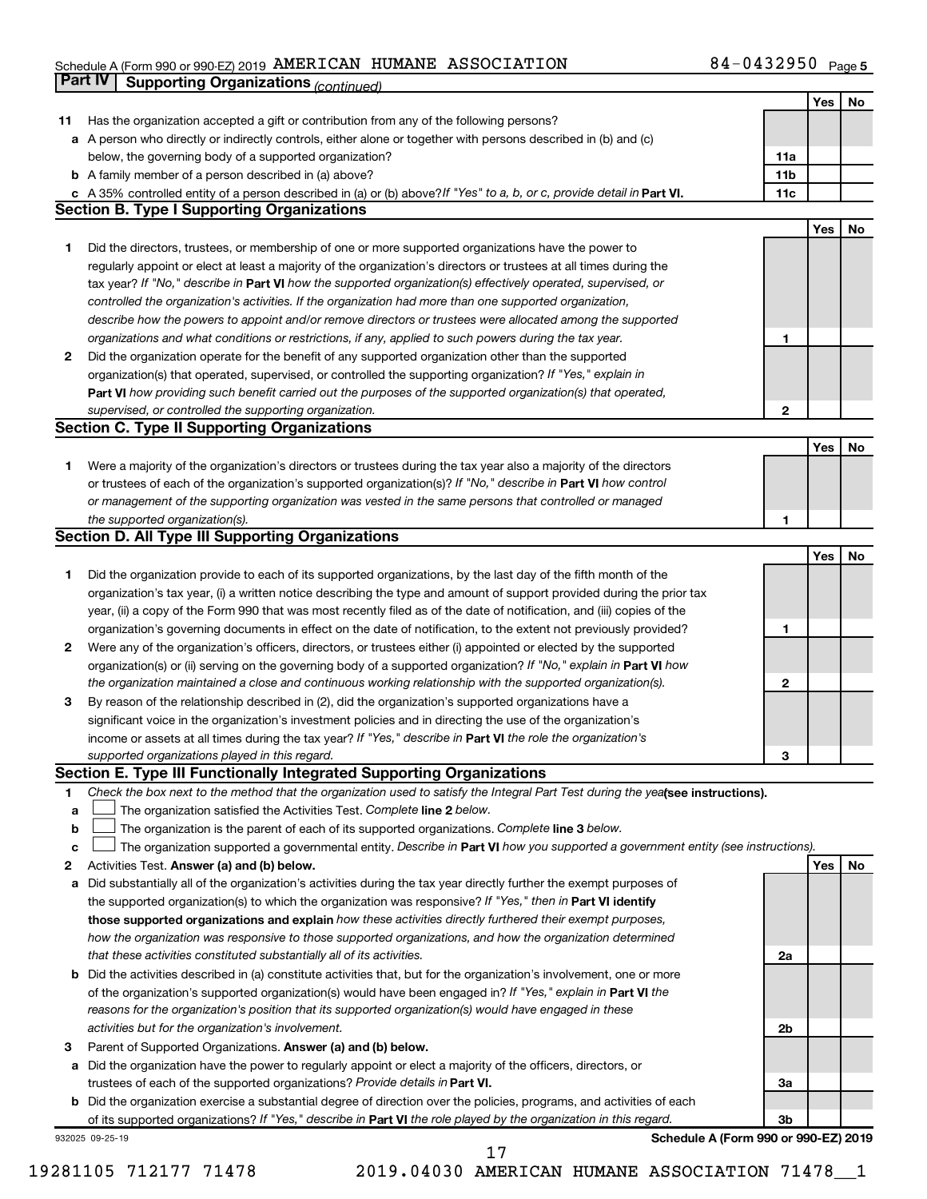Schedule A (Form 990 or 990-EZ) 2019 AMERICAN HUMANE ASSOCIATION 84-0432950 Page 5

## Part IV Supporting Organizations *(continued)*

| | | | Yes | No |
|---|---|---|---|---|
| **11** | Has the organization accepted a gift or contribution from any of the following persons? | | | |
| **a** | A person who directly or indirectly controls, either alone or together with persons described in (b) and (c) below, the governing body of a supported organization? | 11a | | |
| **b** | A family member of a person described in (a) above? | 11b | | |
| **c** | A 35% controlled entity of a person described in (a) or (b) above? *If "Yes" to a, b, or c, provide detail in* **Part VI.** | 11c | | |

### Section B. Type I Supporting Organizations

| | | | Yes | No |
|---|---|---|---|---|
| **1** | Did the directors, trustees, or membership of one or more supported organizations have the power to regularly appoint or elect at least a majority of the organization's directors or trustees at all times during the tax year? *If "No," describe in* **Part VI** *how the supported organization(s) effectively operated, supervised, or controlled the organization's activities. If the organization had more than one supported organization, describe how the powers to appoint and/or remove directors or trustees were allocated among the supported organizations and what conditions or restrictions, if any, applied to such powers during the tax year.* | 1 | | |
| **2** | Did the organization operate for the benefit of any supported organization other than the supported organization(s) that operated, supervised, or controlled the supporting organization? *If "Yes," explain in* **Part VI** *how providing such benefit carried out the purposes of the supported organization(s) that operated, supervised, or controlled the supporting organization.* | 2 | | |

### Section C. Type II Supporting Organizations

| | | | Yes | No |
|---|---|---|---|---|
| **1** | Were a majority of the organization's directors or trustees during the tax year also a majority of the directors or trustees of each of the organization's supported organization(s)? *If "No," describe in* **Part VI** *how control or management of the supporting organization was vested in the same persons that controlled or managed the supported organization(s).* | 1 | | |

### Section D. All Type III Supporting Organizations

| | | | Yes | No |
|---|---|---|---|---|
| **1** | Did the organization provide to each of its supported organizations, by the last day of the fifth month of the organization's tax year, (i) a written notice describing the type and amount of support provided during the prior tax year, (ii) a copy of the Form 990 that was most recently filed as of the date of notification, and (iii) copies of the organization's governing documents in effect on the date of notification, to the extent not previously provided? | 1 | | |
| **2** | Were any of the organization's officers, directors, or trustees either (i) appointed or elected by the supported organization(s) or (ii) serving on the governing body of a supported organization? *If "No," explain in* **Part VI** *how the organization maintained a close and continuous working relationship with the supported organization(s).* | 2 | | |
| **3** | By reason of the relationship described in (2), did the organization's supported organizations have a significant voice in the organization's investment policies and in directing the use of the organization's income or assets at all times during the tax year? *If "Yes," describe in* **Part VI** *the role the organization's supported organizations played in this regard.* | 3 | | |

### Section E. Type III Functionally Integrated Supporting Organizations

**1** *Check the box next to the method that the organization used to satisfy the Integral Part Test during the year* **(see instructions).**

- **a** ☐ The organization satisfied the Activities Test. *Complete* **line 2** *below.*
- **b** ☐ The organization is the parent of each of its supported organizations. *Complete* **line 3** *below.*
- **c** ☐ The organization supported a governmental entity. *Describe in* **Part VI** *how you supported a government entity (see instructions).*

| | | | Yes | No |
|---|---|---|---|---|
| **2** | Activities Test. **Answer (a) and (b) below.** | | | |
| **a** | Did substantially all of the organization's activities during the tax year directly further the exempt purposes of the supported organization(s) to which the organization was responsive? *If "Yes," then in* **Part VI identify those supported organizations and explain** *how these activities directly furthered their exempt purposes, how the organization was responsive to those supported organizations, and how the organization determined that these activities constituted substantially all of its activities.* | 2a | | |
| **b** | Did the activities described in (a) constitute activities that, but for the organization's involvement, one or more of the organization's supported organization(s) would have been engaged in? *If "Yes," explain in* **Part VI** *the reasons for the organization's position that its supported organization(s) would have engaged in these activities but for the organization's involvement.* | 2b | | |
| **3** | Parent of Supported Organizations. **Answer (a) and (b) below.** | | | |
| **a** | Did the organization have the power to regularly appoint or elect a majority of the officers, directors, or trustees of each of the supported organizations? *Provide details in* **Part VI.** | 3a | | |
| **b** | Did the organization exercise a substantial degree of direction over the policies, programs, and activities of each of its supported organizations? *If "Yes," describe in* **Part VI** *the role played by the organization in this regard.* | 3b | | |

932025 09-25-19 **Schedule A (Form 990 or 990-EZ) 2019**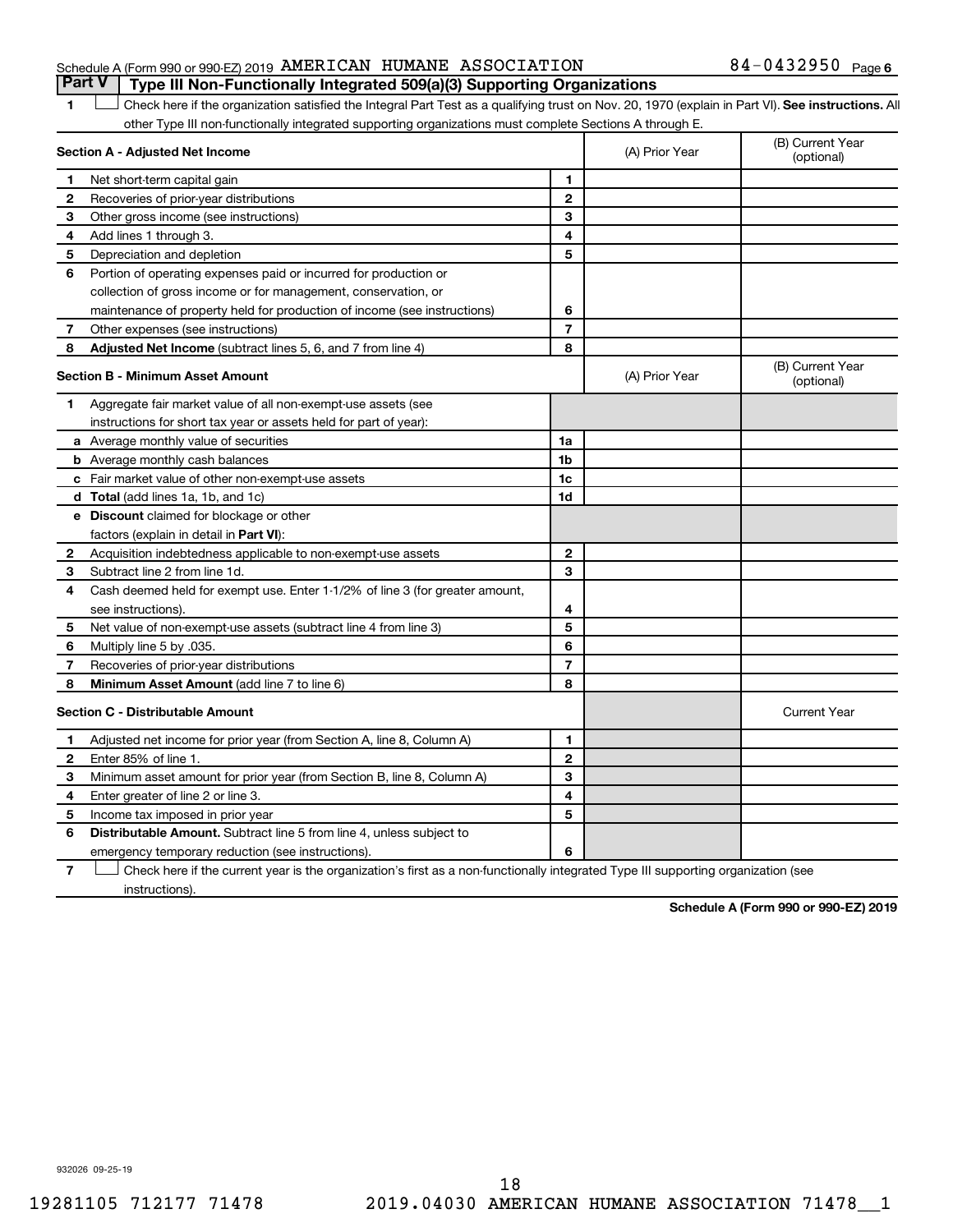Schedule A (Form 990 or 990-EZ) 2019 AMERICAN HUMANE ASSOCIATION 84-0432950 Page 6

## Part V Type III Non-Functionally Integrated 509(a)(3) Supporting Organizations

1 ☐ Check here if the organization satisfied the Integral Part Test as a qualifying trust on Nov. 20, 1970 (explain in Part VI). **See instructions.** All other Type III non-functionally integrated supporting organizations must complete Sections A through E.

| **Section A - Adjusted Net Income** | | | (A) Prior Year | (B) Current Year (optional) |
|---|---|---|---|---|
| 1 | Net short-term capital gain | 1 | | |
| 2 | Recoveries of prior-year distributions | 2 | | |
| 3 | Other gross income (see instructions) | 3 | | |
| 4 | Add lines 1 through 3. | 4 | | |
| 5 | Depreciation and depletion | 5 | | |
| 6 | Portion of operating expenses paid or incurred for production or collection of gross income or for management, conservation, or maintenance of property held for production of income (see instructions) | 6 | | |
| 7 | Other expenses (see instructions) | 7 | | |
| 8 | **Adjusted Net Income** (subtract lines 5, 6, and 7 from line 4) | 8 | | |

| **Section B - Minimum Asset Amount** | | | (A) Prior Year | (B) Current Year (optional) |
|---|---|---|---|---|
| 1 | Aggregate fair market value of all non-exempt-use assets (see instructions for short tax year or assets held for part of year): | | | |
| a | Average monthly value of securities | 1a | | |
| b | Average monthly cash balances | 1b | | |
| c | Fair market value of other non-exempt-use assets | 1c | | |
| d | **Total** (add lines 1a, 1b, and 1c) | 1d | | |
| e | **Discount** claimed for blockage or other factors (explain in detail in **Part VI**): | | | |
| 2 | Acquisition indebtedness applicable to non-exempt-use assets | 2 | | |
| 3 | Subtract line 2 from line 1d. | 3 | | |
| 4 | Cash deemed held for exempt use. Enter 1-1/2% of line 3 (for greater amount, see instructions). | 4 | | |
| 5 | Net value of non-exempt-use assets (subtract line 4 from line 3) | 5 | | |
| 6 | Multiply line 5 by .035. | 6 | | |
| 7 | Recoveries of prior-year distributions | 7 | | |
| 8 | **Minimum Asset Amount** (add line 7 to line 6) | 8 | | |

| **Section C - Distributable Amount** | | | | Current Year |
|---|---|---|---|---|
| 1 | Adjusted net income for prior year (from Section A, line 8, Column A) | 1 | | |
| 2 | Enter 85% of line 1. | 2 | | |
| 3 | Minimum asset amount for prior year (from Section B, line 8, Column A) | 3 | | |
| 4 | Enter greater of line 2 or line 3. | 4 | | |
| 5 | Income tax imposed in prior year | 5 | | |
| 6 | **Distributable Amount.** Subtract line 5 from line 4, unless subject to emergency temporary reduction (see instructions). | 6 | | |

7 ☐ Check here if the current year is the organization's first as a non-functionally integrated Type III supporting organization (see instructions).

**Schedule A (Form 990 or 990-EZ) 2019**

932026 09-25-19

19281105 712177 71478 2019.04030 AMERICAN HUMANE ASSOCIATION 71478__1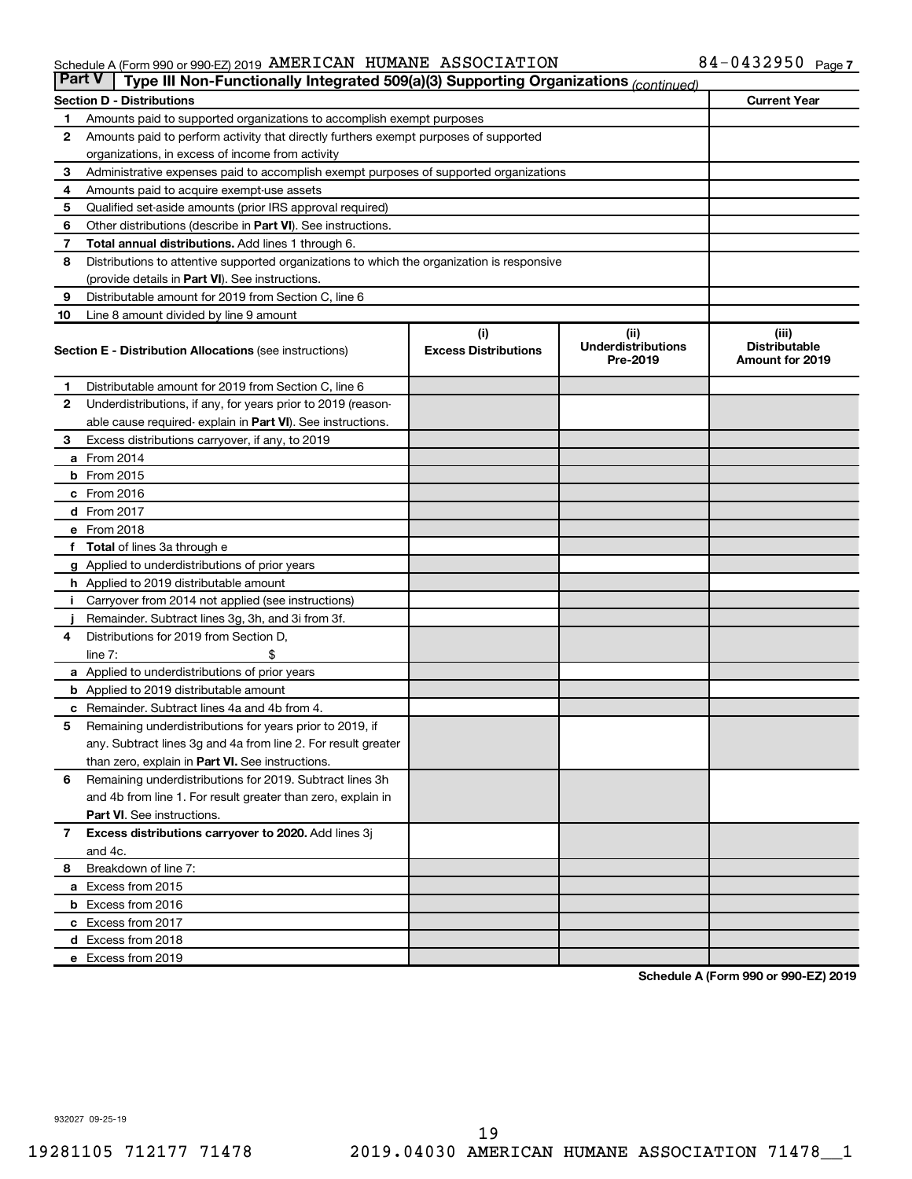Schedule A (Form 990 or 990-EZ) 2019 AMERICAN HUMANE ASSOCIATION 84-0432950 Page 7

**Part V** Type III Non-Functionally Integrated 509(a)(3) Supporting Organizations *(continued)*

| **Section D - Distributions** | | **Current Year** |
|---|---|---|
| 1 | Amounts paid to supported organizations to accomplish exempt purposes | |
| 2 | Amounts paid to perform activity that directly furthers exempt purposes of supported organizations, in excess of income from activity | |
| 3 | Administrative expenses paid to accomplish exempt purposes of supported organizations | |
| 4 | Amounts paid to acquire exempt-use assets | |
| 5 | Qualified set-aside amounts (prior IRS approval required) | |
| 6 | Other distributions (describe in **Part VI**). See instructions. | |
| 7 | **Total annual distributions.** Add lines 1 through 6. | |
| 8 | Distributions to attentive supported organizations to which the organization is responsive (provide details in **Part VI**). See instructions. | |
| 9 | Distributable amount for 2019 from Section C, line 6 | |
| 10 | Line 8 amount divided by line 9 amount | |

| **Section E - Distribution Allocations** (see instructions) | (i) Excess Distributions | (ii) Underdistributions Pre-2019 | (iii) Distributable Amount for 2019 |
|---|---|---|---|
| **1** Distributable amount for 2019 from Section C, line 6 | | | |
| **2** Underdistributions, if any, for years prior to 2019 (reasonable cause required- explain in **Part VI**). See instructions. | | | |
| **3** Excess distributions carryover, if any, to 2019 | | | |
| **a** From 2014 | | | |
| **b** From 2015 | | | |
| **c** From 2016 | | | |
| **d** From 2017 | | | |
| **e** From 2018 | | | |
| **f** **Total** of lines 3a through e | | | |
| **g** Applied to underdistributions of prior years | | | |
| **h** Applied to 2019 distributable amount | | | |
| **i** Carryover from 2014 not applied (see instructions) | | | |
| **j** Remainder. Subtract lines 3g, 3h, and 3i from 3f. | | | |
| **4** Distributions for 2019 from Section D, line 7: $ | | | |
| **a** Applied to underdistributions of prior years | | | |
| **b** Applied to 2019 distributable amount | | | |
| **c** Remainder. Subtract lines 4a and 4b from 4. | | | |
| **5** Remaining underdistributions for years prior to 2019, if any. Subtract lines 3g and 4a from line 2. For result greater than zero, explain in **Part VI.** See instructions. | | | |
| **6** Remaining underdistributions for 2019. Subtract lines 3h and 4b from line 1. For result greater than zero, explain in **Part VI**. See instructions. | | | |
| **7** **Excess distributions carryover to 2020.** Add lines 3j and 4c. | | | |
| **8** Breakdown of line 7: | | | |
| **a** Excess from 2015 | | | |
| **b** Excess from 2016 | | | |
| **c** Excess from 2017 | | | |
| **d** Excess from 2018 | | | |
| **e** Excess from 2019 | | | |

**Schedule A (Form 990 or 990-EZ) 2019**

932027 09-25-19

19281105 712177 71478 2019.04030 AMERICAN HUMANE ASSOCIATION 71478__1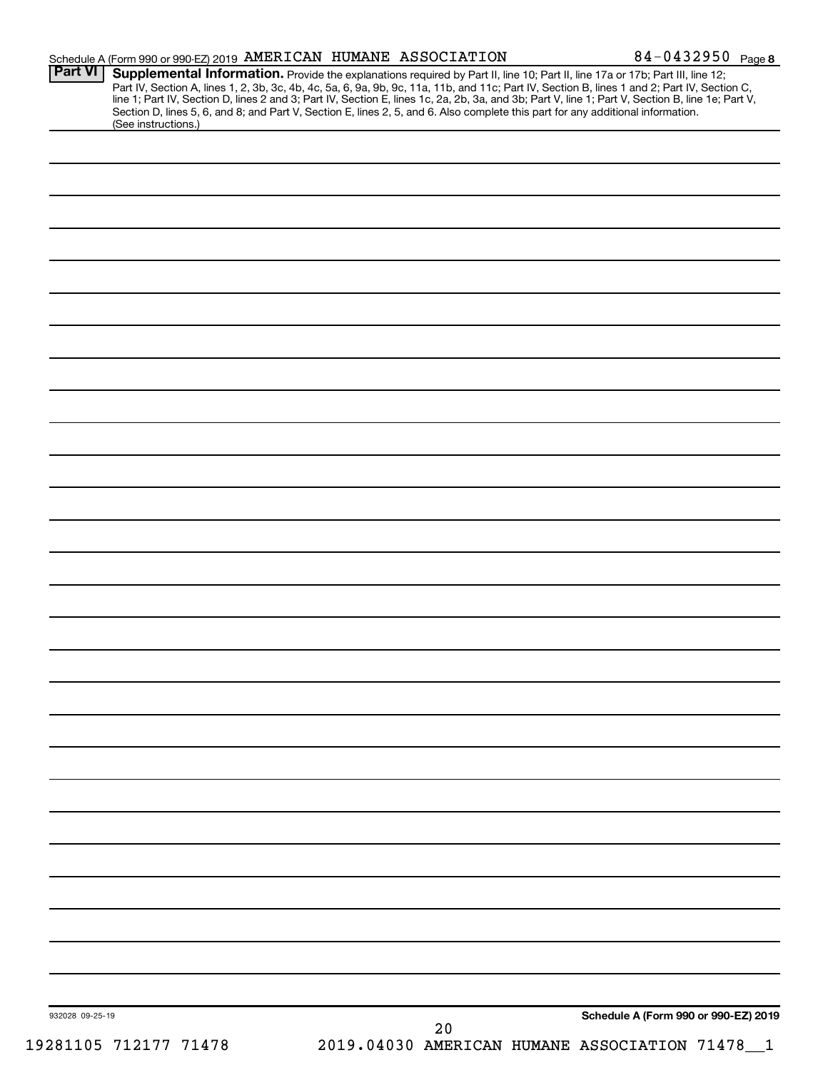Schedule A (Form 990 or 990-EZ) 2019 AMERICAN HUMANE ASSOCIATION 84-0432950 Page 8

**Part VI** **Supplemental Information.** Provide the explanations required by Part II, line 10; Part II, line 17a or 17b; Part III, line 12; Part IV, Section A, lines 1, 2, 3b, 3c, 4b, 4c, 5a, 6, 9a, 9b, 9c, 11a, 11b, and 11c; Part IV, Section B, lines 1 and 2; Part IV, Section C, line 1; Part IV, Section D, lines 2 and 3; Part IV, Section E, lines 1c, 2a, 2b, 3a, and 3b; Part V, line 1; Part V, Section B, line 1e; Part V, Section D, lines 5, 6, and 8; and Part V, Section E, lines 2, 5, and 6. Also complete this part for any additional information. (See instructions.)

932028 09-25-19 **Schedule A (Form 990 or 990-EZ) 2019**

19281105 712177 71478 2019.04030 AMERICAN HUMANE ASSOCIATION 71478__1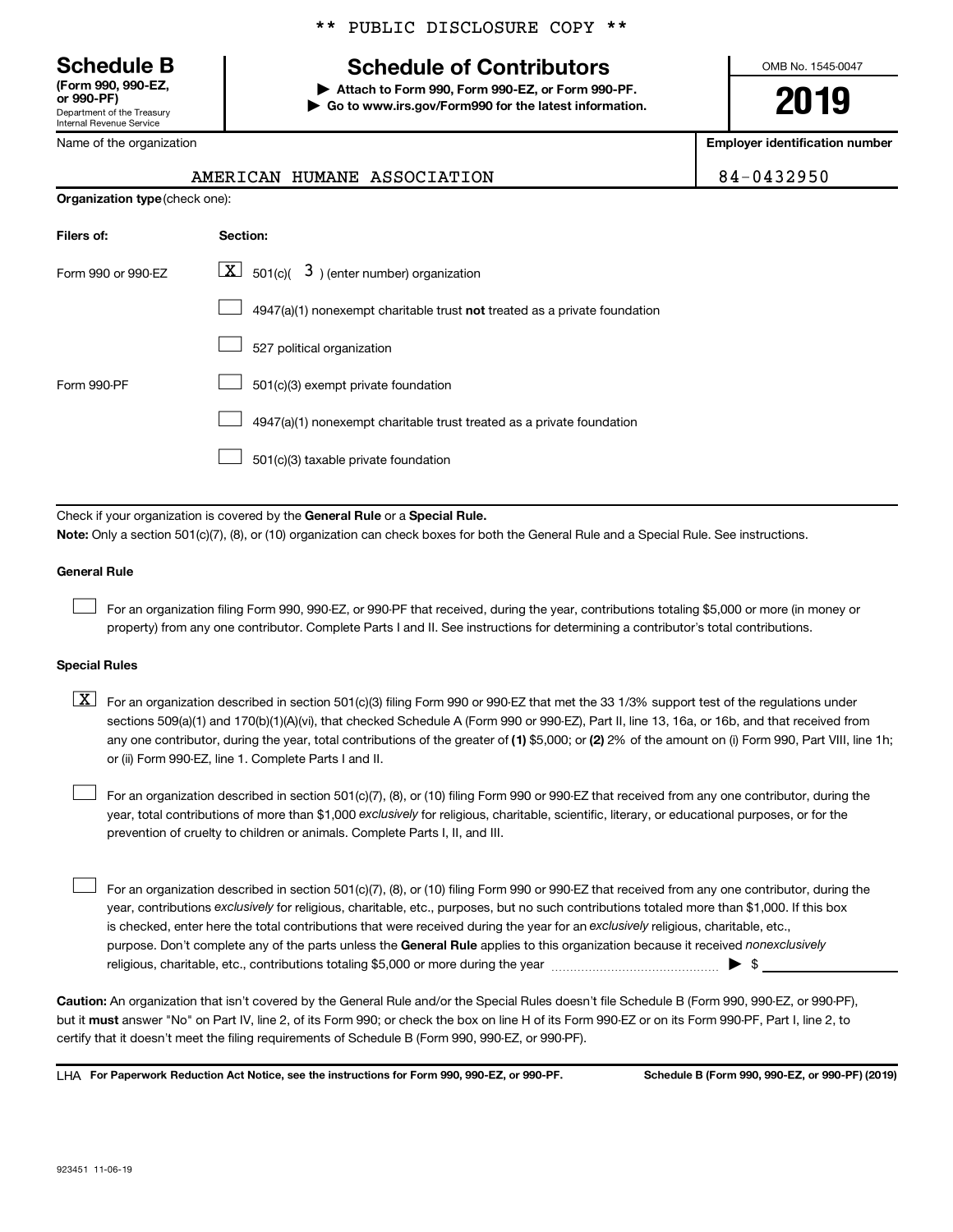\*\* PUBLIC DISCLOSURE COPY \*\*

**Schedule B**
**(Form 990, 990-EZ, or 990-PF)**
Department of the Treasury
Internal Revenue Service

# Schedule of Contributors

**▶ Attach to Form 990, Form 990-EZ, or Form 990-PF.**
**▶ Go to www.irs.gov/Form990 for the latest information.**

OMB No. 1545-0047

**2019**

| Name of the organization | Employer identification number |
|---|---|
| AMERICAN HUMANE ASSOCIATION | 84-0432950 |

**Organization type** (check one):

| Filers of: | Section: |
|---|---|
| Form 990 or 990-EZ | [X] 501(c)( 3 ) (enter number) organization |
| | [ ] 4947(a)(1) nonexempt charitable trust **not** treated as a private foundation |
| | [ ] 527 political organization |
| Form 990-PF | [ ] 501(c)(3) exempt private foundation |
| | [ ] 4947(a)(1) nonexempt charitable trust treated as a private foundation |
| | [ ] 501(c)(3) taxable private foundation |

Check if your organization is covered by the **General Rule** or a **Special Rule.**

**Note:** Only a section 501(c)(7), (8), or (10) organization can check boxes for both the General Rule and a Special Rule. See instructions.

**General Rule**

[ ] For an organization filing Form 990, 990-EZ, or 990-PF that received, during the year, contributions totaling $5,000 or more (in money or property) from any one contributor. Complete Parts I and II. See instructions for determining a contributor's total contributions.

**Special Rules**

[X] For an organization described in section 501(c)(3) filing Form 990 or 990-EZ that met the 33 1/3% support test of the regulations under sections 509(a)(1) and 170(b)(1)(A)(vi), that checked Schedule A (Form 990 or 990-EZ), Part II, line 13, 16a, or 16b, and that received from any one contributor, during the year, total contributions of the greater of **(1)** $5,000; or **(2)** 2% of the amount on (i) Form 990, Part VIII, line 1h; or (ii) Form 990-EZ, line 1. Complete Parts I and II.

[ ] For an organization described in section 501(c)(7), (8), or (10) filing Form 990 or 990-EZ that received from any one contributor, during the year, total contributions of more than $1,000 *exclusively* for religious, charitable, scientific, literary, or educational purposes, or for the prevention of cruelty to children or animals. Complete Parts I, II, and III.

[ ] For an organization described in section 501(c)(7), (8), or (10) filing Form 990 or 990-EZ that received from any one contributor, during the year, contributions *exclusively* for religious, charitable, etc., purposes, but no such contributions totaled more than $1,000. If this box is checked, enter here the total contributions that were received during the year for an *exclusively* religious, charitable, etc., purpose. Don't complete any of the parts unless the **General Rule** applies to this organization because it received *nonexclusively* religious, charitable, etc., contributions totaling $5,000 or more during the year ▶ $ \_\_\_\_\_\_\_\_\_\_

**Caution:** An organization that isn't covered by the General Rule and/or the Special Rules doesn't file Schedule B (Form 990, 990-EZ, or 990-PF), but it **must** answer "No" on Part IV, line 2, of its Form 990; or check the box on line H of its Form 990-EZ or on its Form 990-PF, Part I, line 2, to certify that it doesn't meet the filing requirements of Schedule B (Form 990, 990-EZ, or 990-PF).

LHA **For Paperwork Reduction Act Notice, see the instructions for Form 990, 990-EZ, or 990-PF.** **Schedule B (Form 990, 990-EZ, or 990-PF) (2019)**

923451 11-06-19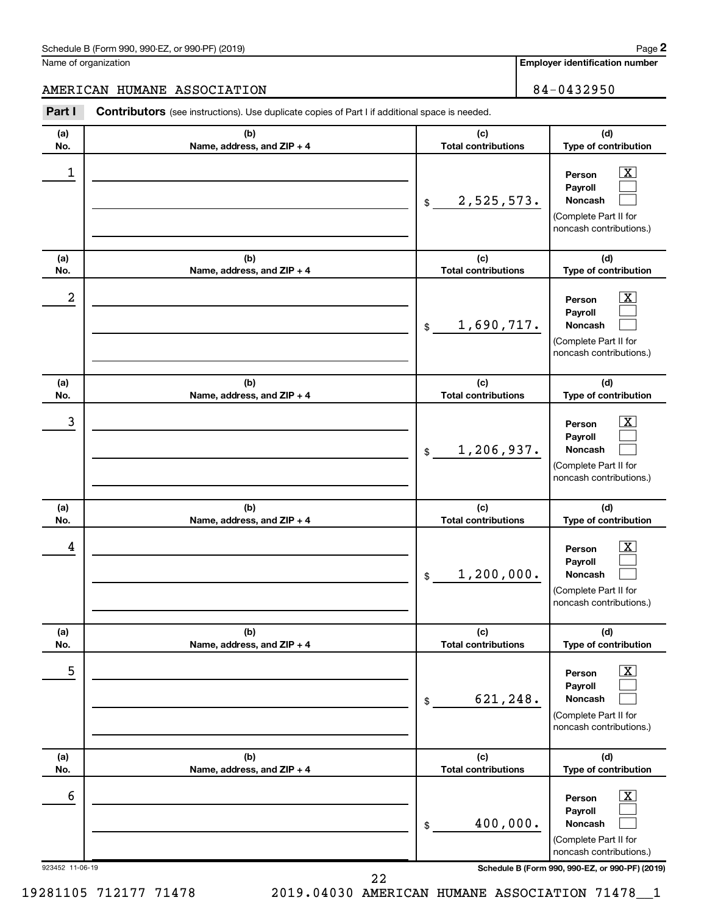Schedule B (Form 990, 990-EZ, or 990-PF) (2019)

Name of organization: AMERICAN HUMANE ASSOCIATION

Employer identification number: 84-0432950

**Part I** **Contributors** (see instructions). Use duplicate copies of Part I if additional space is needed.

| (a) No. | (b) Name, address, and ZIP + 4 | (c) Total contributions | (d) Type of contribution |
|---|---|---|---|
| 1 | | $ 2,525,573. | Person [X] Payroll [ ] Noncash [ ] (Complete Part II for noncash contributions.) |
| 2 | | $ 1,690,717. | Person [X] Payroll [ ] Noncash [ ] (Complete Part II for noncash contributions.) |
| 3 | | $ 1,206,937. | Person [X] Payroll [ ] Noncash [ ] (Complete Part II for noncash contributions.) |
| 4 | | $ 1,200,000. | Person [X] Payroll [ ] Noncash [ ] (Complete Part II for noncash contributions.) |
| 5 | | $ 621,248. | Person [X] Payroll [ ] Noncash [ ] (Complete Part II for noncash contributions.) |
| 6 | | $ 400,000. | Person [X] Payroll [ ] Noncash [ ] (Complete Part II for noncash contributions.) |

923452 11-06-19 Schedule B (Form 990, 990-EZ, or 990-PF) (2019)

19281105 712177 71478 2019.04030 AMERICAN HUMANE ASSOCIATION 71478__1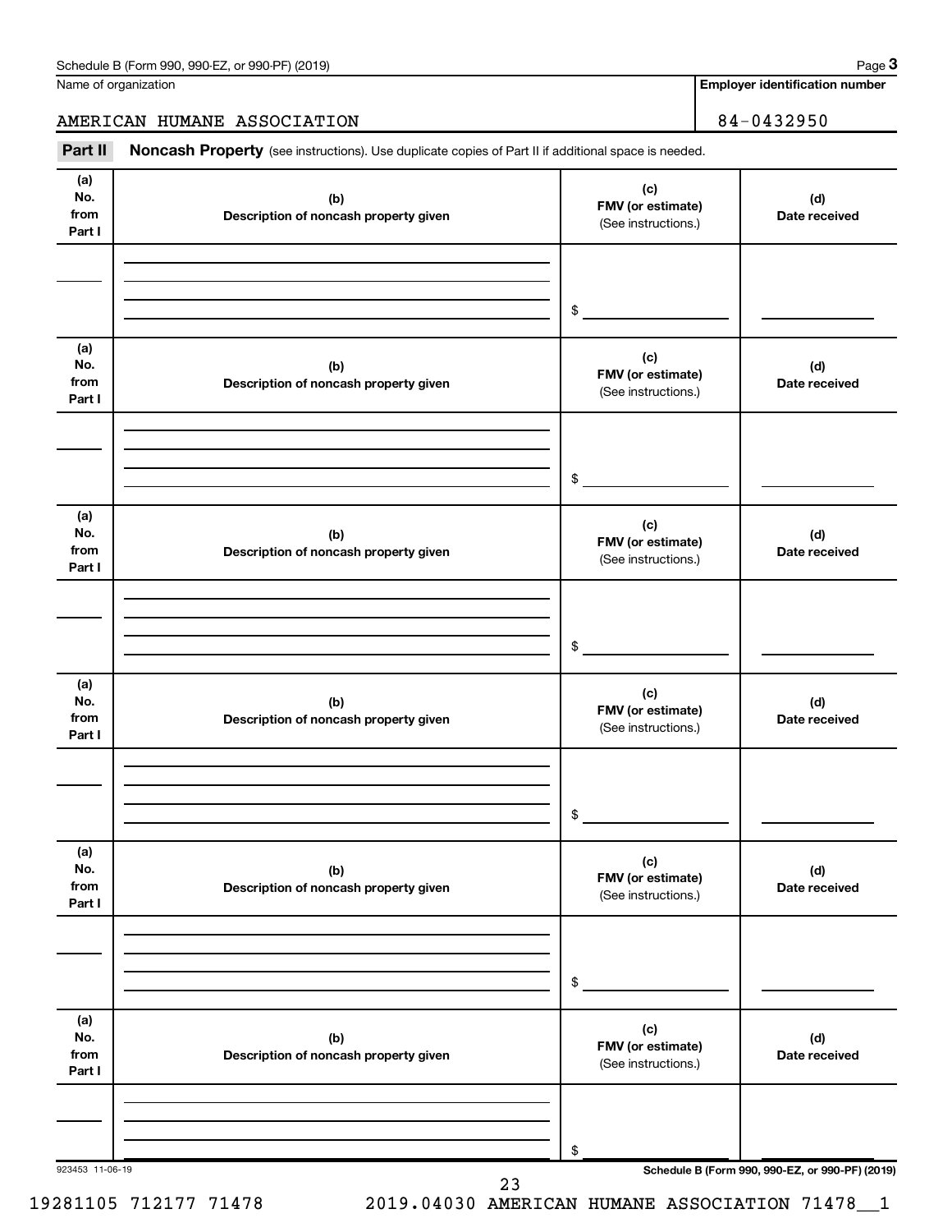Schedule B (Form 990, 990-EZ, or 990-PF) (2019) Page **3**

Name of organization: AMERICAN HUMANE ASSOCIATION

**Employer identification number:** 84-0432950

**Part II** **Noncash Property** (see instructions). Use duplicate copies of Part II if additional space is needed.

| (a) No. from Part I | (b) Description of noncash property given | (c) FMV (or estimate) (See instructions.) | (d) Date received |
|---|---|---|---|
| | | $ | |

| (a) No. from Part I | (b) Description of noncash property given | (c) FMV (or estimate) (See instructions.) | (d) Date received |
|---|---|---|---|
| | | $ | |

| (a) No. from Part I | (b) Description of noncash property given | (c) FMV (or estimate) (See instructions.) | (d) Date received |
|---|---|---|---|
| | | $ | |

| (a) No. from Part I | (b) Description of noncash property given | (c) FMV (or estimate) (See instructions.) | (d) Date received |
|---|---|---|---|
| | | $ | |

| (a) No. from Part I | (b) Description of noncash property given | (c) FMV (or estimate) (See instructions.) | (d) Date received |
|---|---|---|---|
| | | $ | |

| (a) No. from Part I | (b) Description of noncash property given | (c) FMV (or estimate) (See instructions.) | (d) Date received |
|---|---|---|---|
| | | $ | |

923453 11-06-19

**Schedule B (Form 990, 990-EZ, or 990-PF) (2019)**

19281105 712177 71478 2019.04030 AMERICAN HUMANE ASSOCIATION 71478__1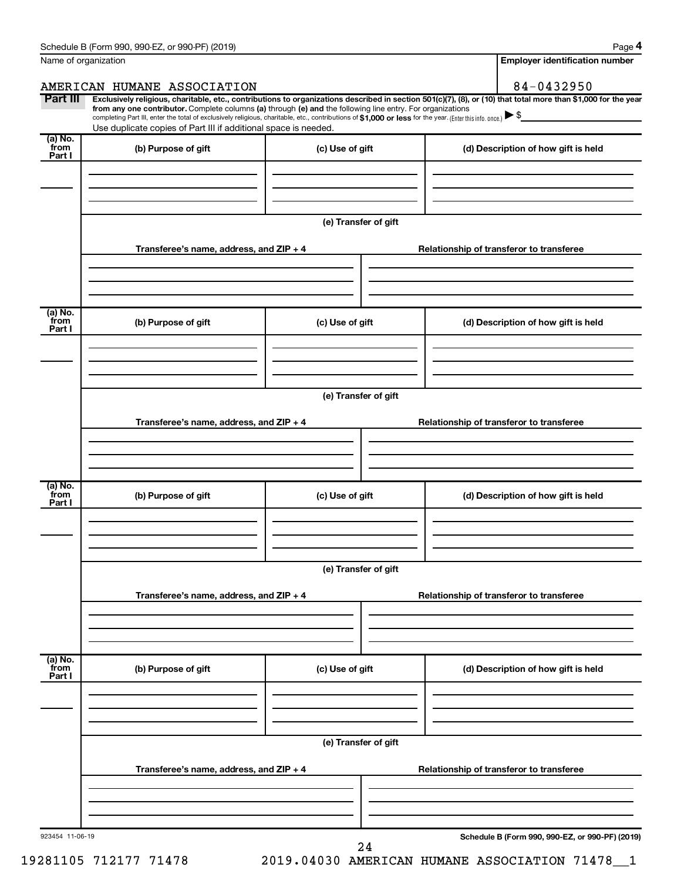Schedule B (Form 990, 990-EZ, or 990-PF) (2019) Page **4**

Name of organization: AMERICAN HUMANE ASSOCIATION

**Employer identification number**: 84-0432950

**Part III** **Exclusively religious, charitable, etc., contributions to organizations described in section 501(c)(7), (8), or (10) that total more than $1,000 for the year from any one contributor.** Complete columns **(a)** through **(e)** and the following line entry. For organizations completing Part III, enter the total of exclusively religious, charitable, etc., contributions of **$1,000 or less** for the year. (Enter this info. once.) ▶ $

Use duplicate copies of Part III if additional space is needed.

| (a) No. from Part I | (b) Purpose of gift | (c) Use of gift | (d) Description of how gift is held |
|---|---|---|---|
| | | | |

**(e) Transfer of gift**

| Transferee's name, address, and ZIP + 4 | Relationship of transferor to transferee |
|---|---|
| | |

| (a) No. from Part I | (b) Purpose of gift | (c) Use of gift | (d) Description of how gift is held |
|---|---|---|---|
| | | | |

**(e) Transfer of gift**

| Transferee's name, address, and ZIP + 4 | Relationship of transferor to transferee |
|---|---|
| | |

| (a) No. from Part I | (b) Purpose of gift | (c) Use of gift | (d) Description of how gift is held |
|---|---|---|---|
| | | | |

**(e) Transfer of gift**

| Transferee's name, address, and ZIP + 4 | Relationship of transferor to transferee |
|---|---|
| | |

| (a) No. from Part I | (b) Purpose of gift | (c) Use of gift | (d) Description of how gift is held |
|---|---|---|---|
| | | | |

**(e) Transfer of gift**

| Transferee's name, address, and ZIP + 4 | Relationship of transferor to transferee |
|---|---|
| | |

923454 11-06-19 **Schedule B (Form 990, 990-EZ, or 990-PF) (2019)**

19281105 712177 71478 2019.04030 AMERICAN HUMANE ASSOCIATION 71478__1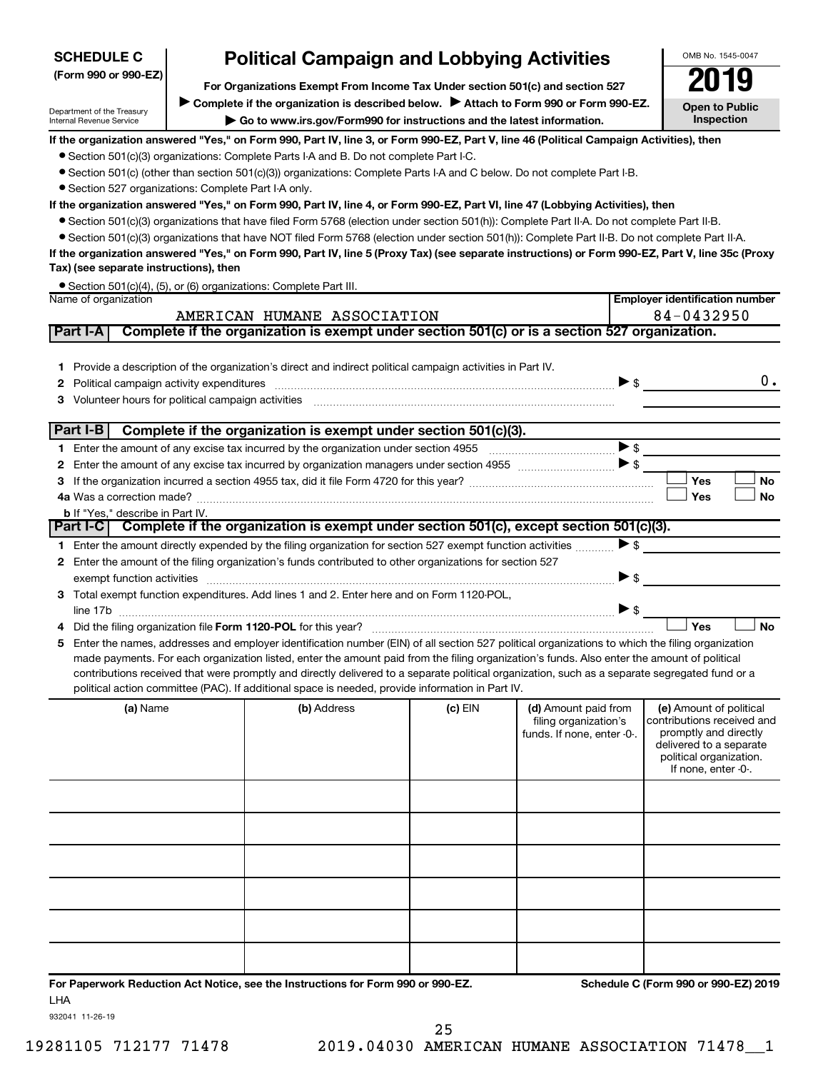**SCHEDULE C (Form 990 or 990-EZ)**

Department of the Treasury
Internal Revenue Service

# Political Campaign and Lobbying Activities

**For Organizations Exempt From Income Tax Under section 501(c) and section 527**

▶ **Complete if the organization is described below.** ▶ **Attach to Form 990 or Form 990-EZ.**

▶ **Go to www.irs.gov/Form990 for instructions and the latest information.**

OMB No. 1545-0047

**2019**

**Open to Public Inspection**

**If the organization answered "Yes," on Form 990, Part IV, line 3, or Form 990-EZ, Part V, line 46 (Political Campaign Activities), then**

- Section 501(c)(3) organizations: Complete Parts I-A and B. Do not complete Part I-C.
- Section 501(c) (other than section 501(c)(3)) organizations: Complete Parts I-A and C below. Do not complete Part I-B.
- Section 527 organizations: Complete Part I-A only.

**If the organization answered "Yes," on Form 990, Part IV, line 4, or Form 990-EZ, Part VI, line 47 (Lobbying Activities), then**

- Section 501(c)(3) organizations that have filed Form 5768 (election under section 501(h)): Complete Part II-A. Do not complete Part II-B.
- Section 501(c)(3) organizations that have NOT filed Form 5768 (election under section 501(h)): Complete Part II-B. Do not complete Part II-A.

**If the organization answered "Yes," on Form 990, Part IV, line 5 (Proxy Tax) (see separate instructions) or Form 990-EZ, Part V, line 35c (Proxy Tax) (see separate instructions), then**

- Section 501(c)(4), (5), or (6) organizations: Complete Part III.

| Name of organization | Employer identification number |
|---|---|
| AMERICAN HUMANE ASSOCIATION | 84-0432950 |

**Part I-A | Complete if the organization is exempt under section 501(c) or is a section 527 organization.**

1. Provide a description of the organization's direct and indirect political campaign activities in Part IV.
2. Political campaign activity expenditures ▶ $ 0.
3. Volunteer hours for political campaign activities

**Part I-B | Complete if the organization is exempt under section 501(c)(3).**

1. Enter the amount of any excise tax incurred by the organization under section 4955 ▶ $
2. Enter the amount of any excise tax incurred by organization managers under section 4955 ▶ $
3. If the organization incurred a section 4955 tax, did it file Form 4720 for this year? ☐ Yes ☐ No

4a Was a correction made? ☐ Yes ☐ No

**b** If "Yes," describe in Part IV.

**Part I-C | Complete if the organization is exempt under section 501(c), except section 501(c)(3).**

1. Enter the amount directly expended by the filing organization for section 527 exempt function activities ▶ $
2. Enter the amount of the filing organization's funds contributed to other organizations for section 527 exempt function activities ▶ $
3. Total exempt function expenditures. Add lines 1 and 2. Enter here and on Form 1120-POL, line 17b ▶ $
4. Did the filing organization file **Form 1120-POL** for this year? ☐ Yes ☐ No
5. Enter the names, addresses and employer identification number (EIN) of all section 527 political organizations to which the filing organization made payments. For each organization listed, enter the amount paid from the filing organization's funds. Also enter the amount of political contributions received that were promptly and directly delivered to a separate political organization, such as a separate segregated fund or a political action committee (PAC). If additional space is needed, provide information in Part IV.

| (a) Name | (b) Address | (c) EIN | (d) Amount paid from filing organization's funds. If none, enter -0-. | (e) Amount of political contributions received and promptly and directly delivered to a separate political organization. If none, enter -0-. |
|---|---|---|---|---|
| | | | | |
| | | | | |
| | | | | |
| | | | | |
| | | | | |
| | | | | |

**For Paperwork Reduction Act Notice, see the Instructions for Form 990 or 990-EZ.** **Schedule C (Form 990 or 990-EZ) 2019**

LHA

932041 11-26-19

19281105 712177 71478 2019.04030 AMERICAN HUMANE ASSOCIATION 71478__1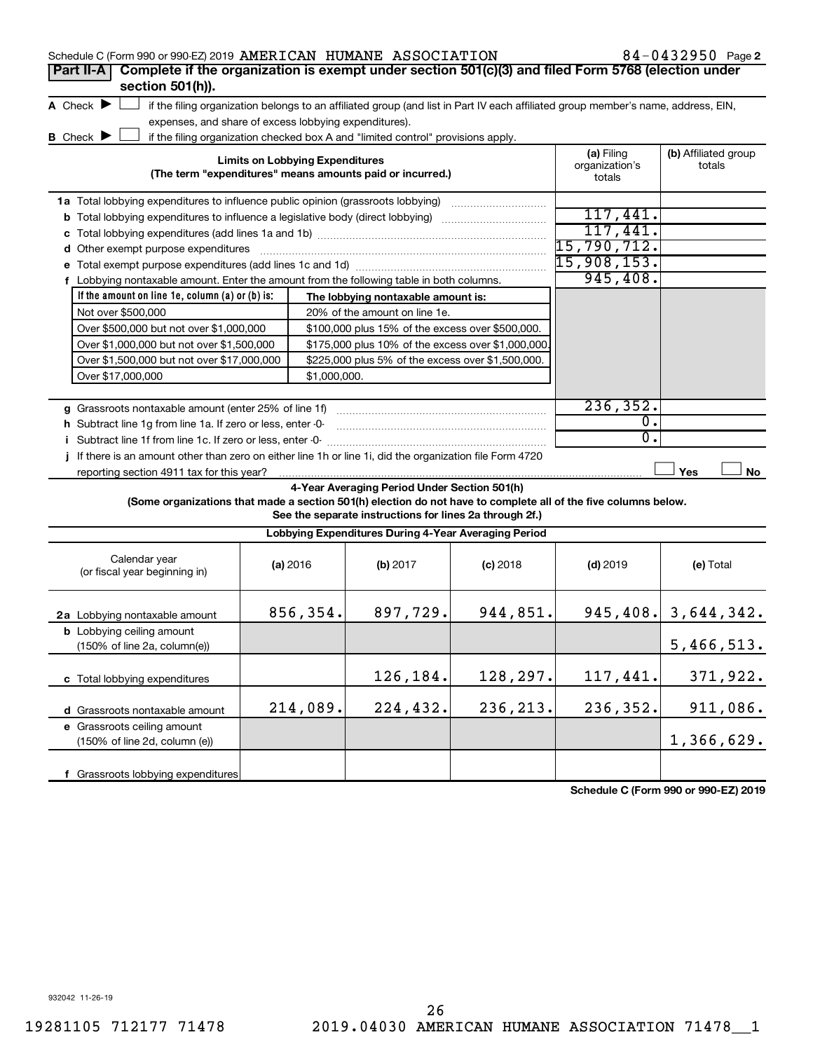Schedule C (Form 990 or 990-EZ) 2019 AMERICAN HUMANE ASSOCIATION 84-0432950 Page 2

**Part II-A** **Complete if the organization is exempt under section 501(c)(3) and filed Form 5768 (election under section 501(h)).**

A Check ▶ ☐ if the filing organization belongs to an affiliated group (and list in Part IV each affiliated group member's name, address, EIN, expenses, and share of excess lobbying expenditures).

B Check ▶ ☐ if the filing organization checked box A and "limited control" provisions apply.

| Limits on Lobbying Expenditures (The term "expenditures" means amounts paid or incurred.) | (a) Filing organization's totals | (b) Affiliated group totals |
|---|---|---|
| 1a Total lobbying expenditures to influence public opinion (grassroots lobbying) | | |
| b Total lobbying expenditures to influence a legislative body (direct lobbying) | 117,441. | |
| c Total lobbying expenditures (add lines 1a and 1b) | 117,441. | |
| d Other exempt purpose expenditures | 15,790,712. | |
| e Total exempt purpose expenditures (add lines 1c and 1d) | 15,908,153. | |
| f Lobbying nontaxable amount. Enter the amount from the following table in both columns. | 945,408. | |

| If the amount on line 1e, column (a) or (b) is: | The lobbying nontaxable amount is: |
|---|---|
| Not over $500,000 | 20% of the amount on line 1e. |
| Over $500,000 but not over $1,000,000 | $100,000 plus 15% of the excess over $500,000. |
| Over $1,000,000 but not over $1,500,000 | $175,000 plus 10% of the excess over $1,000,000. |
| Over $1,500,000 but not over $17,000,000 | $225,000 plus 5% of the excess over $1,500,000. |
| Over $17,000,000 | $1,000,000. |

| | (a) Filing organization's totals | (b) Affiliated group totals |
|---|---|---|
| g Grassroots nontaxable amount (enter 25% of line 1f) | 236,352. | |
| h Subtract line 1g from line 1a. If zero or less, enter -0- | 0. | |
| i Subtract line 1f from line 1c. If zero or less, enter -0- | 0. | |
| j If there is an amount other than zero on either line 1h or line 1i, did the organization file Form 4720 reporting section 4911 tax for this year? | ☐ Yes | ☐ No |

**4-Year Averaging Period Under Section 501(h)**

**(Some organizations that made a section 501(h) election do not have to complete all of the five columns below. See the separate instructions for lines 2a through 2f.)**

| Lobbying Expenditures During 4-Year Averaging Period | | | | | |
|---|---|---|---|---|---|
| Calendar year (or fiscal year beginning in) | (a) 2016 | (b) 2017 | (c) 2018 | (d) 2019 | (e) Total |
| 2a Lobbying nontaxable amount | 856,354. | 897,729. | 944,851. | 945,408. | 3,644,342. |
| b Lobbying ceiling amount (150% of line 2a, column(e)) | | | | | 5,466,513. |
| c Total lobbying expenditures | | 126,184. | 128,297. | 117,441. | 371,922. |
| d Grassroots nontaxable amount | 214,089. | 224,432. | 236,213. | 236,352. | 911,086. |
| e Grassroots ceiling amount (150% of line 2d, column (e)) | | | | | 1,366,629. |
| f Grassroots lobbying expenditures | | | | | |

**Schedule C (Form 990 or 990-EZ) 2019**

932042 11-26-19

19281105 712177 71478 2019.04030 AMERICAN HUMANE ASSOCIATION 71478__1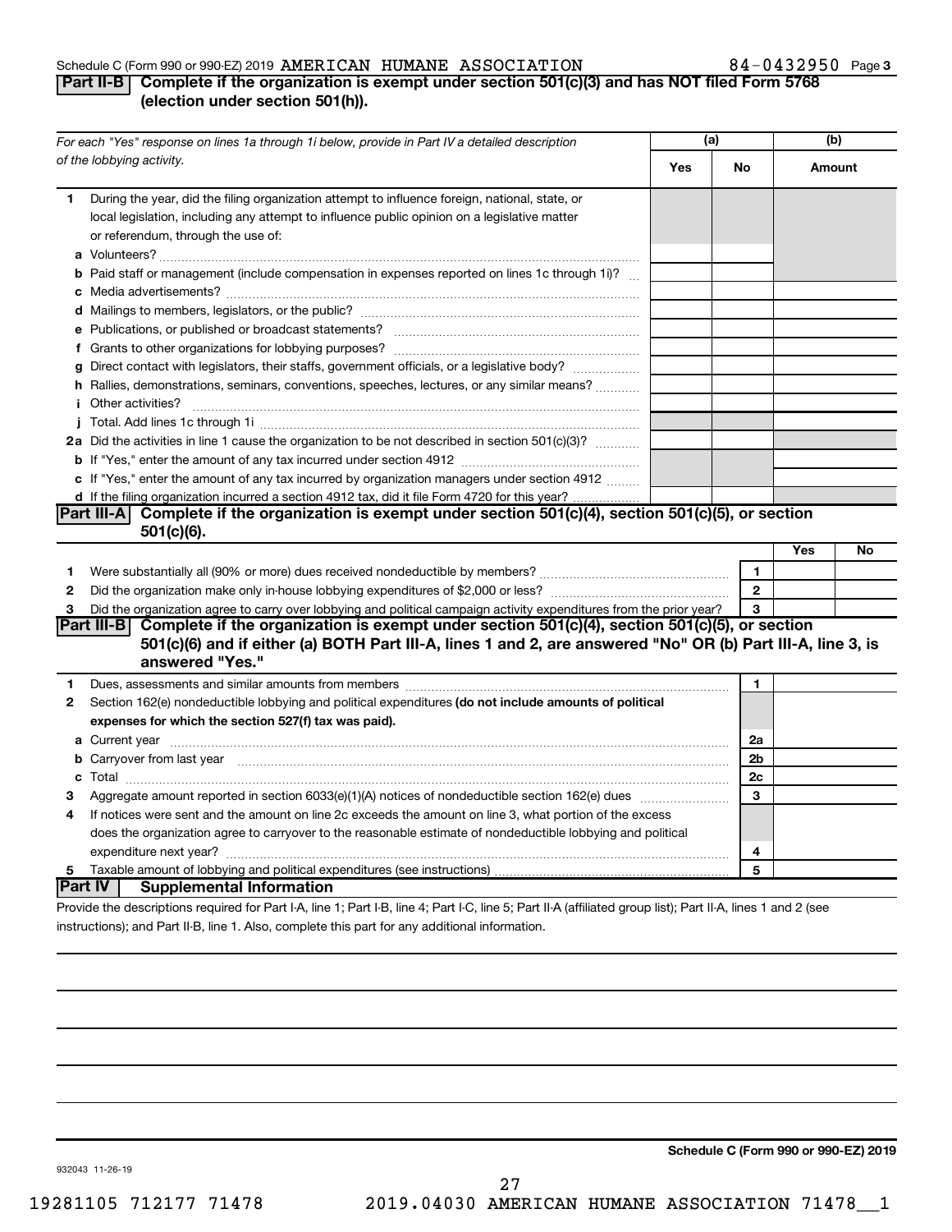Schedule C (Form 990 or 990-EZ) 2019 AMERICAN HUMANE ASSOCIATION 84-0432950 Page 3

## Part II-B Complete if the organization is exempt under section 501(c)(3) and has NOT filed Form 5768 (election under section 501(h)).

| *For each "Yes" response on lines 1a through 1i below, provide in Part IV a detailed description of the lobbying activity.* | (a) Yes | (a) No | (b) Amount |
|---|---|---|---|
| **1** During the year, did the filing organization attempt to influence foreign, national, state, or local legislation, including any attempt to influence public opinion on a legislative matter or referendum, through the use of: | | | |
| **a** Volunteers? | | | |
| **b** Paid staff or management (include compensation in expenses reported on lines 1c through 1i)? | | | |
| **c** Media advertisements? | | | |
| **d** Mailings to members, legislators, or the public? | | | |
| **e** Publications, or published or broadcast statements? | | | |
| **f** Grants to other organizations for lobbying purposes? | | | |
| **g** Direct contact with legislators, their staffs, government officials, or a legislative body? | | | |
| **h** Rallies, demonstrations, seminars, conventions, speeches, lectures, or any similar means? | | | |
| **i** Other activities? | | | |
| **j** Total. Add lines 1c through 1i | | | |
| **2a** Did the activities in line 1 cause the organization to be not described in section 501(c)(3)? | | | |
| **b** If "Yes," enter the amount of any tax incurred under section 4912 | | | |
| **c** If "Yes," enter the amount of any tax incurred by organization managers under section 4912 | | | |
| **d** If the filing organization incurred a section 4912 tax, did it file Form 4720 for this year? | | | |

## Part III-A Complete if the organization is exempt under section 501(c)(4), section 501(c)(5), or section 501(c)(6).

| | | | Yes | No |
|---|---|---|---|---|
| **1** | Were substantially all (90% or more) dues received nondeductible by members? | 1 | | |
| **2** | Did the organization make only in-house lobbying expenditures of $2,000 or less? | 2 | | |
| **3** | Did the organization agree to carry over lobbying and political campaign activity expenditures from the prior year? | 3 | | |

## Part III-B Complete if the organization is exempt under section 501(c)(4), section 501(c)(5), or section 501(c)(6) and if either (a) BOTH Part III-A, lines 1 and 2, are answered "No" OR (b) Part III-A, line 3, is answered "Yes."

| | | | |
|---|---|---|---|
| **1** | Dues, assessments and similar amounts from members | 1 | |
| **2** | Section 162(e) nondeductible lobbying and political expenditures **(do not include amounts of political expenses for which the section 527(f) tax was paid).** | | |
| **a** | Current year | 2a | |
| **b** | Carryover from last year | 2b | |
| **c** | Total | 2c | |
| **3** | Aggregate amount reported in section 6033(e)(1)(A) notices of nondeductible section 162(e) dues | 3 | |
| **4** | If notices were sent and the amount on line 2c exceeds the amount on line 3, what portion of the excess does the organization agree to carryover to the reasonable estimate of nondeductible lobbying and political expenditure next year? | 4 | |
| **5** | Taxable amount of lobbying and political expenditures (see instructions) | 5 | |

## Part IV Supplemental Information

Provide the descriptions required for Part I-A, line 1; Part I-B, line 4; Part I-C, line 5; Part II-A (affiliated group list); Part II-A, lines 1 and 2 (see instructions); and Part II-B, line 1. Also, complete this part for any additional information.

**Schedule C (Form 990 or 990-EZ) 2019**

932043 11-26-19

19281105 712177 71478 2019.04030 AMERICAN HUMANE ASSOCIATION 71478__1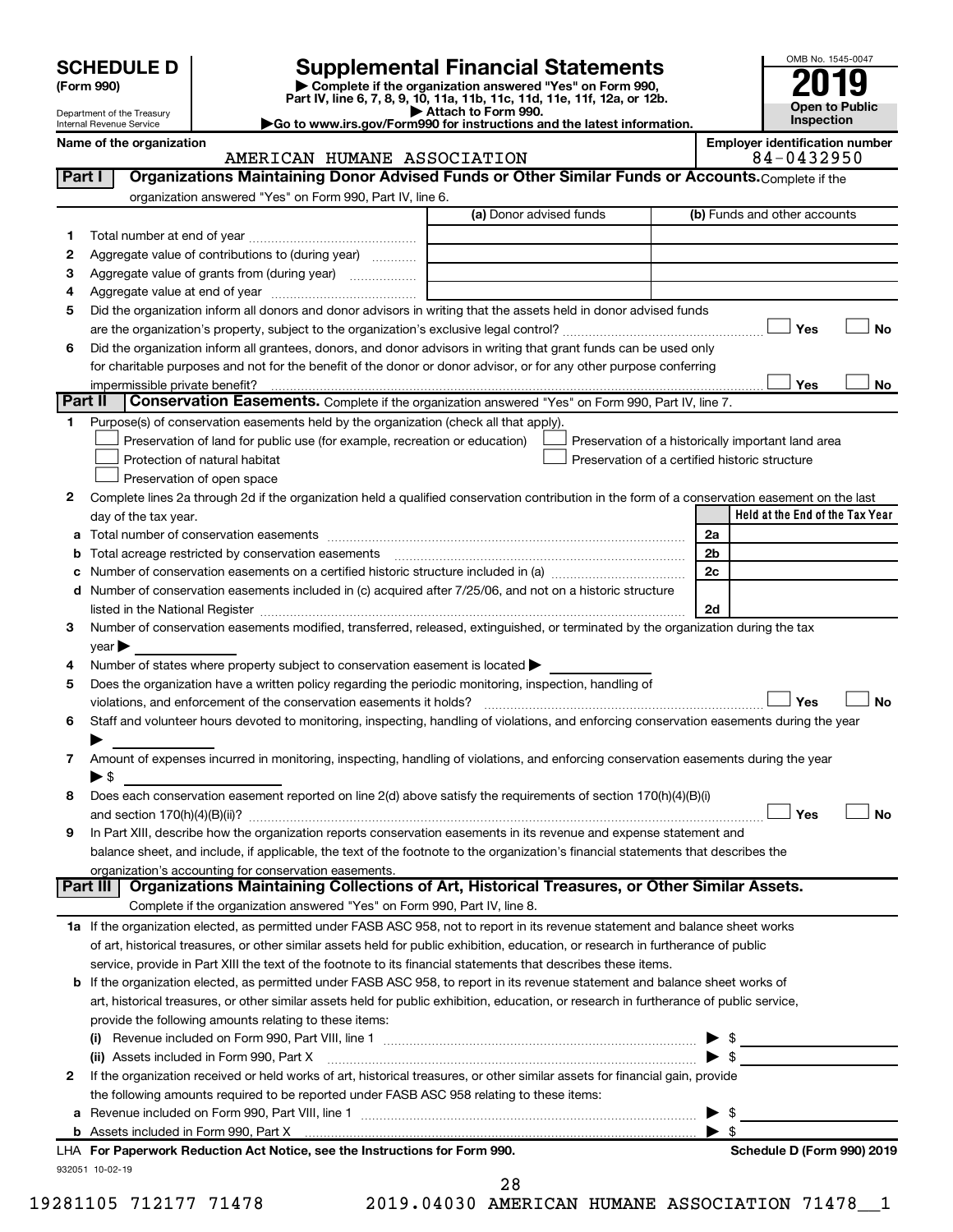**SCHEDULE D**
**(Form 990)**

Department of the Treasury
Internal Revenue Service

# Supplemental Financial Statements

▶ Complete if the organization answered "Yes" on Form 990, Part IV, line 6, 7, 8, 9, 10, 11a, 11b, 11c, 11d, 11e, 11f, 12a, or 12b.
▶ Attach to Form 990.
▶Go to www.irs.gov/Form990 for instructions and the latest information.

OMB No. 1545-0047
**2019**
**Open to Public Inspection**

**Name of the organization:** AMERICAN HUMANE ASSOCIATION
**Employer identification number:** 84-0432950

## Part I — Organizations Maintaining Donor Advised Funds or Other Similar Funds or Accounts.

Complete if the organization answered "Yes" on Form 990, Part IV, line 6.

| | | (a) Donor advised funds | (b) Funds and other accounts |
|---|---|---|---|
| 1 | Total number at end of year | | |
| 2 | Aggregate value of contributions to (during year) | | |
| 3 | Aggregate value of grants from (during year) | | |
| 4 | Aggregate value at end of year | | |

5 Did the organization inform all donors and donor advisors in writing that the assets held in donor advised funds are the organization's property, subject to the organization's exclusive legal control? ☐ Yes ☐ No

6 Did the organization inform all grantees, donors, and donor advisors in writing that grant funds can be used only for charitable purposes and not for the benefit of the donor or donor advisor, or for any other purpose conferring impermissible private benefit? ☐ Yes ☐ No

## Part II — Conservation Easements.

Complete if the organization answered "Yes" on Form 990, Part IV, line 7.

1 Purpose(s) of conservation easements held by the organization (check all that apply).

- ☐ Preservation of land for public use (for example, recreation or education)
- ☐ Protection of natural habitat
- ☐ Preservation of open space
- ☐ Preservation of a historically important land area
- ☐ Preservation of a certified historic structure

2 Complete lines 2a through 2d if the organization held a qualified conservation contribution in the form of a conservation easement on the last day of the tax year.

| | | | Held at the End of the Tax Year |
|---|---|---|---|
| a | Total number of conservation easements | 2a | |
| b | Total acreage restricted by conservation easements | 2b | |
| c | Number of conservation easements on a certified historic structure included in (a) | 2c | |
| d | Number of conservation easements included in (c) acquired after 7/25/06, and not on a historic structure listed in the National Register | 2d | |

3 Number of conservation easements modified, transferred, released, extinguished, or terminated by the organization during the tax year ▶

4 Number of states where property subject to conservation easement is located ▶

5 Does the organization have a written policy regarding the periodic monitoring, inspection, handling of violations, and enforcement of the conservation easements it holds? ☐ Yes ☐ No

6 Staff and volunteer hours devoted to monitoring, inspecting, handling of violations, and enforcing conservation easements during the year ▶

7 Amount of expenses incurred in monitoring, inspecting, handling of violations, and enforcing conservation easements during the year ▶ $

8 Does each conservation easement reported on line 2(d) above satisfy the requirements of section 170(h)(4)(B)(i) and section 170(h)(4)(B)(ii)? ☐ Yes ☐ No

9 In Part XIII, describe how the organization reports conservation easements in its revenue and expense statement and balance sheet, and include, if applicable, the text of the footnote to the organization's financial statements that describes the organization's accounting for conservation easements.

## Part III — Organizations Maintaining Collections of Art, Historical Treasures, or Other Similar Assets.

Complete if the organization answered "Yes" on Form 990, Part IV, line 8.

1a If the organization elected, as permitted under FASB ASC 958, not to report in its revenue statement and balance sheet works of art, historical treasures, or other similar assets held for public exhibition, education, or research in furtherance of public service, provide in Part XIII the text of the footnote to its financial statements that describes these items.

b If the organization elected, as permitted under FASB ASC 958, to report in its revenue statement and balance sheet works of art, historical treasures, or other similar assets held for public exhibition, education, or research in furtherance of public service, provide the following amounts relating to these items:

(i) Revenue included on Form 990, Part VIII, line 1 ▶ $

(ii) Assets included in Form 990, Part X ▶ $

2 If the organization received or held works of art, historical treasures, or other similar assets for financial gain, provide the following amounts required to be reported under FASB ASC 958 relating to these items:

a Revenue included on Form 990, Part VIII, line 1 ▶ $

b Assets included in Form 990, Part X ▶ $

LHA For Paperwork Reduction Act Notice, see the Instructions for Form 990. **Schedule D (Form 990) 2019**

932051 10-02-19

19281105 712177 71478 2019.04030 AMERICAN HUMANE ASSOCIATION 71478__1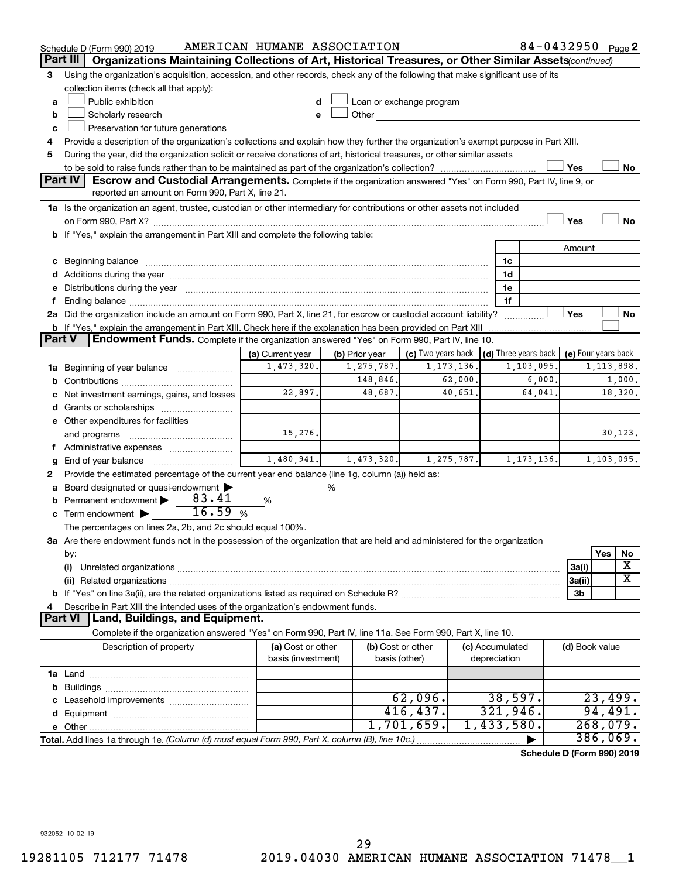Schedule D (Form 990) 2019 AMERICAN HUMANE ASSOCIATION 84-0432950 Page 2

## Part III Organizations Maintaining Collections of Art, Historical Treasures, or Other Similar Assets *(continued)*

3 Using the organization's acquisition, accession, and other records, check any of the following that make significant use of its collection items (check all that apply):

- a ☐ Public exhibition
- b ☐ Scholarly research
- c ☐ Preservation for future generations
- d ☐ Loan or exchange program
- e ☐ Other

4 Provide a description of the organization's collections and explain how they further the organization's exempt purpose in Part XIII.

5 During the year, did the organization solicit or receive donations of art, historical treasures, or other similar assets to be sold to raise funds rather than to be maintained as part of the organization's collection? ☐ Yes ☐ No

## Part IV Escrow and Custodial Arrangements.

Complete if the organization answered "Yes" on Form 990, Part IV, line 9, or reported an amount on Form 990, Part X, line 21.

1a Is the organization an agent, trustee, custodian or other intermediary for contributions or other assets not included on Form 990, Part X? ☐ Yes ☐ No

b If "Yes," explain the arrangement in Part XIII and complete the following table:

| | | Amount |
|---|---|---|
| c Beginning balance | 1c | |
| d Additions during the year | 1d | |
| e Distributions during the year | 1e | |
| f Ending balance | 1f | |

2a Did the organization include an amount on Form 990, Part X, line 21, for escrow or custodial account liability? ☐ Yes ☐ No

b If "Yes," explain the arrangement in Part XIII. Check here if the explanation has been provided on Part XIII ☐

## Part V Endowment Funds.

Complete if the organization answered "Yes" on Form 990, Part IV, line 10.

| | (a) Current year | (b) Prior year | (c) Two years back | (d) Three years back | (e) Four years back |
|---|---|---|---|---|---|
| 1a Beginning of year balance | 1,473,320. | 1,275,787. | 1,173,136. | 1,103,095. | 1,113,898. |
| b Contributions | | 148,846. | 62,000. | 6,000. | 1,000. |
| c Net investment earnings, gains, and losses | 22,897. | 48,687. | 40,651. | 64,041. | 18,320. |
| d Grants or scholarships | | | | | |
| e Other expenditures for facilities and programs | 15,276. | | | | 30,123. |
| f Administrative expenses | | | | | |
| g End of year balance | 1,480,941. | 1,473,320. | 1,275,787. | 1,173,136. | 1,103,095. |

2 Provide the estimated percentage of the current year end balance (line 1g, column (a)) held as:

a Board designated or quasi-endowment ▶ %

b Permanent endowment ▶ 83.41 %

c Term endowment ▶ 16.59 %

The percentages on lines 2a, 2b, and 2c should equal 100%.

3a Are there endowment funds not in the possession of the organization that are held and administered for the organization by:

| | | Yes | No |
|---|---|---|---|
| (i) Unrelated organizations | 3a(i) | | X |
| (ii) Related organizations | 3a(ii) | | X |
| b If "Yes" on line 3a(ii), are the related organizations listed as required on Schedule R? | 3b | | |

4 Describe in Part XIII the intended uses of the organization's endowment funds.

## Part VI Land, Buildings, and Equipment.

Complete if the organization answered "Yes" on Form 990, Part IV, line 11a. See Form 990, Part X, line 10.

| Description of property | (a) Cost or other basis (investment) | (b) Cost or other basis (other) | (c) Accumulated depreciation | (d) Book value |
|---|---|---|---|---|
| 1a Land | | | | |
| b Buildings | | | | |
| c Leasehold improvements | | 62,096. | 38,597. | 23,499. |
| d Equipment | | 416,437. | 321,946. | 94,491. |
| e Other | | 1,701,659. | 1,433,580. | 268,079. |
| **Total.** Add lines 1a through 1e. *(Column (d) must equal Form 990, Part X, column (B), line 10c.)* | | | ▶ | 386,069. |

**Schedule D (Form 990) 2019**

932052 10-02-19

19281105 712177 71478 2019.04030 AMERICAN HUMANE ASSOCIATION 71478__1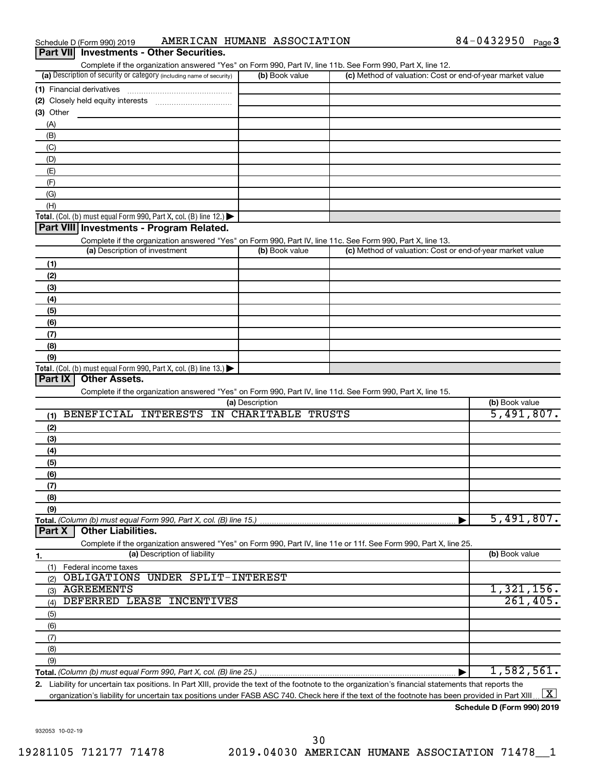Schedule D (Form 990) 2019 AMERICAN HUMANE ASSOCIATION 84-0432950 Page 3

## Part VII Investments - Other Securities.

Complete if the organization answered "Yes" on Form 990, Part IV, line 11b. See Form 990, Part X, line 12.

| (a) Description of security or category (including name of security) | (b) Book value | (c) Method of valuation: Cost or end-of-year market value |
|---|---|---|
| (1) Financial derivatives | | |
| (2) Closely held equity interests | | |
| (3) Other | | |
| (A) | | |
| (B) | | |
| (C) | | |
| (D) | | |
| (E) | | |
| (F) | | |
| (G) | | |
| (H) | | |
| **Total.** (Col. (b) must equal Form 990, Part X, col. (B) line 12.) | | |

## Part VIII Investments - Program Related.

Complete if the organization answered "Yes" on Form 990, Part IV, line 11c. See Form 990, Part X, line 13.

| (a) Description of investment | (b) Book value | (c) Method of valuation: Cost or end-of-year market value |
|---|---|---|
| (1) | | |
| (2) | | |
| (3) | | |
| (4) | | |
| (5) | | |
| (6) | | |
| (7) | | |
| (8) | | |
| (9) | | |
| **Total.** (Col. (b) must equal Form 990, Part X, col. (B) line 13.) | | |

## Part IX Other Assets.

Complete if the organization answered "Yes" on Form 990, Part IV, line 11d. See Form 990, Part X, line 15.

| (a) Description | (b) Book value |
|---|---|
| (1) BENEFICIAL INTERESTS IN CHARITABLE TRUSTS | 5,491,807. |
| (2) | |
| (3) | |
| (4) | |
| (5) | |
| (6) | |
| (7) | |
| (8) | |
| (9) | |
| **Total.** *(Column (b) must equal Form 990, Part X, col. (B) line 15.)* | 5,491,807. |

## Part X Other Liabilities.

Complete if the organization answered "Yes" on Form 990, Part IV, line 11e or 11f. See Form 990, Part X, line 25.

| 1. (a) Description of liability | (b) Book value |
|---|---|
| (1) Federal income taxes | |
| (2) OBLIGATIONS UNDER SPLIT-INTEREST | |
| (3) AGREEMENTS | 1,321,156. |
| (4) DEFERRED LEASE INCENTIVES | 261,405. |
| (5) | |
| (6) | |
| (7) | |
| (8) | |
| (9) | |
| **Total.** *(Column (b) must equal Form 990, Part X, col. (B) line 25.)* | 1,582,561. |

**2.** Liability for uncertain tax positions. In Part XIII, provide the text of the footnote to the organization's financial statements that reports the organization's liability for uncertain tax positions under FASB ASC 740. Check here if the text of the footnote has been provided in Part XIII [X]

**Schedule D (Form 990) 2019**

932053 10-02-19

19281105 712177 71478 2019.04030 AMERICAN HUMANE ASSOCIATION 71478__1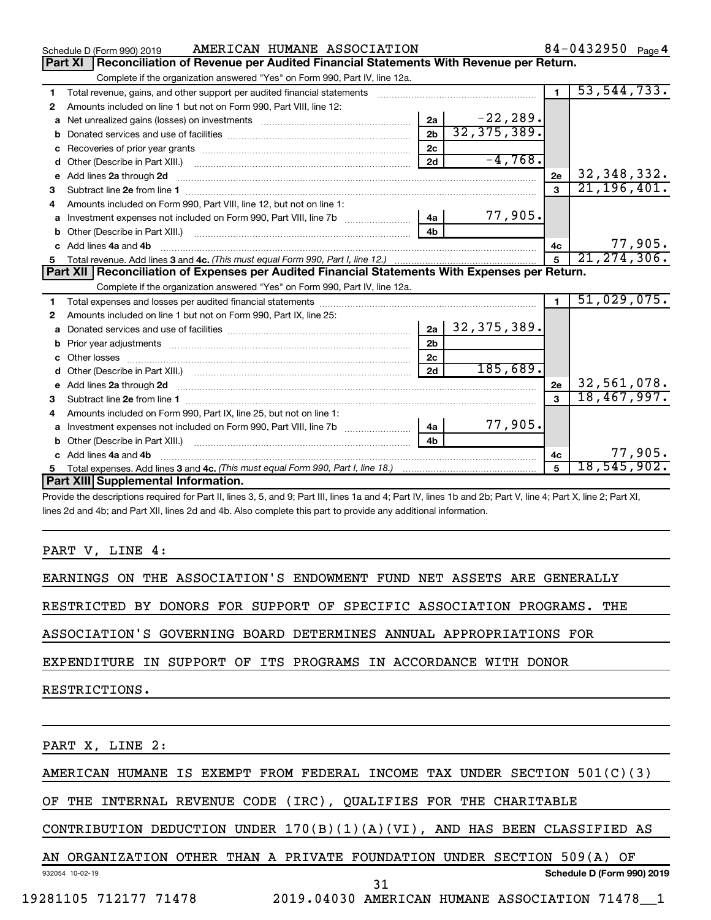Schedule D (Form 990) 2019 AMERICAN HUMANE ASSOCIATION 84-0432950 Page 4

## Part XI Reconciliation of Revenue per Audited Financial Statements With Revenue per Return.

Complete if the organization answered "Yes" on Form 990, Part IV, line 12a.

| | | | | | |
|---|---|---|---|---|---|
| 1 | Total revenue, gains, and other support per audited financial statements | | | 1 | 53,544,733. |
| 2 | Amounts included on line 1 but not on Form 990, Part VIII, line 12: | | | | |
| a | Net unrealized gains (losses) on investments | 2a | -22,289. | | |
| b | Donated services and use of facilities | 2b | 32,375,389. | | |
| c | Recoveries of prior year grants | 2c | | | |
| d | Other (Describe in Part XIII.) | 2d | -4,768. | | |
| e | Add lines 2a through 2d | | | 2e | 32,348,332. |
| 3 | Subtract line 2e from line 1 | | | 3 | 21,196,401. |
| 4 | Amounts included on Form 990, Part VIII, line 12, but not on line 1: | | | | |
| a | Investment expenses not included on Form 990, Part VIII, line 7b | 4a | 77,905. | | |
| b | Other (Describe in Part XIII.) | 4b | | | |
| c | Add lines 4a and 4b | | | 4c | 77,905. |
| 5 | Total revenue. Add lines 3 and 4c. *(This must equal Form 990, Part I, line 12.)* | | | 5 | 21,274,306. |

## Part XII Reconciliation of Expenses per Audited Financial Statements With Expenses per Return.

Complete if the organization answered "Yes" on Form 990, Part IV, line 12a.

| | | | | | |
|---|---|---|---|---|---|
| 1 | Total expenses and losses per audited financial statements | | | 1 | 51,029,075. |
| 2 | Amounts included on line 1 but not on Form 990, Part IX, line 25: | | | | |
| a | Donated services and use of facilities | 2a | 32,375,389. | | |
| b | Prior year adjustments | 2b | | | |
| c | Other losses | 2c | | | |
| d | Other (Describe in Part XIII.) | 2d | 185,689. | | |
| e | Add lines 2a through 2d | | | 2e | 32,561,078. |
| 3 | Subtract line 2e from line 1 | | | 3 | 18,467,997. |
| 4 | Amounts included on Form 990, Part IX, line 25, but not on line 1: | | | | |
| a | Investment expenses not included on Form 990, Part VIII, line 7b | 4a | 77,905. | | |
| b | Other (Describe in Part XIII.) | 4b | | | |
| c | Add lines 4a and 4b | | | 4c | 77,905. |
| 5 | Total expenses. Add lines 3 and 4c. *(This must equal Form 990, Part I, line 18.)* | | | 5 | 18,545,902. |

## Part XIII Supplemental Information.

Provide the descriptions required for Part II, lines 3, 5, and 9; Part III, lines 1a and 4; Part IV, lines 1b and 2b; Part V, line 4; Part X, line 2; Part XI, lines 2d and 4b; and Part XII, lines 2d and 4b. Also complete this part to provide any additional information.

PART V, LINE 4:

EARNINGS ON THE ASSOCIATION'S ENDOWMENT FUND NET ASSETS ARE GENERALLY RESTRICTED BY DONORS FOR SUPPORT OF SPECIFIC ASSOCIATION PROGRAMS. THE ASSOCIATION'S GOVERNING BOARD DETERMINES ANNUAL APPROPRIATIONS FOR EXPENDITURE IN SUPPORT OF ITS PROGRAMS IN ACCORDANCE WITH DONOR RESTRICTIONS.

PART X, LINE 2:

AMERICAN HUMANE IS EXEMPT FROM FEDERAL INCOME TAX UNDER SECTION 501(C)(3) OF THE INTERNAL REVENUE CODE (IRC), QUALIFIES FOR THE CHARITABLE CONTRIBUTION DEDUCTION UNDER 170(B)(1)(A)(VI), AND HAS BEEN CLASSIFIED AS AN ORGANIZATION OTHER THAN A PRIVATE FOUNDATION UNDER SECTION 509(A) OF

932054 10-02-19 Schedule D (Form 990) 2019

19281105 712177 71478 2019.04030 AMERICAN HUMANE ASSOCIATION 71478__1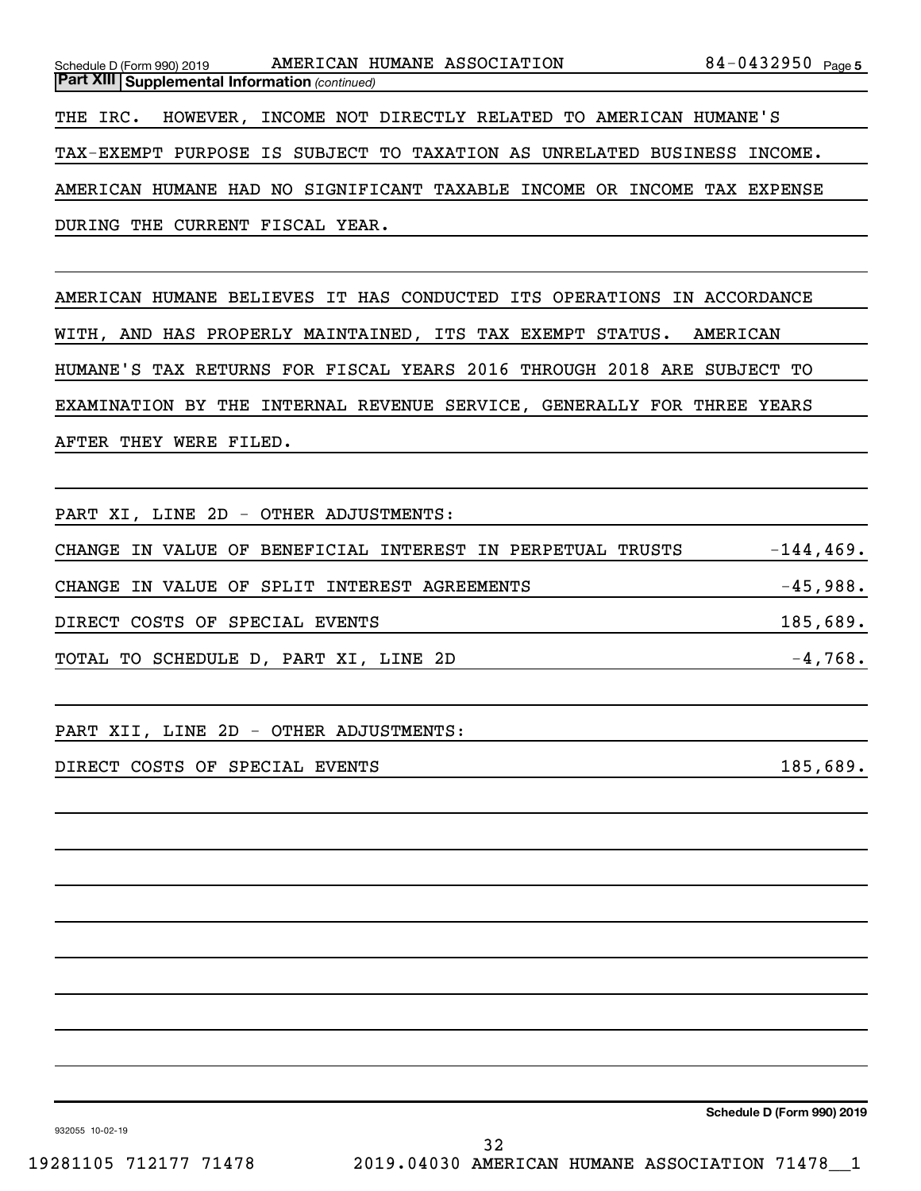Schedule D (Form 990) 2019 AMERICAN HUMANE ASSOCIATION 84-0432950 Page 5

**Part XIII Supplemental Information** *(continued)*

THE IRC. HOWEVER, INCOME NOT DIRECTLY RELATED TO AMERICAN HUMANE'S TAX-EXEMPT PURPOSE IS SUBJECT TO TAXATION AS UNRELATED BUSINESS INCOME. AMERICAN HUMANE HAD NO SIGNIFICANT TAXABLE INCOME OR INCOME TAX EXPENSE DURING THE CURRENT FISCAL YEAR.

AMERICAN HUMANE BELIEVES IT HAS CONDUCTED ITS OPERATIONS IN ACCORDANCE WITH, AND HAS PROPERLY MAINTAINED, ITS TAX EXEMPT STATUS. AMERICAN HUMANE'S TAX RETURNS FOR FISCAL YEARS 2016 THROUGH 2018 ARE SUBJECT TO EXAMINATION BY THE INTERNAL REVENUE SERVICE, GENERALLY FOR THREE YEARS AFTER THEY WERE FILED.

PART XI, LINE 2D - OTHER ADJUSTMENTS:

| | |
|---|---|
| CHANGE IN VALUE OF BENEFICIAL INTEREST IN PERPETUAL TRUSTS | -144,469. |
| CHANGE IN VALUE OF SPLIT INTEREST AGREEMENTS | -45,988. |
| DIRECT COSTS OF SPECIAL EVENTS | 185,689. |
| TOTAL TO SCHEDULE D, PART XI, LINE 2D | -4,768. |

PART XII, LINE 2D - OTHER ADJUSTMENTS:

| | |
|---|---|
| DIRECT COSTS OF SPECIAL EVENTS | 185,689. |

Schedule D (Form 990) 2019

932055 10-02-19

19281105 712177 71478 2019.04030 AMERICAN HUMANE ASSOCIATION 71478__1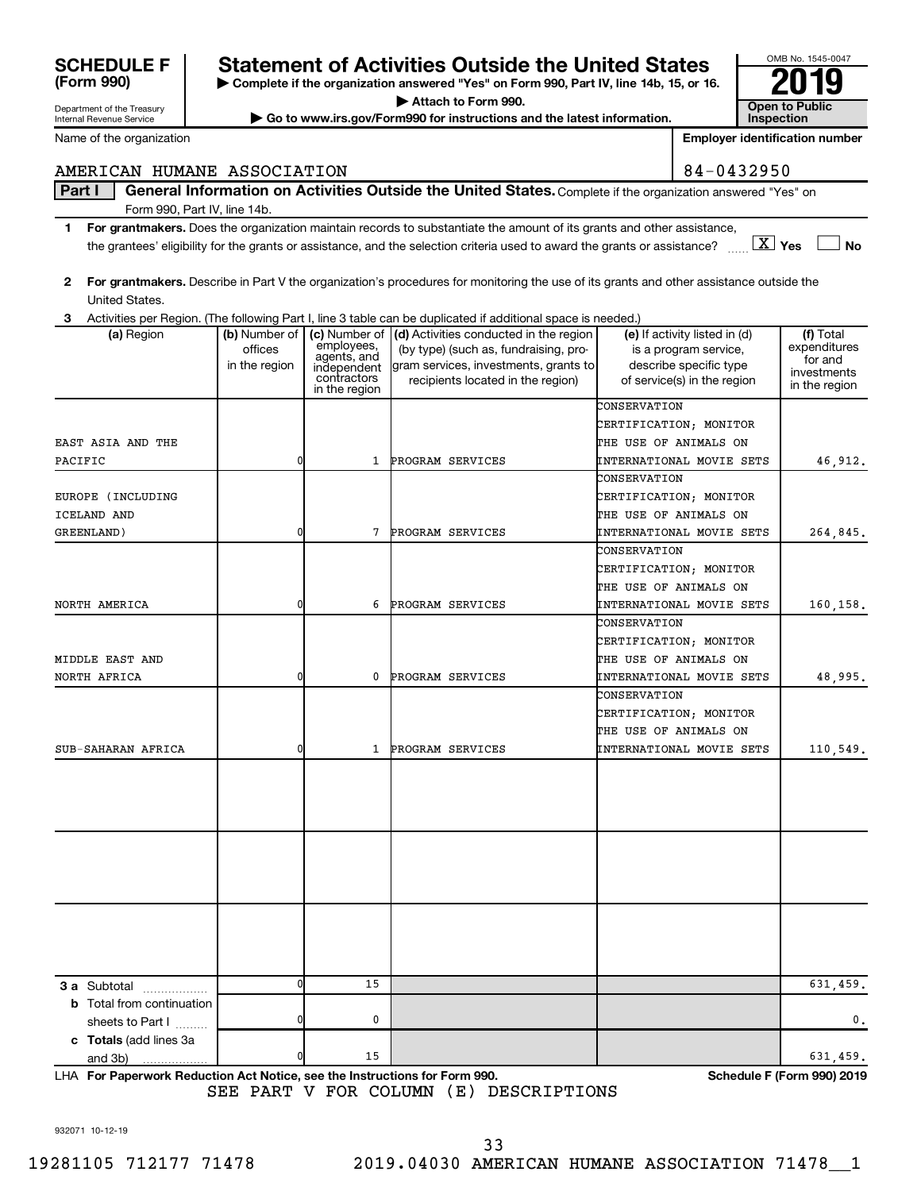**SCHEDULE F (Form 990)**

Department of the Treasury
Internal Revenue Service

# Statement of Activities Outside the United States

▶ Complete if the organization answered "Yes" on Form 990, Part IV, line 14b, 15, or 16.
▶ Attach to Form 990.
▶ Go to www.irs.gov/Form990 for instructions and the latest information.

OMB No. 1545-0047

**2019**

**Open to Public Inspection**

Name of the organization: AMERICAN HUMANE ASSOCIATION

Employer identification number: 84-0432950

**Part I General Information on Activities Outside the United States.** Complete if the organization answered "Yes" on Form 990, Part IV, line 14b.

1 **For grantmakers.** Does the organization maintain records to substantiate the amount of its grants and other assistance, the grantees' eligibility for the grants or assistance, and the selection criteria used to award the grants or assistance? [X] Yes [ ] No

2 **For grantmakers.** Describe in Part V the organization's procedures for monitoring the use of its grants and other assistance outside the United States.

3 Activities per Region. (The following Part I, line 3 table can be duplicated if additional space is needed.)

| (a) Region | (b) Number of offices in the region | (c) Number of employees, agents, and independent contractors in the region | (d) Activities conducted in the region (by type) (such as, fundraising, program services, investments, grants to recipients located in the region) | (e) If activity listed in (d) is a program service, describe specific type of service(s) in the region | (f) Total expenditures for and investments in the region |
|---|---|---|---|---|---|
| EAST ASIA AND THE PACIFIC | 0 | 1 | PROGRAM SERVICES | CONSERVATION CERTIFICATION; MONITOR THE USE OF ANIMALS ON INTERNATIONAL MOVIE SETS | 46,912. |
| EUROPE (INCLUDING ICELAND AND GREENLAND) | 0 | 7 | PROGRAM SERVICES | CONSERVATION CERTIFICATION; MONITOR THE USE OF ANIMALS ON INTERNATIONAL MOVIE SETS | 264,845. |
| NORTH AMERICA | 0 | 6 | PROGRAM SERVICES | CONSERVATION CERTIFICATION; MONITOR THE USE OF ANIMALS ON INTERNATIONAL MOVIE SETS | 160,158. |
| MIDDLE EAST AND NORTH AFRICA | 0 | 0 | PROGRAM SERVICES | CONSERVATION CERTIFICATION; MONITOR THE USE OF ANIMALS ON INTERNATIONAL MOVIE SETS | 48,995. |
| SUB-SAHARAN AFRICA | 0 | 1 | PROGRAM SERVICES | CONSERVATION CERTIFICATION; MONITOR THE USE OF ANIMALS ON INTERNATIONAL MOVIE SETS | 110,549. |
| | | | | | |
| | | | | | |
| | | | | | |
| **3 a** Subtotal | 0 | 15 | | | 631,459. |
| **b** Total from continuation sheets to Part I | 0 | 0 | | | 0. |
| **c Totals** (add lines 3a and 3b) | 0 | 15 | | | 631,459. |

LHA **For Paperwork Reduction Act Notice, see the Instructions for Form 990.** **Schedule F (Form 990) 2019**

SEE PART V FOR COLUMN (E) DESCRIPTIONS

932071 10-12-19

19281105 712177 71478 2019.04030 AMERICAN HUMANE ASSOCIATION 71478__1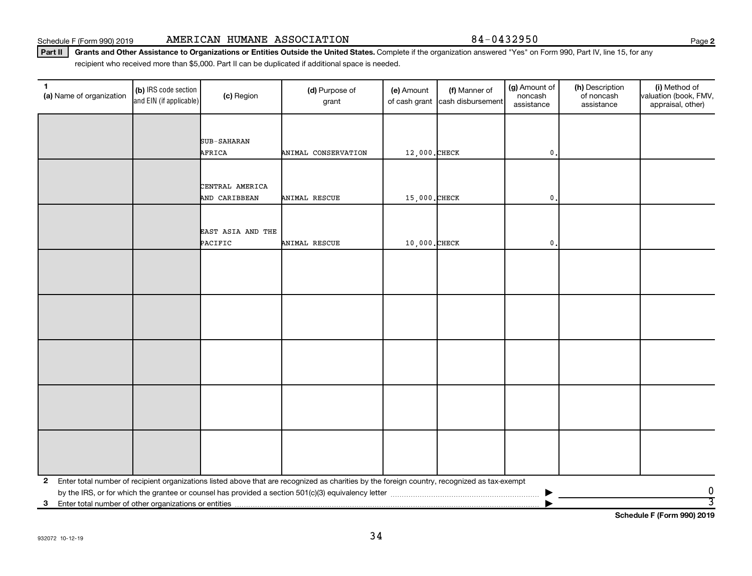Schedule F (Form 990) 2019 AMERICAN HUMANE ASSOCIATION 84-0432950

**Part II** **Grants and Other Assistance to Organizations or Entities Outside the United States.** Complete if the organization answered "Yes" on Form 990, Part IV, line 15, for any recipient who received more than $5,000. Part II can be duplicated if additional space is needed.

| 1 (a) Name of organization | (b) IRS code section and EIN (if applicable) | (c) Region | (d) Purpose of grant | (e) Amount of cash grant | (f) Manner of cash disbursement | (g) Amount of noncash assistance | (h) Description of noncash assistance | (i) Method of valuation (book, FMV, appraisal, other) |
|---|---|---|---|---|---|---|---|---|
| | | SUB-SAHARAN AFRICA | ANIMAL CONSERVATION | 12,000. | CHECK | 0. | | |
| | | CENTRAL AMERICA AND CARIBBEAN | ANIMAL RESCUE | 15,000. | CHECK | 0. | | |
| | | EAST ASIA AND THE PACIFIC | ANIMAL RESCUE | 10,000. | CHECK | 0. | | |
| | | | | | | | | |
| | | | | | | | | |
| | | | | | | | | |
| | | | | | | | | |
| | | | | | | | | |

**2** Enter total number of recipient organizations listed above that are recognized as charities by the foreign country, recognized as tax-exempt by the IRS, or for which the grantee or counsel has provided a section 501(c)(3) equivalency letter ▶ 0

**3** Enter total number of other organizations or entities ▶ 3

**Schedule F (Form 990) 2019**

932072 10-12-19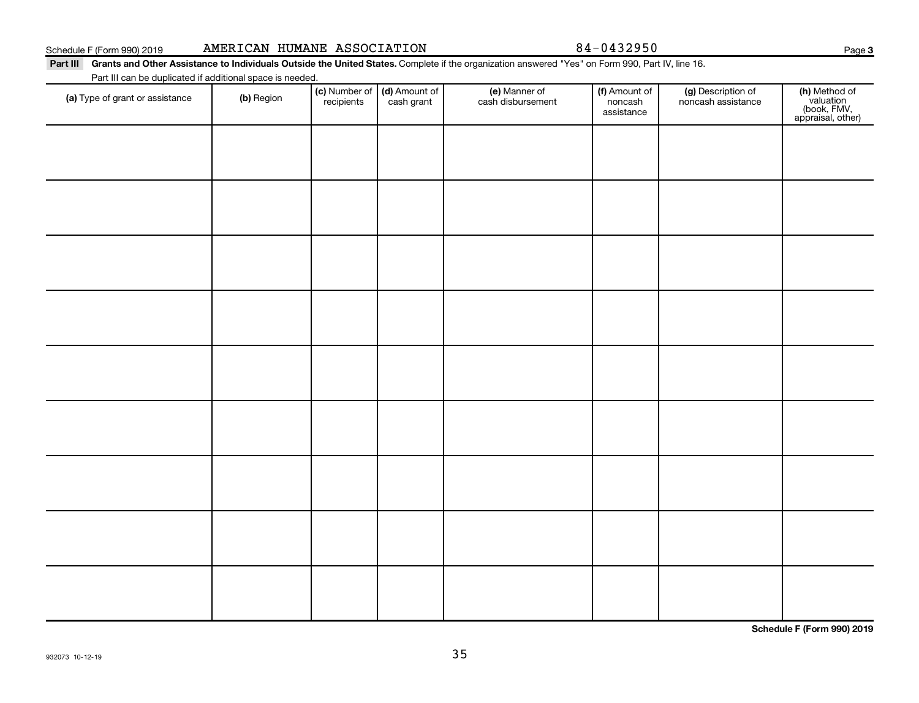Schedule F (Form 990) 2019 AMERICAN HUMANE ASSOCIATION 84-0432950 Page 3

**Part III Grants and Other Assistance to Individuals Outside the United States.** Complete if the organization answered "Yes" on Form 990, Part IV, line 16.

Part III can be duplicated if additional space is needed.

| (a) Type of grant or assistance | (b) Region | (c) Number of recipients | (d) Amount of cash grant | (e) Manner of cash disbursement | (f) Amount of noncash assistance | (g) Description of noncash assistance | (h) Method of valuation (book, FMV, appraisal, other) |
|---|---|---|---|---|---|---|---|
| | | | | | | | |
| | | | | | | | |
| | | | | | | | |
| | | | | | | | |
| | | | | | | | |
| | | | | | | | |
| | | | | | | | |
| | | | | | | | |
| | | | | | | | |

**Schedule F (Form 990) 2019**

932073 10-12-19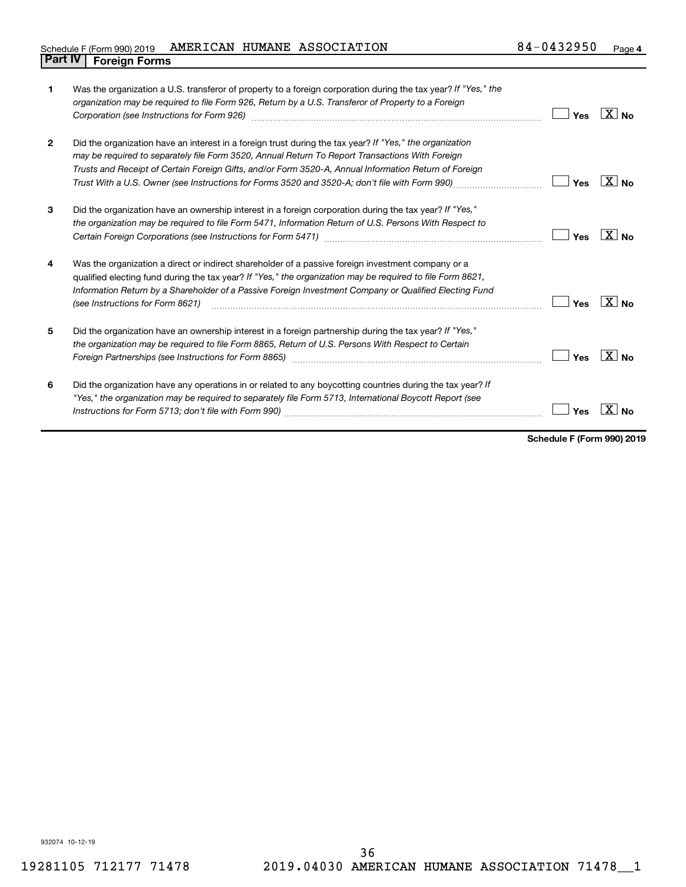Schedule F (Form 990) 2019 AMERICAN HUMANE ASSOCIATION 84-0432950 Page **4**

## Part IV Foreign Forms

| | | | |
|---|---|---|---|
| **1** | Was the organization a U.S. transferor of property to a foreign corporation during the tax year? *If "Yes," the organization may be required to file Form 926, Return by a U.S. Transferor of Property to a Foreign Corporation (see Instructions for Form 926)* | Yes | [X] No |
| **2** | Did the organization have an interest in a foreign trust during the tax year? *If "Yes," the organization may be required to separately file Form 3520, Annual Return To Report Transactions With Foreign Trusts and Receipt of Certain Foreign Gifts, and/or Form 3520-A, Annual Information Return of Foreign Trust With a U.S. Owner (see Instructions for Forms 3520 and 3520-A; don't file with Form 990)* | Yes | [X] No |
| **3** | Did the organization have an ownership interest in a foreign corporation during the tax year? *If "Yes," the organization may be required to file Form 5471, Information Return of U.S. Persons With Respect to Certain Foreign Corporations (see Instructions for Form 5471)* | Yes | [X] No |
| **4** | Was the organization a direct or indirect shareholder of a passive foreign investment company or a qualified electing fund during the tax year? *If "Yes," the organization may be required to file Form 8621, Information Return by a Shareholder of a Passive Foreign Investment Company or Qualified Electing Fund (see Instructions for Form 8621)* | Yes | [X] No |
| **5** | Did the organization have an ownership interest in a foreign partnership during the tax year? *If "Yes," the organization may be required to file Form 8865, Return of U.S. Persons With Respect to Certain Foreign Partnerships (see Instructions for Form 8865)* | Yes | [X] No |
| **6** | Did the organization have any operations in or related to any boycotting countries during the tax year? *If "Yes," the organization may be required to separately file Form 5713, International Boycott Report (see Instructions for Form 5713; don't file with Form 990)* | Yes | [X] No |

**Schedule F (Form 990) 2019**

932074 10-12-19

19281105 712177 71478 2019.04030 AMERICAN HUMANE ASSOCIATION 71478__1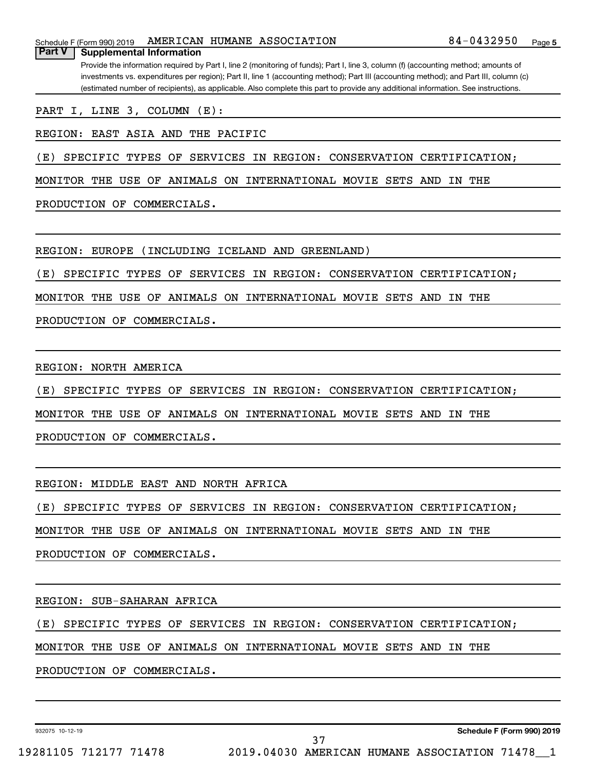Schedule F (Form 990) 2019 AMERICAN HUMANE ASSOCIATION 84-0432950 Page 5

## Part V Supplemental Information

Provide the information required by Part I, line 2 (monitoring of funds); Part I, line 3, column (f) (accounting method; amounts of investments vs. expenditures per region); Part II, line 1 (accounting method); Part III (accounting method); and Part III, column (c) (estimated number of recipients), as applicable. Also complete this part to provide any additional information. See instructions.

PART I, LINE 3, COLUMN (E):

REGION: EAST ASIA AND THE PACIFIC

(E) SPECIFIC TYPES OF SERVICES IN REGION: CONSERVATION CERTIFICATION; MONITOR THE USE OF ANIMALS ON INTERNATIONAL MOVIE SETS AND IN THE PRODUCTION OF COMMERCIALS.

REGION: EUROPE (INCLUDING ICELAND AND GREENLAND)

(E) SPECIFIC TYPES OF SERVICES IN REGION: CONSERVATION CERTIFICATION; MONITOR THE USE OF ANIMALS ON INTERNATIONAL MOVIE SETS AND IN THE PRODUCTION OF COMMERCIALS.

REGION: NORTH AMERICA

(E) SPECIFIC TYPES OF SERVICES IN REGION: CONSERVATION CERTIFICATION; MONITOR THE USE OF ANIMALS ON INTERNATIONAL MOVIE SETS AND IN THE PRODUCTION OF COMMERCIALS.

REGION: MIDDLE EAST AND NORTH AFRICA

(E) SPECIFIC TYPES OF SERVICES IN REGION: CONSERVATION CERTIFICATION; MONITOR THE USE OF ANIMALS ON INTERNATIONAL MOVIE SETS AND IN THE PRODUCTION OF COMMERCIALS.

REGION: SUB-SAHARAN AFRICA

(E) SPECIFIC TYPES OF SERVICES IN REGION: CONSERVATION CERTIFICATION; MONITOR THE USE OF ANIMALS ON INTERNATIONAL MOVIE SETS AND IN THE PRODUCTION OF COMMERCIALS.

932075 10-12-19 Schedule F (Form 990) 2019

19281105 712177 71478 2019.04030 AMERICAN HUMANE ASSOCIATION 71478__1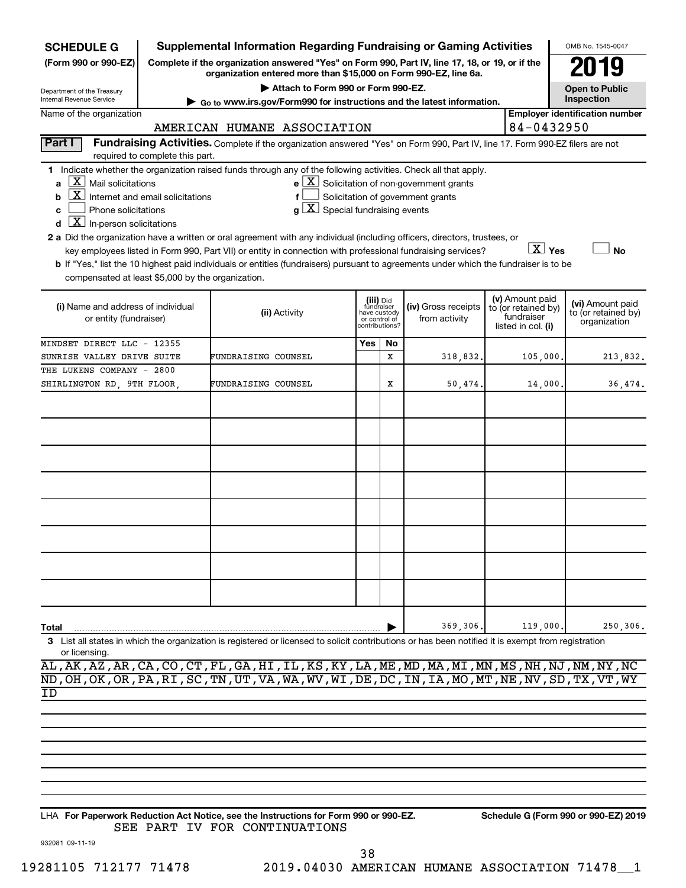**SCHEDULE G** (Form 990 or 990-EZ)

Department of the Treasury
Internal Revenue Service

# Supplemental Information Regarding Fundraising or Gaming Activities

**Complete if the organization answered "Yes" on Form 990, Part IV, line 17, 18, or 19, or if the organization entered more than $15,000 on Form 990-EZ, line 6a.**

▶ **Attach to Form 990 or Form 990-EZ.**

▶ **Go to www.irs.gov/Form990 for instructions and the latest information.**

OMB No. 1545-0047

**2019**

**Open to Public Inspection**

Name of the organization: AMERICAN HUMANE ASSOCIATION

**Employer identification number:** 84-0432950

**Part I** **Fundraising Activities.** Complete if the organization answered "Yes" on Form 990, Part IV, line 17. Form 990-EZ filers are not required to complete this part.

**1** Indicate whether the organization raised funds through any of the following activities. Check all that apply.

- **a** [X] Mail solicitations
- **b** [X] Internet and email solicitations
- **c** [ ] Phone solicitations
- **d** [X] In-person solicitations
- **e** [X] Solicitation of non-government grants
- **f** [ ] Solicitation of government grants
- **g** [X] Special fundraising events

**2 a** Did the organization have a written or oral agreement with any individual (including officers, directors, trustees, or key employees listed in Form 990, Part VII) or entity in connection with professional fundraising services? [X] **Yes** [ ] **No**

**b** If "Yes," list the 10 highest paid individuals or entities (fundraisers) pursuant to agreements under which the fundraiser is to be compensated at least $5,000 by the organization.

| (i) Name and address of individual or entity (fundraiser) | (ii) Activity | (iii) Did fundraiser have custody or control of contributions? Yes | No | (iv) Gross receipts from activity | (v) Amount paid to (or retained by) fundraiser listed in col. (i) | (vi) Amount paid to (or retained by) organization |
|---|---|---|---|---|---|---|
| MINDSET DIRECT LLC - 12355 SUNRISE VALLEY DRIVE SUITE | FUNDRAISING COUNSEL | | X | 318,832. | 105,000. | 213,832. |
| THE LUKENS COMPANY - 2800 SHIRLINGTON RD, 9TH FLOOR, | FUNDRAISING COUNSEL | | X | 50,474. | 14,000. | 36,474. |
| | | | | | | |
| | | | | | | |
| | | | | | | |
| | | | | | | |
| | | | | | | |
| | | | | | | |
| | | | | | | |
| | | | | | | |
| **Total** | | | ▶ | 369,306. | 119,000. | 250,306. |

**3** List all states in which the organization is registered or licensed to solicit contributions or has been notified it is exempt from registration or licensing.

AL,AK,AZ,AR,CA,CO,CT,FL,GA,HI,IL,KS,KY,LA,ME,MD,MA,MI,MN,MS,NH,NJ,NM,NY,NC
ND,OH,OK,OR,PA,RI,SC,TN,UT,VA,WA,WV,WI,DE,DC,IN,IA,MO,MT,NE,NV,SD,TX,VT,WY
ID

LHA **For Paperwork Reduction Act Notice, see the Instructions for Form 990 or 990-EZ.** **Schedule G (Form 990 or 990-EZ) 2019**

SEE PART IV FOR CONTINUATIONS

932081 09-11-19

19281105 712177 71478 2019.04030 AMERICAN HUMANE ASSOCIATION 71478__1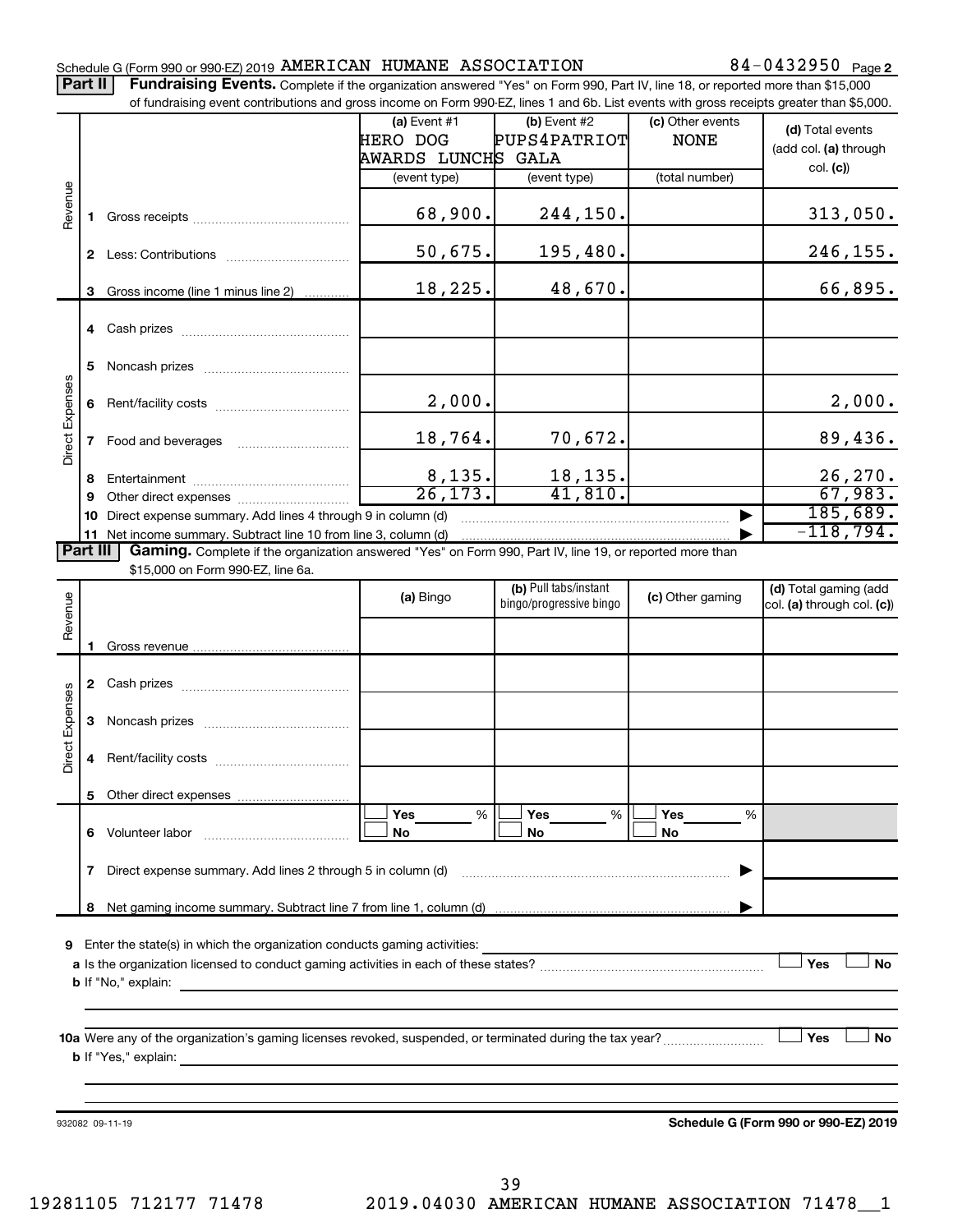Schedule G (Form 990 or 990-EZ) 2019 AMERICAN HUMANE ASSOCIATION 84-0432950 Page 2

**Part II** **Fundraising Events.** Complete if the organization answered "Yes" on Form 990, Part IV, line 18, or reported more than $15,000 of fundraising event contributions and gross income on Form 990-EZ, lines 1 and 6b. List events with gross receipts greater than $5,000.

| | | (a) Event #1 HERO DOG AWARDS LUNCHS (event type) | (b) Event #2 PUPS4PATRIOT GALA (event type) | (c) Other events NONE (total number) | (d) Total events (add col. (a) through col. (c)) |
|---|---|---|---|---|---|
| Revenue | 1 Gross receipts | 68,900. | 244,150. | | 313,050. |
| | 2 Less: Contributions | 50,675. | 195,480. | | 246,155. |
| | 3 Gross income (line 1 minus line 2) | 18,225. | 48,670. | | 66,895. |
| Direct Expenses | 4 Cash prizes | | | | |
| | 5 Noncash prizes | | | | |
| | 6 Rent/facility costs | 2,000. | | | 2,000. |
| | 7 Food and beverages | 18,764. | 70,672. | | 89,436. |
| | 8 Entertainment | 8,135. | 18,135. | | 26,270. |
| | 9 Other direct expenses | 26,173. | 41,810. | | 67,983. |
| | 10 Direct expense summary. Add lines 4 through 9 in column (d) | | | | 185,689. |
| | 11 Net income summary. Subtract line 10 from line 3, column (d) | | | | -118,794. |

**Part III** **Gaming.** Complete if the organization answered "Yes" on Form 990, Part IV, line 19, or reported more than $15,000 on Form 990-EZ, line 6a.

| | | (a) Bingo | (b) Pull tabs/instant bingo/progressive bingo | (c) Other gaming | (d) Total gaming (add col. (a) through col. (c)) |
|---|---|---|---|---|---|
| Revenue | 1 Gross revenue | | | | |
| Direct Expenses | 2 Cash prizes | | | | |
| | 3 Noncash prizes | | | | |
| | 4 Rent/facility costs | | | | |
| | 5 Other direct expenses | | | | |
| | 6 Volunteer labor | ☐ Yes ___% ☐ No | ☐ Yes ___% ☐ No | ☐ Yes ___% ☐ No | |
| | 7 Direct expense summary. Add lines 2 through 5 in column (d) | | | | |
| | 8 Net gaming income summary. Subtract line 7 from line 1, column (d) | | | | |

**9** Enter the state(s) in which the organization conducts gaming activities: ____________________

**a** Is the organization licensed to conduct gaming activities in each of these states? ☐ Yes ☐ No

**b** If "No," explain: ____________________

**10a** Were any of the organization's gaming licenses revoked, suspended, or terminated during the tax year? ☐ Yes ☐ No

**b** If "Yes," explain: ____________________

932082 09-11-19 **Schedule G (Form 990 or 990-EZ) 2019**

19281105 712177 71478 2019.04030 AMERICAN HUMANE ASSOCIATION 71478__1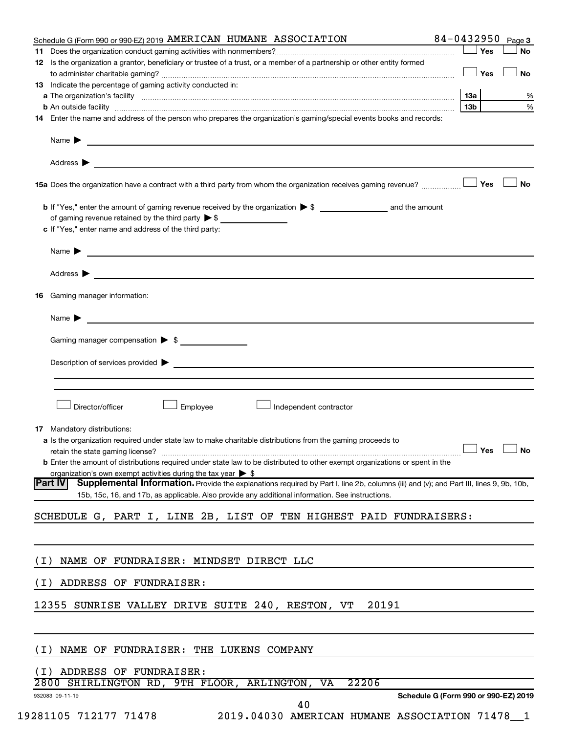Schedule G (Form 990 or 990-EZ) 2019 AMERICAN HUMANE ASSOCIATION 84-0432950 Page 3

**11** Does the organization conduct gaming activities with nonmembers? ☐ Yes ☐ No

**12** Is the organization a grantor, beneficiary or trustee of a trust, or a member of a partnership or other entity formed to administer charitable gaming? ☐ Yes ☐ No

**13** Indicate the percentage of gaming activity conducted in:

**a** The organization's facility **13a** %

**b** An outside facility **13b** %

**14** Enter the name and address of the person who prepares the organization's gaming/special events books and records:

Name ▶

Address ▶

**15a** Does the organization have a contract with a third party from whom the organization receives gaming revenue? ☐ Yes ☐ No

**b** If "Yes," enter the amount of gaming revenue received by the organization ▶ $ ______ and the amount of gaming revenue retained by the third party ▶ $ ______

**c** If "Yes," enter name and address of the third party:

Name ▶

Address ▶

**16** Gaming manager information:

Name ▶

Gaming manager compensation ▶ $

Description of services provided ▶

☐ Director/officer ☐ Employee ☐ Independent contractor

**17** Mandatory distributions:

**a** Is the organization required under state law to make charitable distributions from the gaming proceeds to retain the state gaming license? ☐ Yes ☐ No

**b** Enter the amount of distributions required under state law to be distributed to other exempt organizations or spent in the organization's own exempt activities during the tax year ▶ $

**Part IV** **Supplemental Information.** Provide the explanations required by Part I, line 2b, columns (iii) and (v); and Part III, lines 9, 9b, 10b, 15b, 15c, 16, and 17b, as applicable. Also provide any additional information. See instructions.

SCHEDULE G, PART I, LINE 2B, LIST OF TEN HIGHEST PAID FUNDRAISERS:

(I) NAME OF FUNDRAISER: MINDSET DIRECT LLC

(I) ADDRESS OF FUNDRAISER:

12355 SUNRISE VALLEY DRIVE SUITE 240, RESTON, VT 20191

(I) NAME OF FUNDRAISER: THE LUKENS COMPANY

(I) ADDRESS OF FUNDRAISER:

2800 SHIRLINGTON RD, 9TH FLOOR, ARLINGTON, VA 22206

932083 09-11-19 Schedule G (Form 990 or 990-EZ) 2019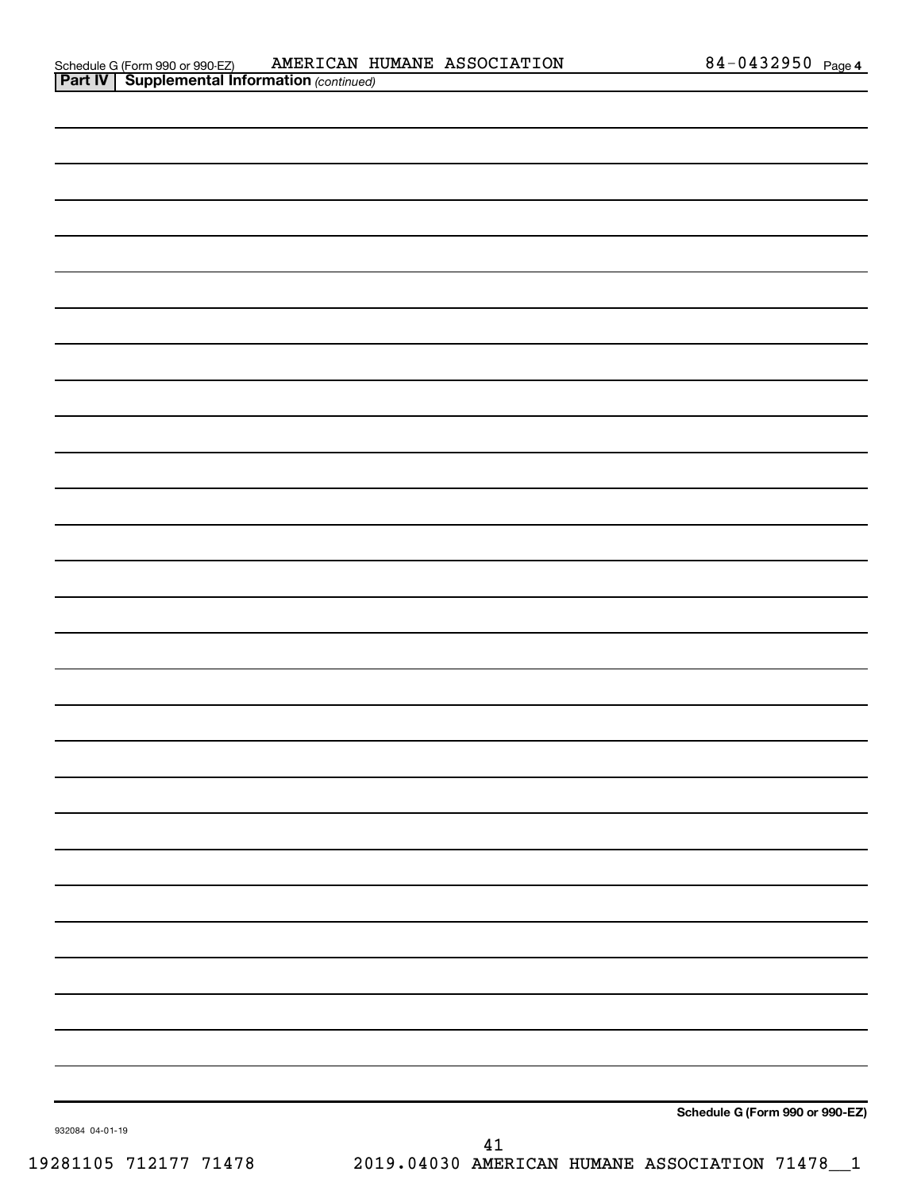Schedule G (Form 990 or 990-EZ) AMERICAN HUMANE ASSOCIATION 84-0432950 Page 4

**Part IV | Supplemental Information** *(continued)*

**Schedule G (Form 990 or 990-EZ)**

932084 04-01-19

19281105 712177 71478 2019.04030 AMERICAN HUMANE ASSOCIATION 71478__1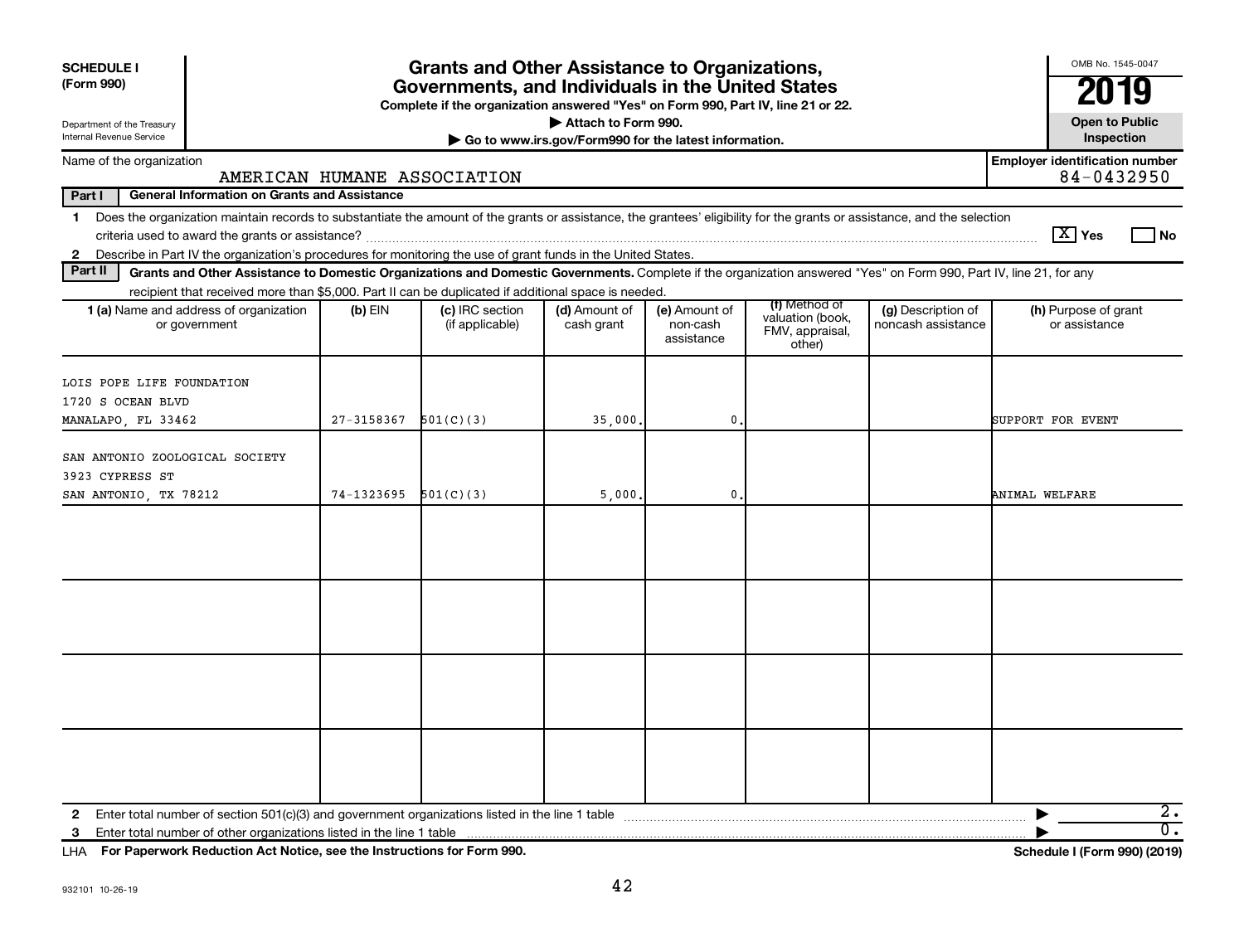**SCHEDULE I (Form 990)**

Department of the Treasury
Internal Revenue Service

# Grants and Other Assistance to Organizations, Governments, and Individuals in the United States

**Complete if the organization answered "Yes" on Form 990, Part IV, line 21 or 22.**

**▶ Attach to Form 990.**

**▶ Go to www.irs.gov/Form990 for the latest information.**

OMB No. 1545-0047

**2019**

**Open to Public Inspection**

Name of the organization: AMERICAN HUMANE ASSOCIATION

**Employer identification number** 84-0432950

**Part I — General Information on Grants and Assistance**

1 Does the organization maintain records to substantiate the amount of the grants or assistance, the grantees' eligibility for the grants or assistance, and the selection criteria used to award the grants or assistance? [X] Yes [ ] No

2 Describe in Part IV the organization's procedures for monitoring the use of grant funds in the United States.

**Part II — Grants and Other Assistance to Domestic Organizations and Domestic Governments.** Complete if the organization answered "Yes" on Form 990, Part IV, line 21, for any recipient that received more than $5,000. Part II can be duplicated if additional space is needed.

| 1 (a) Name and address of organization or government | (b) EIN | (c) IRC section (if applicable) | (d) Amount of cash grant | (e) Amount of non-cash assistance | (f) Method of valuation (book, FMV, appraisal, other) | (g) Description of noncash assistance | (h) Purpose of grant or assistance |
|---|---|---|---|---|---|---|---|
| LOIS POPE LIFE FOUNDATION 1720 S OCEAN BLVD MANALAPO, FL 33462 | 27-3158367 | 501(C)(3) | 35,000. | 0. | | | SUPPORT FOR EVENT |
| SAN ANTONIO ZOOLOGICAL SOCIETY 3923 CYPRESS ST SAN ANTONIO, TX 78212 | 74-1323695 | 501(C)(3) | 5,000. | 0. | | | ANIMAL WELFARE |
| | | | | | | | |
| | | | | | | | |
| | | | | | | | |
| | | | | | | | |

2 Enter total number of section 501(c)(3) and government organizations listed in the line 1 table ▶ 2.

3 Enter total number of other organizations listed in the line 1 table ▶ 0.

LHA **For Paperwork Reduction Act Notice, see the Instructions for Form 990.** **Schedule I (Form 990) (2019)**

932101 10-26-19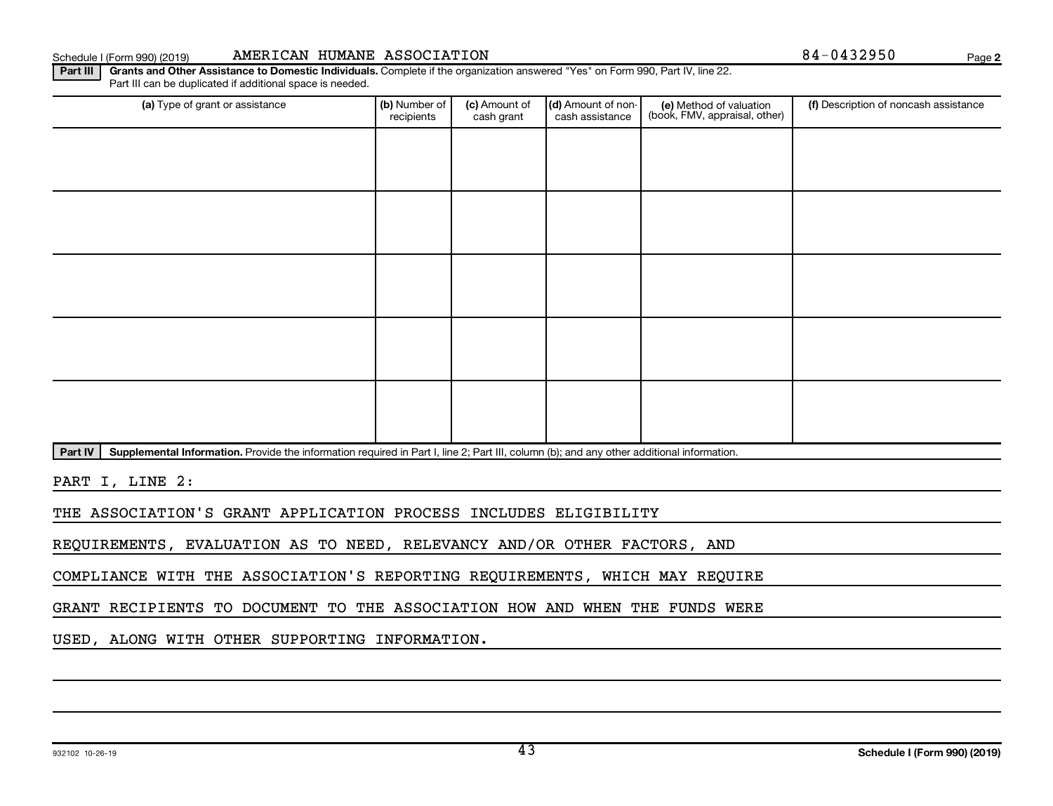Schedule I (Form 990) (2019) AMERICAN HUMANE ASSOCIATION 84-0432950

**Part III** **Grants and Other Assistance to Domestic Individuals.** Complete if the organization answered "Yes" on Form 990, Part IV, line 22. Part III can be duplicated if additional space is needed.

| (a) Type of grant or assistance | (b) Number of recipients | (c) Amount of cash grant | (d) Amount of non-cash assistance | (e) Method of valuation (book, FMV, appraisal, other) | (f) Description of noncash assistance |
|---|---|---|---|---|---|
| | | | | | |
| | | | | | |
| | | | | | |
| | | | | | |
| | | | | | |

**Part IV** **Supplemental Information.** Provide the information required in Part I, line 2; Part III, column (b); and any other additional information.

PART I, LINE 2:

THE ASSOCIATION'S GRANT APPLICATION PROCESS INCLUDES ELIGIBILITY REQUIREMENTS, EVALUATION AS TO NEED, RELEVANCY AND/OR OTHER FACTORS, AND COMPLIANCE WITH THE ASSOCIATION'S REPORTING REQUIREMENTS, WHICH MAY REQUIRE GRANT RECIPIENTS TO DOCUMENT TO THE ASSOCIATION HOW AND WHEN THE FUNDS WERE USED, ALONG WITH OTHER SUPPORTING INFORMATION.

932102 10-26-19 **Schedule I (Form 990) (2019)**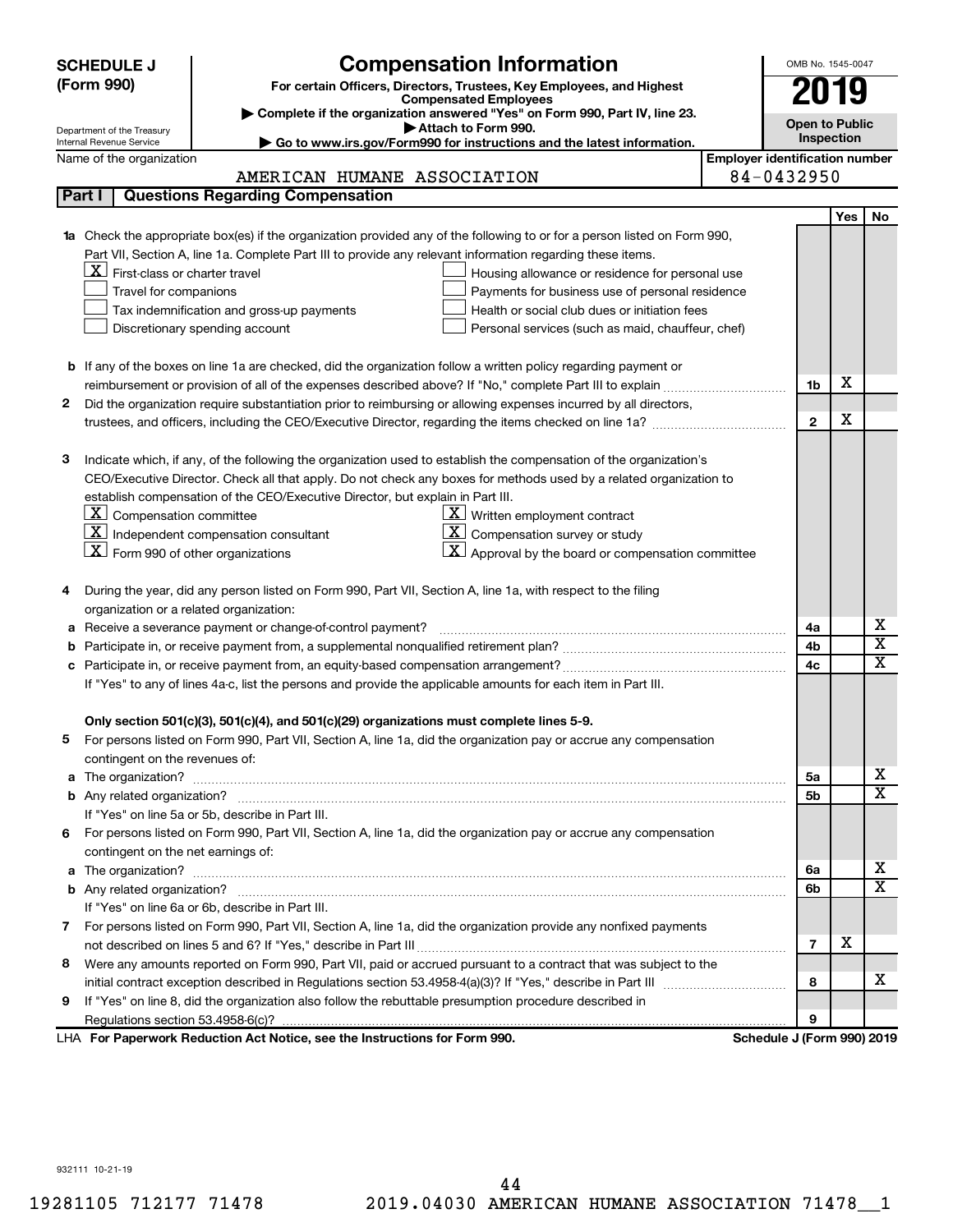**SCHEDULE J (Form 990)**

# Compensation Information

**For certain Officers, Directors, Trustees, Key Employees, and Highest Compensated Employees**

▶ Complete if the organization answered "Yes" on Form 990, Part IV, line 23.
▶ Attach to Form 990.
▶ Go to www.irs.gov/Form990 for instructions and the latest information.

Department of the Treasury
Internal Revenue Service

OMB No. 1545-0047

**2019**

**Open to Public Inspection**

Name of the organization: AMERICAN HUMANE ASSOCIATION

Employer identification number: 84-0432950

## Part I Questions Regarding Compensation

| | | | Yes | No |
|---|---|---|---|---|
| **1a** | Check the appropriate box(es) if the organization provided any of the following to or for a person listed on Form 990, Part VII, Section A, line 1a. Complete Part III to provide any relevant information regarding these items.<br>[X] First-class or charter travel<br>[ ] Travel for companions<br>[ ] Tax indemnification and gross-up payments<br>[ ] Discretionary spending account<br>[ ] Housing allowance or residence for personal use<br>[ ] Payments for business use of personal residence<br>[ ] Health or social club dues or initiation fees<br>[ ] Personal services (such as maid, chauffeur, chef) | | | |
| **b** | If any of the boxes on line 1a are checked, did the organization follow a written policy regarding payment or reimbursement or provision of all of the expenses described above? If "No," complete Part III to explain | 1b | X | |
| **2** | Did the organization require substantiation prior to reimbursing or allowing expenses incurred by all directors, trustees, and officers, including the CEO/Executive Director, regarding the items checked on line 1a? | 2 | X | |
| **3** | Indicate which, if any, of the following the organization used to establish the compensation of the organization's CEO/Executive Director. Check all that apply. Do not check any boxes for methods used by a related organization to establish compensation of the CEO/Executive Director, but explain in Part III.<br>[X] Compensation committee<br>[X] Independent compensation consultant<br>[X] Form 990 of other organizations<br>[X] Written employment contract<br>[X] Compensation survey or study<br>[X] Approval by the board or compensation committee | | | |
| **4** | During the year, did any person listed on Form 990, Part VII, Section A, line 1a, with respect to the filing organization or a related organization: | | | |
| **a** | Receive a severance payment or change-of-control payment? | 4a | | X |
| **b** | Participate in, or receive payment from, a supplemental nonqualified retirement plan? | 4b | | X |
| **c** | Participate in, or receive payment from, an equity-based compensation arrangement? | 4c | | X |
| | If "Yes" to any of lines 4a-c, list the persons and provide the applicable amounts for each item in Part III. | | | |
| | **Only section 501(c)(3), 501(c)(4), and 501(c)(29) organizations must complete lines 5-9.** | | | |
| **5** | For persons listed on Form 990, Part VII, Section A, line 1a, did the organization pay or accrue any compensation contingent on the revenues of: | | | |
| **a** | The organization? | 5a | | X |
| **b** | Any related organization? | 5b | | X |
| | If "Yes" on line 5a or 5b, describe in Part III. | | | |
| **6** | For persons listed on Form 990, Part VII, Section A, line 1a, did the organization pay or accrue any compensation contingent on the net earnings of: | | | |
| **a** | The organization? | 6a | | X |
| **b** | Any related organization? | 6b | | X |
| | If "Yes" on line 6a or 6b, describe in Part III. | | | |
| **7** | For persons listed on Form 990, Part VII, Section A, line 1a, did the organization provide any nonfixed payments not described on lines 5 and 6? If "Yes," describe in Part III | 7 | X | |
| **8** | Were any amounts reported on Form 990, Part VII, paid or accrued pursuant to a contract that was subject to the initial contract exception described in Regulations section 53.4958-4(a)(3)? If "Yes," describe in Part III | 8 | | X |
| **9** | If "Yes" on line 8, did the organization also follow the rebuttable presumption procedure described in Regulations section 53.4958-6(c)? | 9 | | |

LHA **For Paperwork Reduction Act Notice, see the Instructions for Form 990.** **Schedule J (Form 990) 2019**

932111 10-21-19

19281105 712177 71478 2019.04030 AMERICAN HUMANE ASSOCIATION 71478__1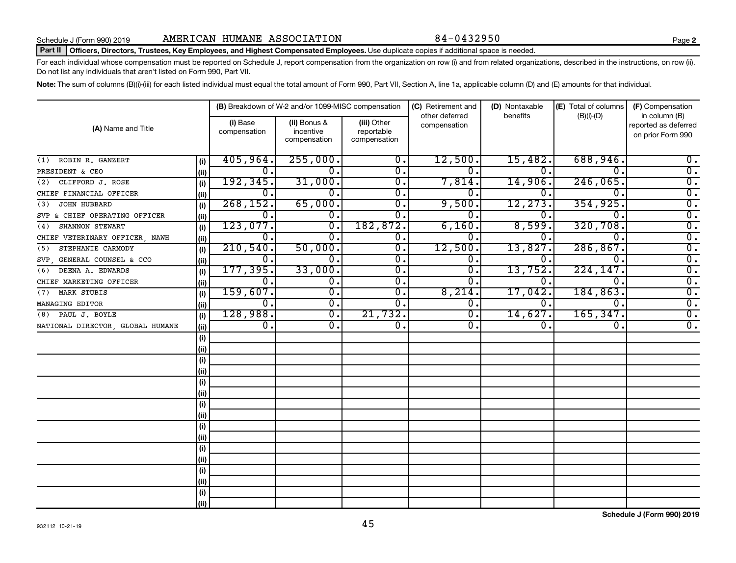Schedule J (Form 990) 2019 AMERICAN HUMANE ASSOCIATION 84-0432950 Page **2**

**Part II** **Officers, Directors, Trustees, Key Employees, and Highest Compensated Employees.** Use duplicate copies if additional space is needed.

For each individual whose compensation must be reported on Schedule J, report compensation from the organization on row (i) and from related organizations, described in the instructions, on row (ii). Do not list any individuals that aren't listed on Form 990, Part VII.

**Note:** The sum of columns (B)(i)-(iii) for each listed individual must equal the total amount of Form 990, Part VII, Section A, line 1a, applicable column (D) and (E) amounts for that individual.

| (A) Name and Title | | (B) Breakdown of W-2 and/or 1099-MISC compensation | | | (C) Retirement and other deferred compensation | (D) Nontaxable benefits | (E) Total of columns (B)(i)-(D) | (F) Compensation in column (B) reported as deferred on prior Form 990 |
|---|---|---|---|---|---|---|---|---|
| | | (i) Base compensation | (ii) Bonus & incentive compensation | (iii) Other reportable compensation | | | | |
| (1) ROBIN R. GANZERT | (i) | 405,964. | 255,000. | 0. | 12,500. | 15,482. | 688,946. | 0. |
| PRESIDENT & CEO | (ii) | 0. | 0. | 0. | 0. | 0. | 0. | 0. |
| (2) CLIFFORD J. ROSE | (i) | 192,345. | 31,000. | 0. | 7,814. | 14,906. | 246,065. | 0. |
| CHIEF FINANCIAL OFFICER | (ii) | 0. | 0. | 0. | 0. | 0. | 0. | 0. |
| (3) JOHN HUBBARD | (i) | 268,152. | 65,000. | 0. | 9,500. | 12,273. | 354,925. | 0. |
| SVP & CHIEF OPERATING OFFICER | (ii) | 0. | 0. | 0. | 0. | 0. | 0. | 0. |
| (4) SHANNON STEWART | (i) | 123,077. | 0. | 182,872. | 6,160. | 8,599. | 320,708. | 0. |
| CHIEF VETERINARY OFFICER, NAWH | (ii) | 0. | 0. | 0. | 0. | 0. | 0. | 0. |
| (5) STEPHANIE CARMODY | (i) | 210,540. | 50,000. | 0. | 12,500. | 13,827. | 286,867. | 0. |
| SVP, GENERAL COUNSEL & CCO | (ii) | 0. | 0. | 0. | 0. | 0. | 0. | 0. |
| (6) DEENA A. EDWARDS | (i) | 177,395. | 33,000. | 0. | 0. | 13,752. | 224,147. | 0. |
| CHIEF MARKETING OFFICER | (ii) | 0. | 0. | 0. | 0. | 0. | 0. | 0. |
| (7) MARK STUBIS | (i) | 159,607. | 0. | 0. | 8,214. | 17,042. | 184,863. | 0. |
| MANAGING EDITOR | (ii) | 0. | 0. | 0. | 0. | 0. | 0. | 0. |
| (8) PAUL J. BOYLE | (i) | 128,988. | 0. | 21,732. | 0. | 14,627. | 165,347. | 0. |
| NATIONAL DIRECTOR, GLOBAL HUMANE | (ii) | 0. | 0. | 0. | 0. | 0. | 0. | 0. |
| | (i) | | | | | | | |
| | (ii) | | | | | | | |
| | (i) | | | | | | | |
| | (ii) | | | | | | | |
| | (i) | | | | | | | |
| | (ii) | | | | | | | |
| | (i) | | | | | | | |
| | (ii) | | | | | | | |
| | (i) | | | | | | | |
| | (ii) | | | | | | | |
| | (i) | | | | | | | |
| | (ii) | | | | | | | |
| | (i) | | | | | | | |
| | (ii) | | | | | | | |
| | (i) | | | | | | | |
| | (ii) | | | | | | | |

**Schedule J (Form 990) 2019**

932112 10-21-19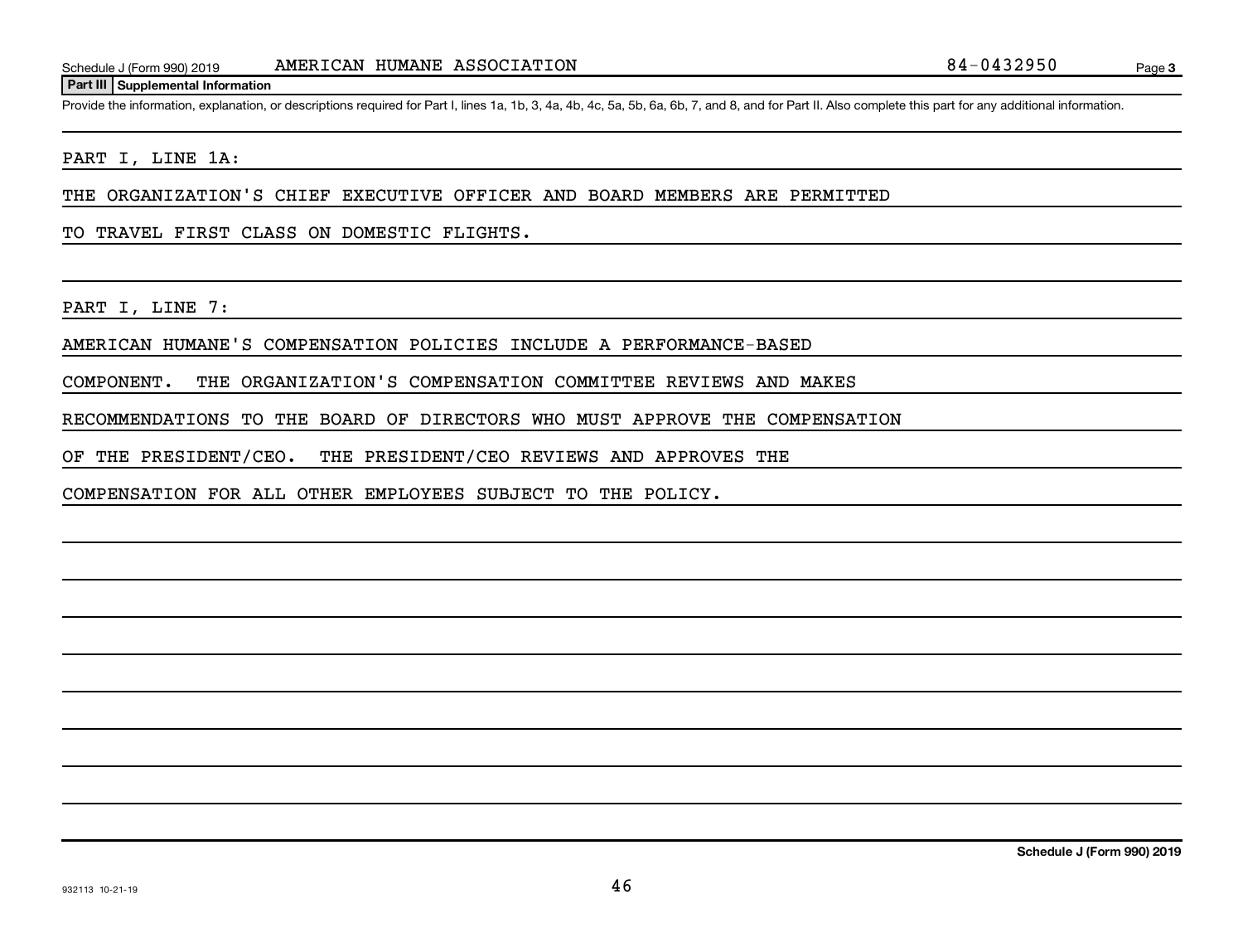Schedule J (Form 990) 2019 AMERICAN HUMANE ASSOCIATION 84-0432950

**Part III Supplemental Information**

Provide the information, explanation, or descriptions required for Part I, lines 1a, 1b, 3, 4a, 4b, 4c, 5a, 5b, 6a, 6b, 7, and 8, and for Part II. Also complete this part for any additional information.

PART I, LINE 1A:

THE ORGANIZATION'S CHIEF EXECUTIVE OFFICER AND BOARD MEMBERS ARE PERMITTED TO TRAVEL FIRST CLASS ON DOMESTIC FLIGHTS.

PART I, LINE 7:

AMERICAN HUMANE'S COMPENSATION POLICIES INCLUDE A PERFORMANCE-BASED COMPONENT. THE ORGANIZATION'S COMPENSATION COMMITTEE REVIEWS AND MAKES RECOMMENDATIONS TO THE BOARD OF DIRECTORS WHO MUST APPROVE THE COMPENSATION OF THE PRESIDENT/CEO. THE PRESIDENT/CEO REVIEWS AND APPROVES THE COMPENSATION FOR ALL OTHER EMPLOYEES SUBJECT TO THE POLICY.

932113 10-21-19

Schedule J (Form 990) 2019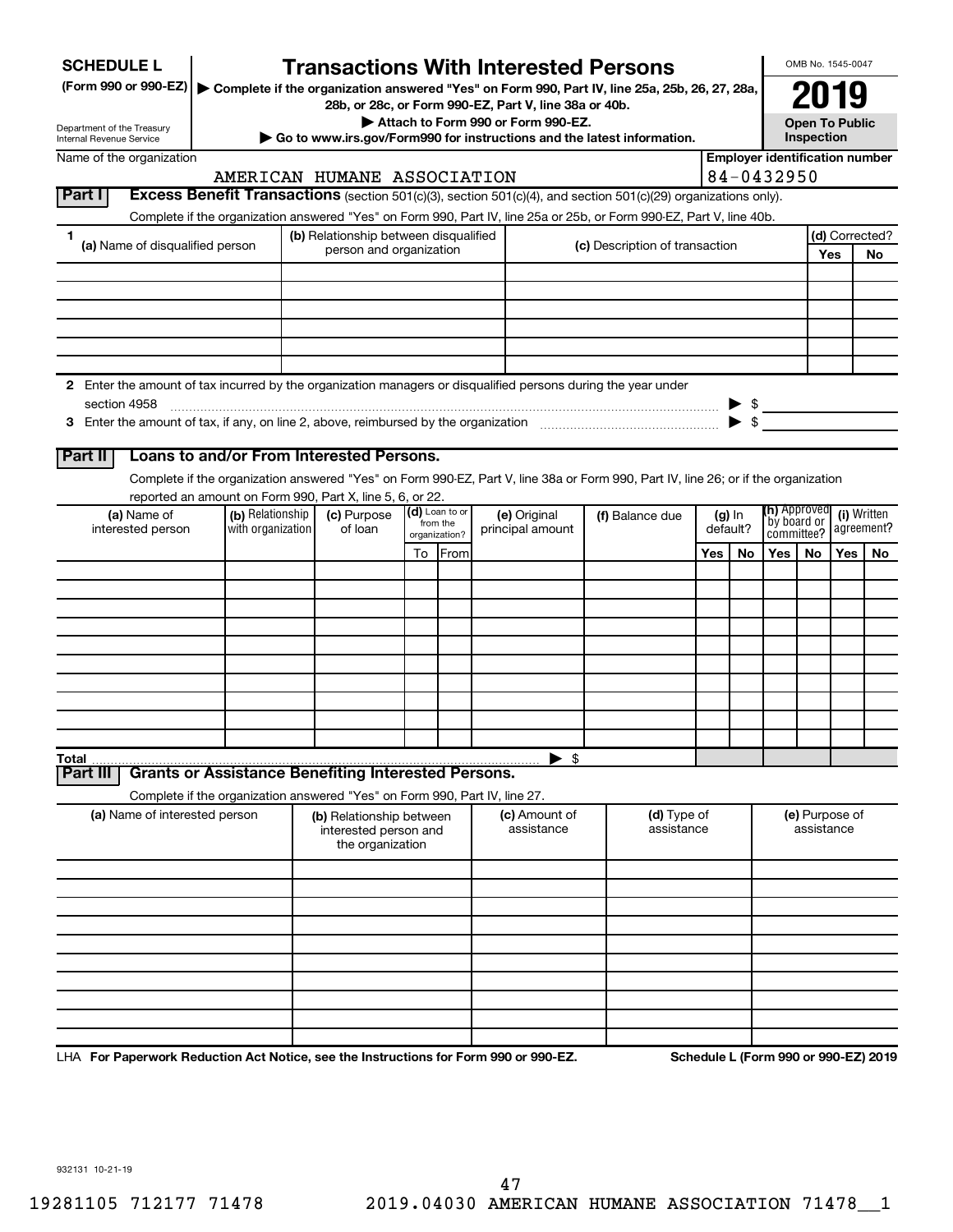**SCHEDULE L**
**(Form 990 or 990-EZ)**

Department of the Treasury
Internal Revenue Service

# Transactions With Interested Persons

▶ Complete if the organization answered "Yes" on Form 990, Part IV, line 25a, 25b, 26, 27, 28a, 28b, or 28c, or Form 990-EZ, Part V, line 38a or 40b.
▶ Attach to Form 990 or Form 990-EZ.
▶ Go to www.irs.gov/Form990 for instructions and the latest information.

OMB No. 1545-0047

**2019**

**Open To Public Inspection**

Name of the organization: AMERICAN HUMANE ASSOCIATION

Employer identification number: 84-0432950

## Part I Excess Benefit Transactions (section 501(c)(3), section 501(c)(4), and section 501(c)(29) organizations only).

Complete if the organization answered "Yes" on Form 990, Part IV, line 25a or 25b, or Form 990-EZ, Part V, line 40b.

| 1 (a) Name of disqualified person | (b) Relationship between disqualified person and organization | (c) Description of transaction | (d) Corrected? Yes | No |
|---|---|---|---|---|
| | | | | |
| | | | | |
| | | | | |
| | | | | |
| | | | | |
| | | | | |

2 Enter the amount of tax incurred by the organization managers or disqualified persons during the year under section 4958 ▶ $

3 Enter the amount of tax, if any, on line 2, above, reimbursed by the organization ▶ $

## Part II Loans to and/or From Interested Persons.

Complete if the organization answered "Yes" on Form 990-EZ, Part V, line 38a or Form 990, Part IV, line 26; or if the organization reported an amount on Form 990, Part X, line 5, 6, or 22.

| (a) Name of interested person | (b) Relationship with organization | (c) Purpose of loan | (d) Loan to or from the organization? To | From | (e) Original principal amount | (f) Balance due | (g) In default? Yes | No | (h) Approved by board or committee? Yes | No | (i) Written agreement? Yes | No |
|---|---|---|---|---|---|---|---|---|---|---|---|---|
| | | | | | | | | | | | | |
| | | | | | | | | | | | | |
| | | | | | | | | | | | | |
| | | | | | | | | | | | | |
| | | | | | | | | | | | | |
| | | | | | | | | | | | | |
| | | | | | | | | | | | | |
| | | | | | | | | | | | | |
| | | | | | | | | | | | | |
| | | | | | | | | | | | | |
| **Total** | | | | | ▶ $ | | | | | | | |

## Part III Grants or Assistance Benefiting Interested Persons.

Complete if the organization answered "Yes" on Form 990, Part IV, line 27.

| (a) Name of interested person | (b) Relationship between interested person and the organization | (c) Amount of assistance | (d) Type of assistance | (e) Purpose of assistance |
|---|---|---|---|---|
| | | | | |
| | | | | |
| | | | | |
| | | | | |
| | | | | |
| | | | | |
| | | | | |
| | | | | |
| | | | | |
| | | | | |

LHA **For Paperwork Reduction Act Notice, see the Instructions for Form 990 or 990-EZ.** **Schedule L (Form 990 or 990-EZ) 2019**

932131 10-21-19

19281105 712177 71478 2019.04030 AMERICAN HUMANE ASSOCIATION 71478__1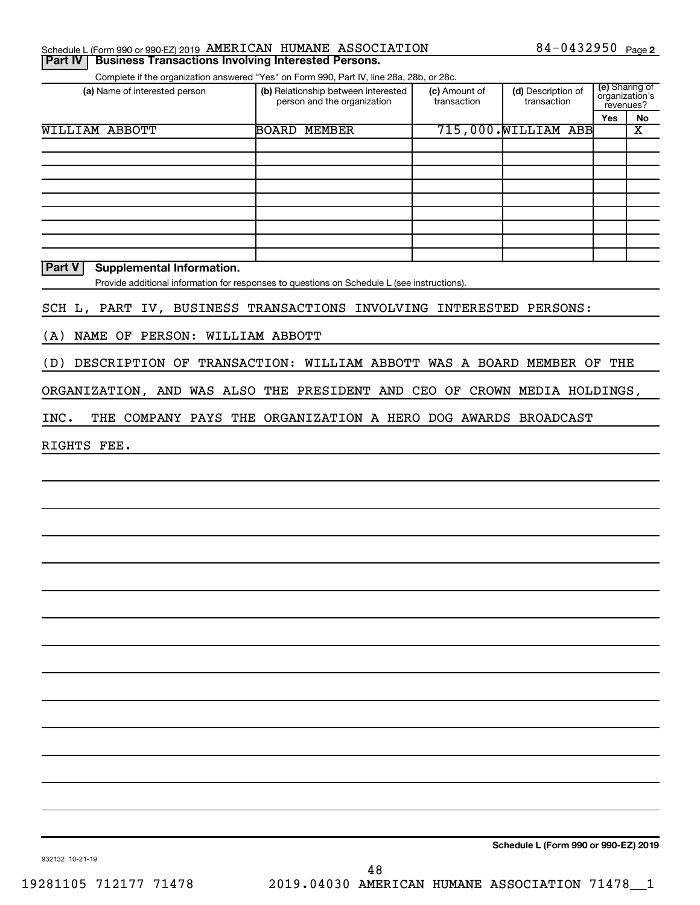Schedule L (Form 990 or 990-EZ) 2019 AMERICAN HUMANE ASSOCIATION 84-0432950 Page 2

**Part IV | Business Transactions Involving Interested Persons.**

Complete if the organization answered "Yes" on Form 990, Part IV, line 28a, 28b, or 28c.

| (a) Name of interested person | (b) Relationship between interested person and the organization | (c) Amount of transaction | (d) Description of transaction | (e) Sharing of organization's revenues? | |
|---|---|---|---|---|---|
| | | | | Yes | No |
| WILLIAM ABBOTT | BOARD MEMBER | 715,000. | WILLIAM ABB | | X |
| | | | | | |
| | | | | | |
| | | | | | |
| | | | | | |
| | | | | | |
| | | | | | |
| | | | | | |
| | | | | | |

**Part V | Supplemental Information.**

Provide additional information for responses to questions on Schedule L (see instructions).

SCH L, PART IV, BUSINESS TRANSACTIONS INVOLVING INTERESTED PERSONS:

(A) NAME OF PERSON: WILLIAM ABBOTT

(D) DESCRIPTION OF TRANSACTION: WILLIAM ABBOTT WAS A BOARD MEMBER OF THE ORGANIZATION, AND WAS ALSO THE PRESIDENT AND CEO OF CROWN MEDIA HOLDINGS, INC. THE COMPANY PAYS THE ORGANIZATION A HERO DOG AWARDS BROADCAST RIGHTS FEE.

932132 10-21-19 **Schedule L (Form 990 or 990-EZ) 2019**

19281105 712177 71478 2019.04030 AMERICAN HUMANE ASSOCIATION 71478__1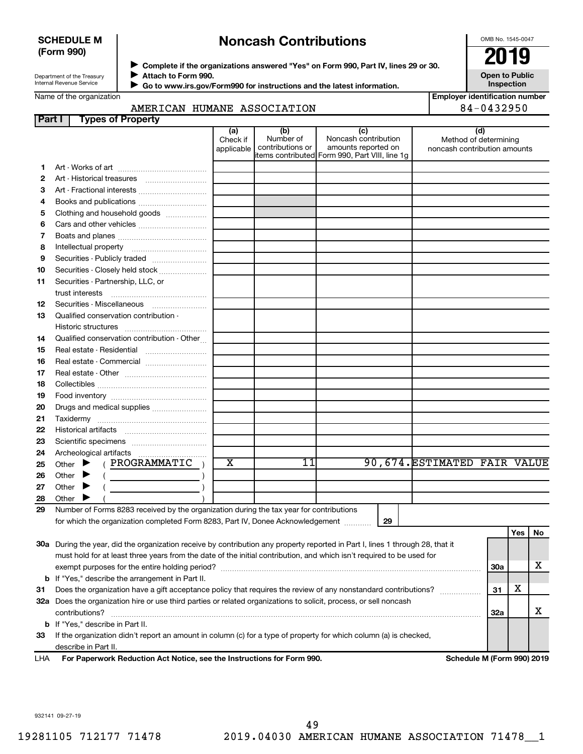**SCHEDULE M (Form 990)**

Department of the Treasury
Internal Revenue Service

# Noncash Contributions

▶ Complete if the organizations answered "Yes" on Form 990, Part IV, lines 29 or 30.
▶ Attach to Form 990.
▶ Go to www.irs.gov/Form990 for instructions and the latest information.

OMB No. 1545-0047

**2019**

**Open to Public Inspection**

Name of the organization: AMERICAN HUMANE ASSOCIATION

Employer identification number: 84-0432950

## Part I Types of Property

| | | (a) Check if applicable | (b) Number of contributions or items contributed | (c) Noncash contribution amounts reported on Form 990, Part VIII, line 1g | (d) Method of determining noncash contribution amounts |
|---|---|---|---|---|---|
| 1 | Art - Works of art | | | | |
| 2 | Art - Historical treasures | | | | |
| 3 | Art - Fractional interests | | | | |
| 4 | Books and publications | | | | |
| 5 | Clothing and household goods | | | | |
| 6 | Cars and other vehicles | | | | |
| 7 | Boats and planes | | | | |
| 8 | Intellectual property | | | | |
| 9 | Securities - Publicly traded | | | | |
| 10 | Securities - Closely held stock | | | | |
| 11 | Securities - Partnership, LLC, or trust interests | | | | |
| 12 | Securities - Miscellaneous | | | | |
| 13 | Qualified conservation contribution - Historic structures | | | | |
| 14 | Qualified conservation contribution - Other | | | | |
| 15 | Real estate - Residential | | | | |
| 16 | Real estate - Commercial | | | | |
| 17 | Real estate - Other | | | | |
| 18 | Collectibles | | | | |
| 19 | Food inventory | | | | |
| 20 | Drugs and medical supplies | | | | |
| 21 | Taxidermy | | | | |
| 22 | Historical artifacts | | | | |
| 23 | Scientific specimens | | | | |
| 24 | Archeological artifacts | | | | |
| 25 | Other ▶ ( PROGRAMMATIC ) | X | 11 | 90,674. | ESTIMATED FAIR VALUE |
| 26 | Other ▶ ( ) | | | | |
| 27 | Other ▶ ( ) | | | | |
| 28 | Other ▶ ( ) | | | | |

29 Number of Forms 8283 received by the organization during the tax year for contributions for which the organization completed Form 8283, Part IV, Donee Acknowledgement ..... 29

| | | | Yes | No |
|---|---|---|---|---|
| 30a | During the year, did the organization receive by contribution any property reported in Part I, lines 1 through 28, that it must hold for at least three years from the date of the initial contribution, and which isn't required to be used for exempt purposes for the entire holding period? | 30a | | X |
| b | If "Yes," describe the arrangement in Part II. | | | |
| 31 | Does the organization have a gift acceptance policy that requires the review of any nonstandard contributions? | 31 | X | |
| 32a | Does the organization hire or use third parties or related organizations to solicit, process, or sell noncash contributions? | 32a | | X |
| b | If "Yes," describe in Part II. | | | |
| 33 | If the organization didn't report an amount in column (c) for a type of property for which column (a) is checked, describe in Part II. | | | |

LHA **For Paperwork Reduction Act Notice, see the Instructions for Form 990.** **Schedule M (Form 990) 2019**

932141 09-27-19

19281105 712177 71478 2019.04030 AMERICAN HUMANE ASSOCIATION 71478__1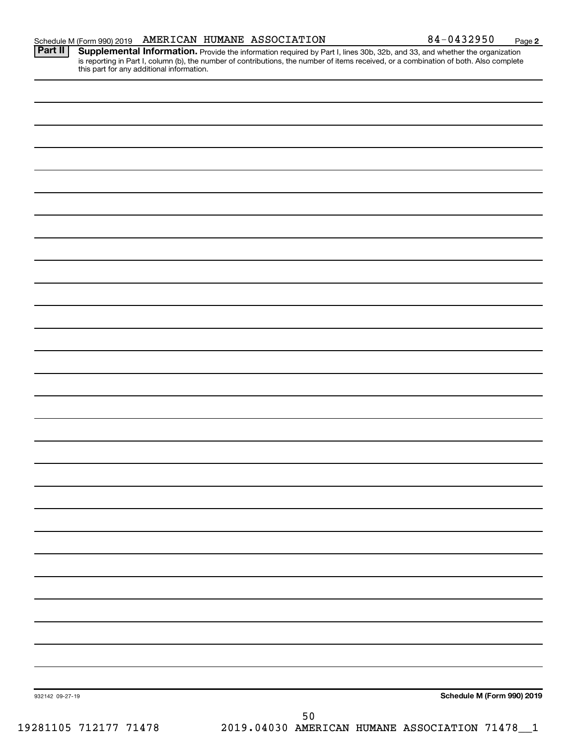Schedule M (Form 990) 2019 AMERICAN HUMANE ASSOCIATION 84-0432950 Page 2

**Part II** **Supplemental Information.** Provide the information required by Part I, lines 30b, 32b, and 33, and whether the organization is reporting in Part I, column (b), the number of contributions, the number of items received, or a combination of both. Also complete this part for any additional information.

932142 09-27-19

**Schedule M (Form 990) 2019**

19281105 712177 71478 2019.04030 AMERICAN HUMANE ASSOCIATION 71478__1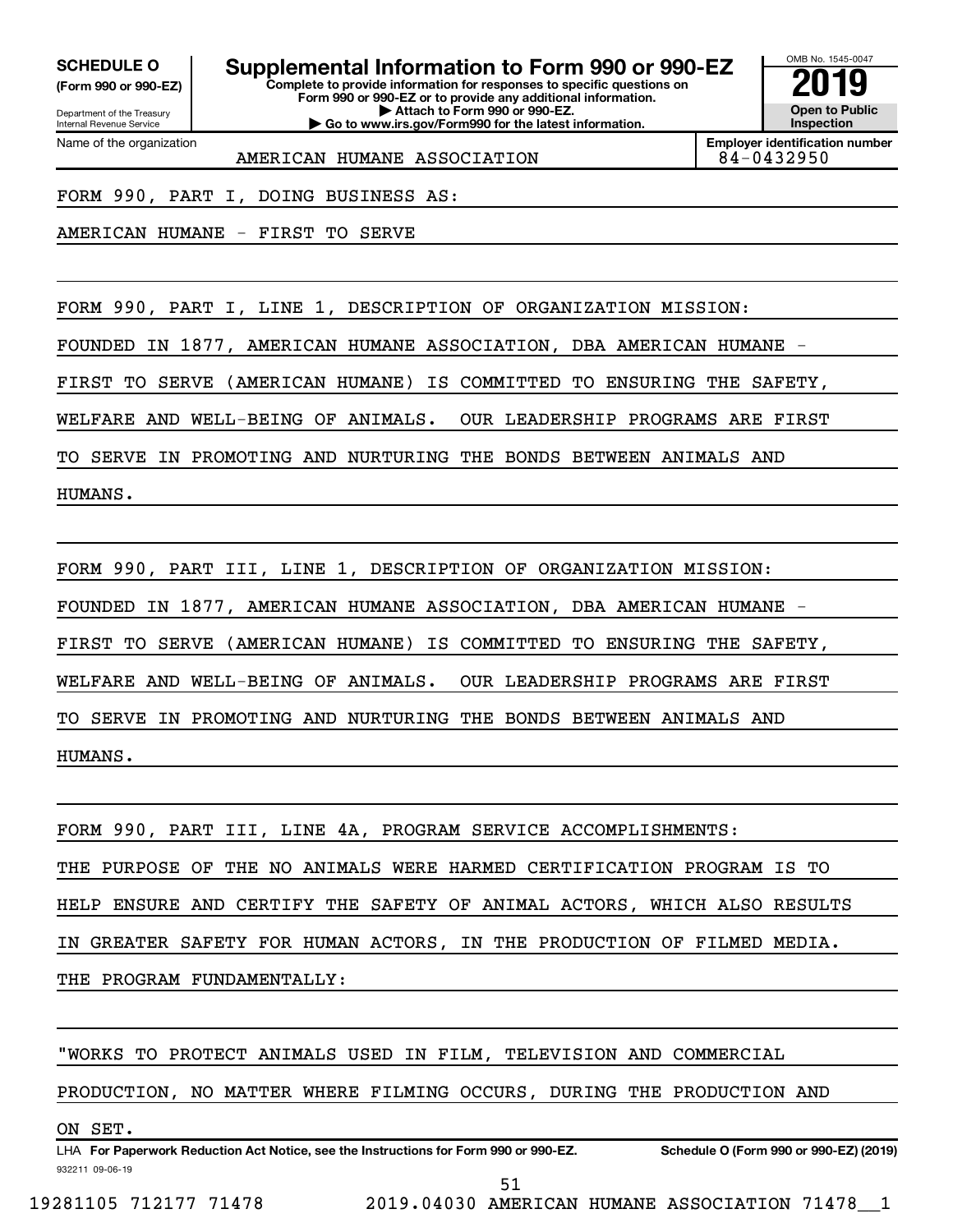**SCHEDULE O**
**(Form 990 or 990-EZ)**

Department of the Treasury
Internal Revenue Service

# Supplemental Information to Form 990 or 990-EZ

**Complete to provide information for responses to specific questions on Form 990 or 990-EZ or to provide any additional information.**
**▶ Attach to Form 990 or 990-EZ.**
**▶ Go to www.irs.gov/Form990 for the latest information.**

OMB No. 1545-0047
**2019**
**Open to Public Inspection**

| Name of the organization | Employer identification number |
| --- | --- |
| AMERICAN HUMANE ASSOCIATION | 84-0432950 |

FORM 990, PART I, DOING BUSINESS AS:

AMERICAN HUMANE - FIRST TO SERVE

FORM 990, PART I, LINE 1, DESCRIPTION OF ORGANIZATION MISSION:

FOUNDED IN 1877, AMERICAN HUMANE ASSOCIATION, DBA AMERICAN HUMANE - FIRST TO SERVE (AMERICAN HUMANE) IS COMMITTED TO ENSURING THE SAFETY, WELFARE AND WELL-BEING OF ANIMALS. OUR LEADERSHIP PROGRAMS ARE FIRST TO SERVE IN PROMOTING AND NURTURING THE BONDS BETWEEN ANIMALS AND HUMANS.

FORM 990, PART III, LINE 1, DESCRIPTION OF ORGANIZATION MISSION:

FOUNDED IN 1877, AMERICAN HUMANE ASSOCIATION, DBA AMERICAN HUMANE - FIRST TO SERVE (AMERICAN HUMANE) IS COMMITTED TO ENSURING THE SAFETY, WELFARE AND WELL-BEING OF ANIMALS. OUR LEADERSHIP PROGRAMS ARE FIRST TO SERVE IN PROMOTING AND NURTURING THE BONDS BETWEEN ANIMALS AND HUMANS.

FORM 990, PART III, LINE 4A, PROGRAM SERVICE ACCOMPLISHMENTS:

THE PURPOSE OF THE NO ANIMALS WERE HARMED CERTIFICATION PROGRAM IS TO HELP ENSURE AND CERTIFY THE SAFETY OF ANIMAL ACTORS, WHICH ALSO RESULTS IN GREATER SAFETY FOR HUMAN ACTORS, IN THE PRODUCTION OF FILMED MEDIA. THE PROGRAM FUNDAMENTALLY:

"WORKS TO PROTECT ANIMALS USED IN FILM, TELEVISION AND COMMERCIAL PRODUCTION, NO MATTER WHERE FILMING OCCURS, DURING THE PRODUCTION AND ON SET.

LHA **For Paperwork Reduction Act Notice, see the Instructions for Form 990 or 990-EZ.** **Schedule O (Form 990 or 990-EZ) (2019)**
932211 09-06-19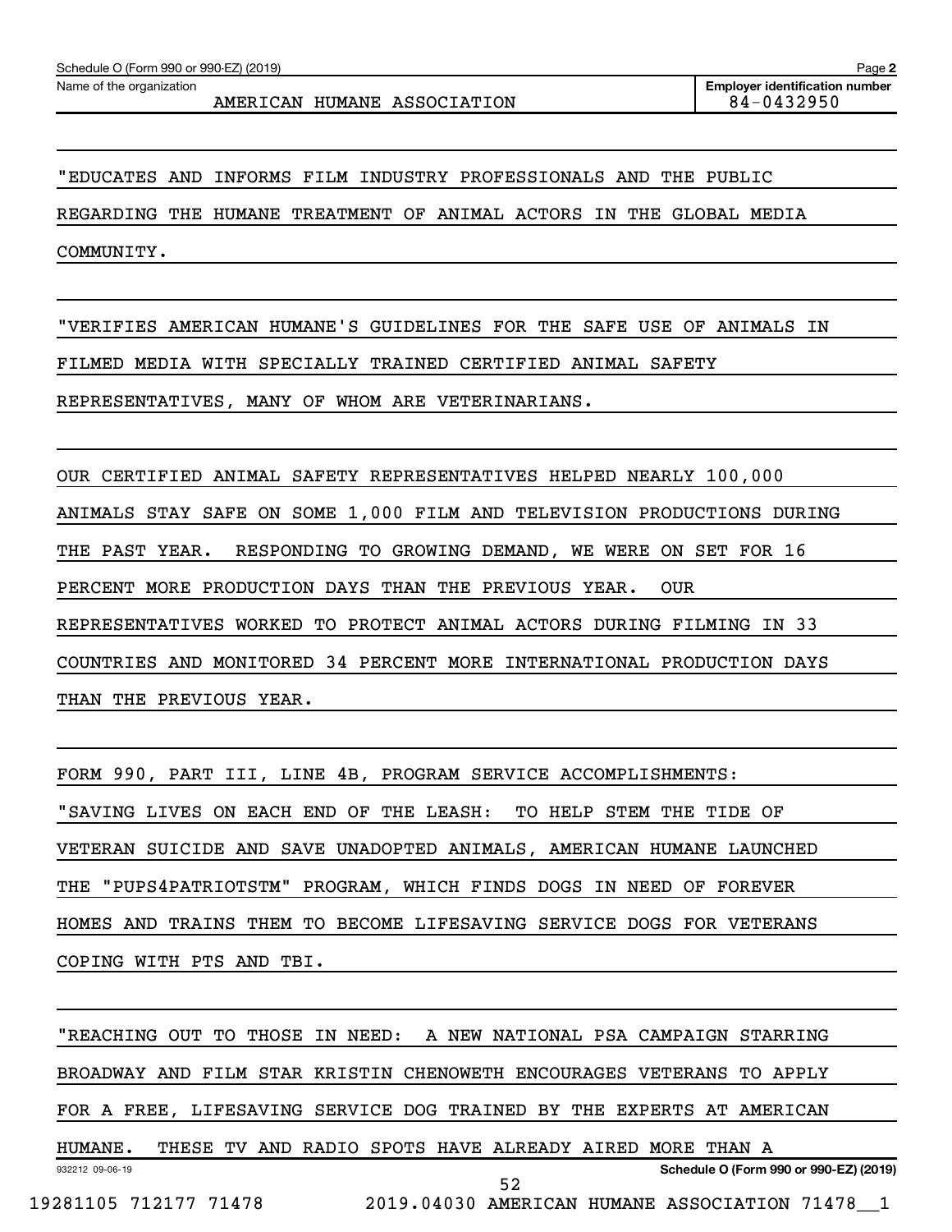Schedule O (Form 990 or 990-EZ) (2019)

Name of the organization: AMERICAN HUMANE ASSOCIATION

Employer identification number: 84-0432950

"EDUCATES AND INFORMS FILM INDUSTRY PROFESSIONALS AND THE PUBLIC REGARDING THE HUMANE TREATMENT OF ANIMAL ACTORS IN THE GLOBAL MEDIA COMMUNITY.

"VERIFIES AMERICAN HUMANE'S GUIDELINES FOR THE SAFE USE OF ANIMALS IN FILMED MEDIA WITH SPECIALLY TRAINED CERTIFIED ANIMAL SAFETY REPRESENTATIVES, MANY OF WHOM ARE VETERINARIANS.

OUR CERTIFIED ANIMAL SAFETY REPRESENTATIVES HELPED NEARLY 100,000 ANIMALS STAY SAFE ON SOME 1,000 FILM AND TELEVISION PRODUCTIONS DURING THE PAST YEAR. RESPONDING TO GROWING DEMAND, WE WERE ON SET FOR 16 PERCENT MORE PRODUCTION DAYS THAN THE PREVIOUS YEAR. OUR REPRESENTATIVES WORKED TO PROTECT ANIMAL ACTORS DURING FILMING IN 33 COUNTRIES AND MONITORED 34 PERCENT MORE INTERNATIONAL PRODUCTION DAYS THAN THE PREVIOUS YEAR.

FORM 990, PART III, LINE 4B, PROGRAM SERVICE ACCOMPLISHMENTS:
"SAVING LIVES ON EACH END OF THE LEASH: TO HELP STEM THE TIDE OF VETERAN SUICIDE AND SAVE UNADOPTED ANIMALS, AMERICAN HUMANE LAUNCHED THE "PUPS4PATRIOTSTM" PROGRAM, WHICH FINDS DOGS IN NEED OF FOREVER HOMES AND TRAINS THEM TO BECOME LIFESAVING SERVICE DOGS FOR VETERANS COPING WITH PTS AND TBI.

"REACHING OUT TO THOSE IN NEED: A NEW NATIONAL PSA CAMPAIGN STARRING BROADWAY AND FILM STAR KRISTIN CHENOWETH ENCOURAGES VETERANS TO APPLY FOR A FREE, LIFESAVING SERVICE DOG TRAINED BY THE EXPERTS AT AMERICAN HUMANE. THESE TV AND RADIO SPOTS HAVE ALREADY AIRED MORE THAN A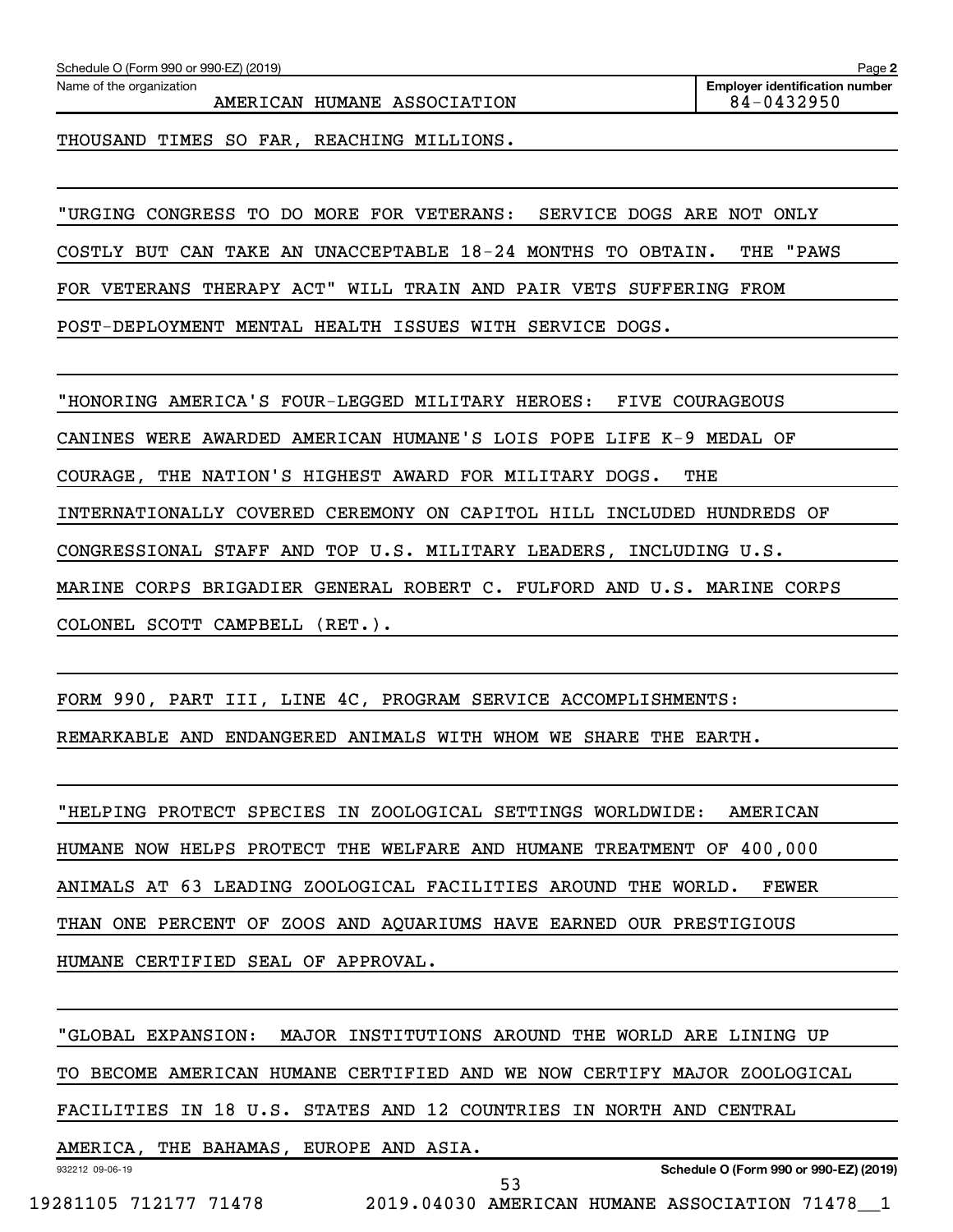Schedule O (Form 990 or 990-EZ) (2019)

Name of the organization: AMERICAN HUMANE ASSOCIATION

Employer identification number: 84-0432950

THOUSAND TIMES SO FAR, REACHING MILLIONS.

"URGING CONGRESS TO DO MORE FOR VETERANS:  SERVICE DOGS ARE NOT ONLY COSTLY BUT CAN TAKE AN UNACCEPTABLE 18-24 MONTHS TO OBTAIN.  THE "PAWS FOR VETERANS THERAPY ACT" WILL TRAIN AND PAIR VETS SUFFERING FROM POST-DEPLOYMENT MENTAL HEALTH ISSUES WITH SERVICE DOGS.

"HONORING AMERICA'S FOUR-LEGGED MILITARY HEROES:  FIVE COURAGEOUS CANINES WERE AWARDED AMERICAN HUMANE'S LOIS POPE LIFE K-9 MEDAL OF COURAGE, THE NATION'S HIGHEST AWARD FOR MILITARY DOGS.  THE INTERNATIONALLY COVERED CEREMONY ON CAPITOL HILL INCLUDED HUNDREDS OF CONGRESSIONAL STAFF AND TOP U.S. MILITARY LEADERS, INCLUDING U.S. MARINE CORPS BRIGADIER GENERAL ROBERT C. FULFORD AND U.S. MARINE CORPS COLONEL SCOTT CAMPBELL (RET.).

FORM 990, PART III, LINE 4C, PROGRAM SERVICE ACCOMPLISHMENTS: REMARKABLE AND ENDANGERED ANIMALS WITH WHOM WE SHARE THE EARTH.

"HELPING PROTECT SPECIES IN ZOOLOGICAL SETTINGS WORLDWIDE:  AMERICAN HUMANE NOW HELPS PROTECT THE WELFARE AND HUMANE TREATMENT OF 400,000 ANIMALS AT 63 LEADING ZOOLOGICAL FACILITIES AROUND THE WORLD.  FEWER THAN ONE PERCENT OF ZOOS AND AQUARIUMS HAVE EARNED OUR PRESTIGIOUS HUMANE CERTIFIED SEAL OF APPROVAL.

"GLOBAL EXPANSION:  MAJOR INSTITUTIONS AROUND THE WORLD ARE LINING UP TO BECOME AMERICAN HUMANE CERTIFIED AND WE NOW CERTIFY MAJOR ZOOLOGICAL FACILITIES IN 18 U.S. STATES AND 12 COUNTRIES IN NORTH AND CENTRAL AMERICA, THE BAHAMAS, EUROPE AND ASIA.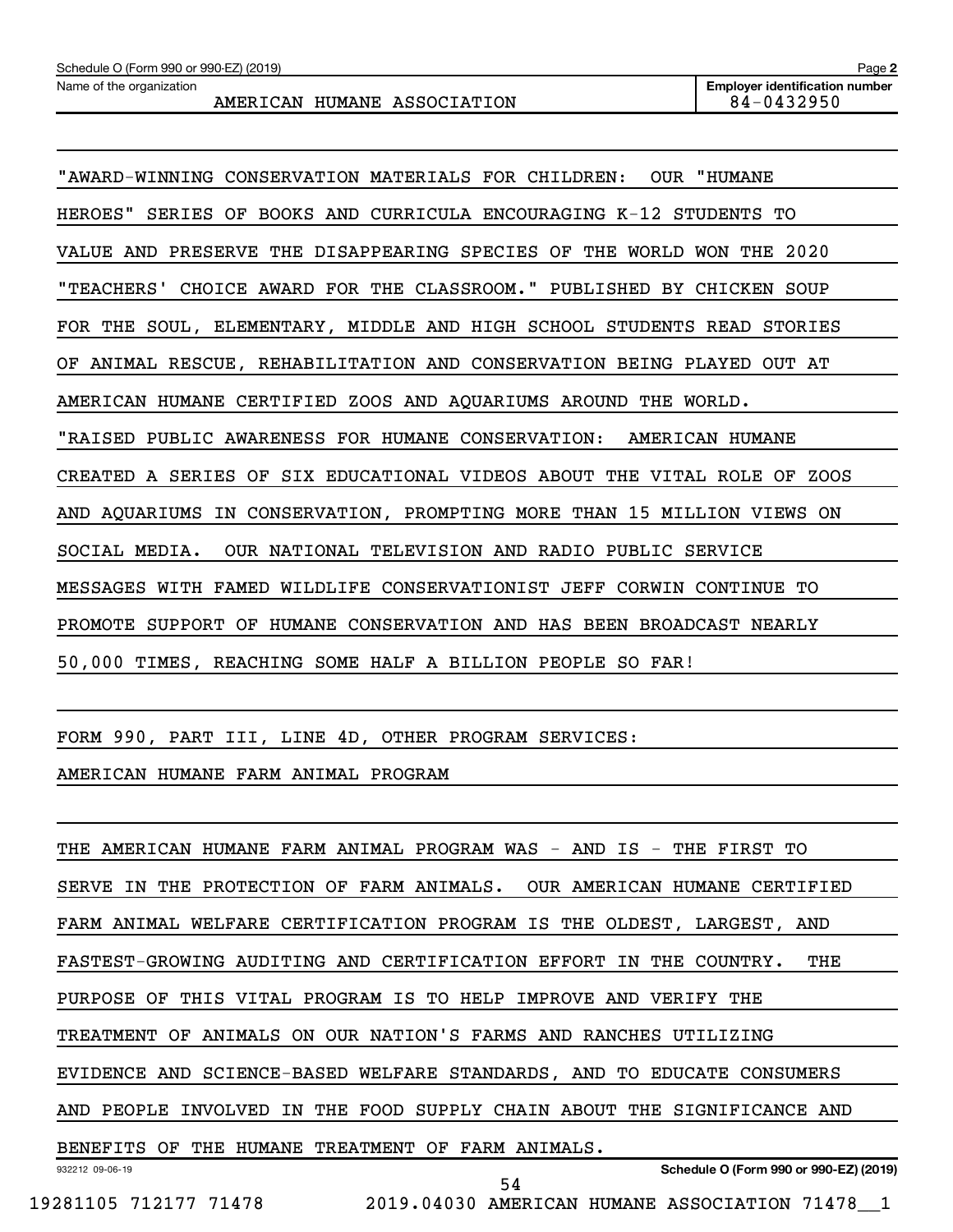Schedule O (Form 990 or 990-EZ) (2019)

Name of the organization: AMERICAN HUMANE ASSOCIATION

Employer identification number: 84-0432950

"AWARD-WINNING CONSERVATION MATERIALS FOR CHILDREN: OUR "HUMANE HEROES" SERIES OF BOOKS AND CURRICULA ENCOURAGING K-12 STUDENTS TO VALUE AND PRESERVE THE DISAPPEARING SPECIES OF THE WORLD WON THE 2020 "TEACHERS' CHOICE AWARD FOR THE CLASSROOM." PUBLISHED BY CHICKEN SOUP FOR THE SOUL, ELEMENTARY, MIDDLE AND HIGH SCHOOL STUDENTS READ STORIES OF ANIMAL RESCUE, REHABILITATION AND CONSERVATION BEING PLAYED OUT AT AMERICAN HUMANE CERTIFIED ZOOS AND AQUARIUMS AROUND THE WORLD.

"RAISED PUBLIC AWARENESS FOR HUMANE CONSERVATION: AMERICAN HUMANE CREATED A SERIES OF SIX EDUCATIONAL VIDEOS ABOUT THE VITAL ROLE OF ZOOS AND AQUARIUMS IN CONSERVATION, PROMPTING MORE THAN 15 MILLION VIEWS ON SOCIAL MEDIA. OUR NATIONAL TELEVISION AND RADIO PUBLIC SERVICE MESSAGES WITH FAMED WILDLIFE CONSERVATIONIST JEFF CORWIN CONTINUE TO PROMOTE SUPPORT OF HUMANE CONSERVATION AND HAS BEEN BROADCAST NEARLY 50,000 TIMES, REACHING SOME HALF A BILLION PEOPLE SO FAR!

FORM 990, PART III, LINE 4D, OTHER PROGRAM SERVICES:

AMERICAN HUMANE FARM ANIMAL PROGRAM

THE AMERICAN HUMANE FARM ANIMAL PROGRAM WAS - AND IS - THE FIRST TO SERVE IN THE PROTECTION OF FARM ANIMALS. OUR AMERICAN HUMANE CERTIFIED FARM ANIMAL WELFARE CERTIFICATION PROGRAM IS THE OLDEST, LARGEST, AND FASTEST-GROWING AUDITING AND CERTIFICATION EFFORT IN THE COUNTRY. THE PURPOSE OF THIS VITAL PROGRAM IS TO HELP IMPROVE AND VERIFY THE TREATMENT OF ANIMALS ON OUR NATION'S FARMS AND RANCHES UTILIZING EVIDENCE AND SCIENCE-BASED WELFARE STANDARDS, AND TO EDUCATE CONSUMERS AND PEOPLE INVOLVED IN THE FOOD SUPPLY CHAIN ABOUT THE SIGNIFICANCE AND BENEFITS OF THE HUMANE TREATMENT OF FARM ANIMALS.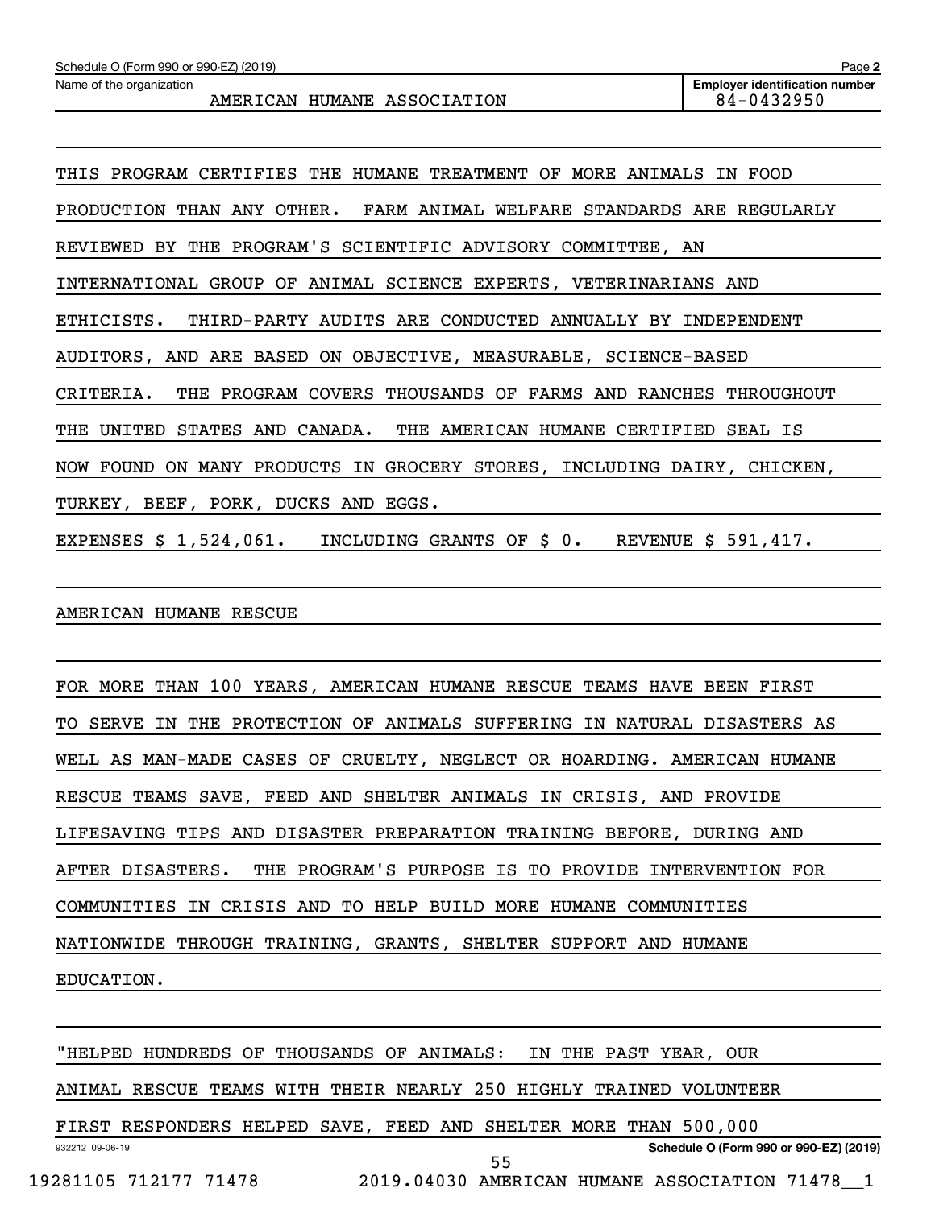THIS PROGRAM CERTIFIES THE HUMANE TREATMENT OF MORE ANIMALS IN FOOD PRODUCTION THAN ANY OTHER. FARM ANIMAL WELFARE STANDARDS ARE REGULARLY REVIEWED BY THE PROGRAM'S SCIENTIFIC ADVISORY COMMITTEE, AN INTERNATIONAL GROUP OF ANIMAL SCIENCE EXPERTS, VETERINARIANS AND ETHICISTS. THIRD-PARTY AUDITS ARE CONDUCTED ANNUALLY BY INDEPENDENT AUDITORS, AND ARE BASED ON OBJECTIVE, MEASURABLE, SCIENCE-BASED CRITERIA. THE PROGRAM COVERS THOUSANDS OF FARMS AND RANCHES THROUGHOUT THE UNITED STATES AND CANADA. THE AMERICAN HUMANE CERTIFIED SEAL IS NOW FOUND ON MANY PRODUCTS IN GROCERY STORES, INCLUDING DAIRY, CHICKEN, TURKEY, BEEF, PORK, DUCKS AND EGGS.

EXPENSES $ 1,524,061. INCLUDING GRANTS OF $ 0. REVENUE $ 591,417.

AMERICAN HUMANE RESCUE

FOR MORE THAN 100 YEARS, AMERICAN HUMANE RESCUE TEAMS HAVE BEEN FIRST TO SERVE IN THE PROTECTION OF ANIMALS SUFFERING IN NATURAL DISASTERS AS WELL AS MAN-MADE CASES OF CRUELTY, NEGLECT OR HOARDING. AMERICAN HUMANE RESCUE TEAMS SAVE, FEED AND SHELTER ANIMALS IN CRISIS, AND PROVIDE LIFESAVING TIPS AND DISASTER PREPARATION TRAINING BEFORE, DURING AND AFTER DISASTERS. THE PROGRAM'S PURPOSE IS TO PROVIDE INTERVENTION FOR COMMUNITIES IN CRISIS AND TO HELP BUILD MORE HUMANE COMMUNITIES NATIONWIDE THROUGH TRAINING, GRANTS, SHELTER SUPPORT AND HUMANE EDUCATION.

"HELPED HUNDREDS OF THOUSANDS OF ANIMALS: IN THE PAST YEAR, OUR ANIMAL RESCUE TEAMS WITH THEIR NEARLY 250 HIGHLY TRAINED VOLUNTEER FIRST RESPONDERS HELPED SAVE, FEED AND SHELTER MORE THAN 500,000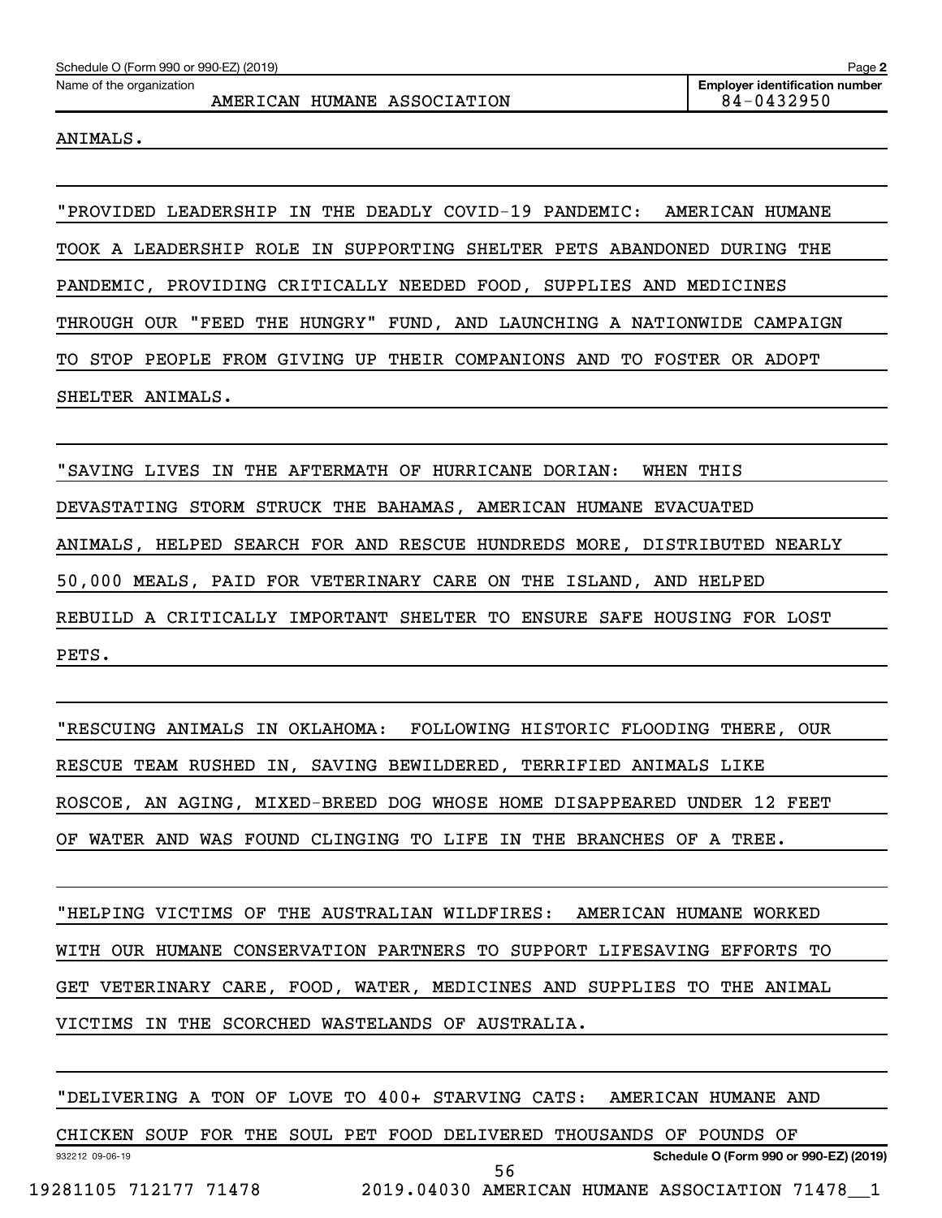ANIMALS.

"PROVIDED LEADERSHIP IN THE DEADLY COVID-19 PANDEMIC: AMERICAN HUMANE TOOK A LEADERSHIP ROLE IN SUPPORTING SHELTER PETS ABANDONED DURING THE PANDEMIC, PROVIDING CRITICALLY NEEDED FOOD, SUPPLIES AND MEDICINES THROUGH OUR "FEED THE HUNGRY" FUND, AND LAUNCHING A NATIONWIDE CAMPAIGN TO STOP PEOPLE FROM GIVING UP THEIR COMPANIONS AND TO FOSTER OR ADOPT SHELTER ANIMALS.

"SAVING LIVES IN THE AFTERMATH OF HURRICANE DORIAN: WHEN THIS DEVASTATING STORM STRUCK THE BAHAMAS, AMERICAN HUMANE EVACUATED ANIMALS, HELPED SEARCH FOR AND RESCUE HUNDREDS MORE, DISTRIBUTED NEARLY 50,000 MEALS, PAID FOR VETERINARY CARE ON THE ISLAND, AND HELPED REBUILD A CRITICALLY IMPORTANT SHELTER TO ENSURE SAFE HOUSING FOR LOST PETS.

"RESCUING ANIMALS IN OKLAHOMA: FOLLOWING HISTORIC FLOODING THERE, OUR RESCUE TEAM RUSHED IN, SAVING BEWILDERED, TERRIFIED ANIMALS LIKE ROSCOE, AN AGING, MIXED-BREED DOG WHOSE HOME DISAPPEARED UNDER 12 FEET OF WATER AND WAS FOUND CLINGING TO LIFE IN THE BRANCHES OF A TREE.

"HELPING VICTIMS OF THE AUSTRALIAN WILDFIRES: AMERICAN HUMANE WORKED WITH OUR HUMANE CONSERVATION PARTNERS TO SUPPORT LIFESAVING EFFORTS TO GET VETERINARY CARE, FOOD, WATER, MEDICINES AND SUPPLIES TO THE ANIMAL VICTIMS IN THE SCORCHED WASTELANDS OF AUSTRALIA.

"DELIVERING A TON OF LOVE TO 400+ STARVING CATS: AMERICAN HUMANE AND CHICKEN SOUP FOR THE SOUL PET FOOD DELIVERED THOUSANDS OF POUNDS OF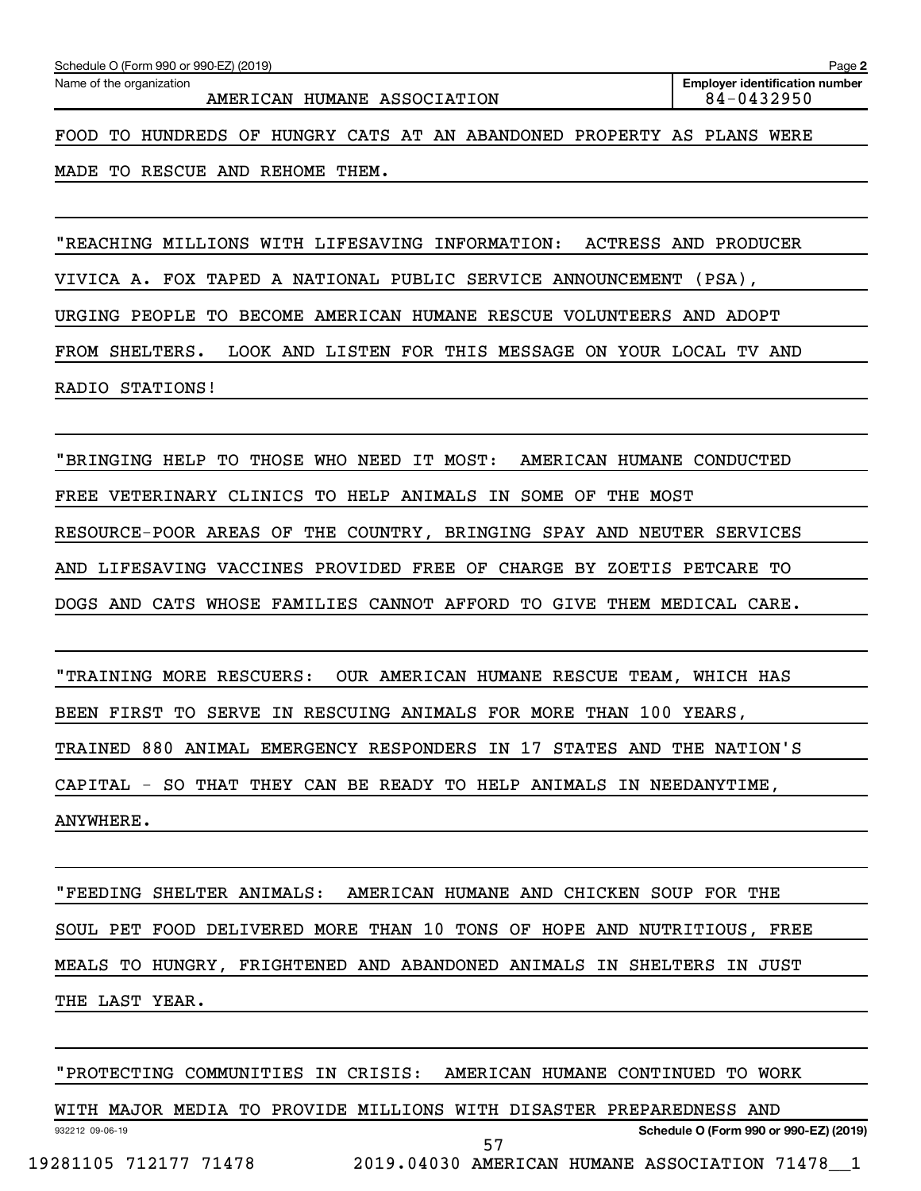Schedule O (Form 990 or 990-EZ) (2019)

Name of the organization: AMERICAN HUMANE ASSOCIATION

Employer identification number: 84-0432950

FOOD TO HUNDREDS OF HUNGRY CATS AT AN ABANDONED PROPERTY AS PLANS WERE MADE TO RESCUE AND REHOME THEM.

"REACHING MILLIONS WITH LIFESAVING INFORMATION: ACTRESS AND PRODUCER VIVICA A. FOX TAPED A NATIONAL PUBLIC SERVICE ANNOUNCEMENT (PSA), URGING PEOPLE TO BECOME AMERICAN HUMANE RESCUE VOLUNTEERS AND ADOPT FROM SHELTERS. LOOK AND LISTEN FOR THIS MESSAGE ON YOUR LOCAL TV AND RADIO STATIONS!

"BRINGING HELP TO THOSE WHO NEED IT MOST: AMERICAN HUMANE CONDUCTED FREE VETERINARY CLINICS TO HELP ANIMALS IN SOME OF THE MOST RESOURCE-POOR AREAS OF THE COUNTRY, BRINGING SPAY AND NEUTER SERVICES AND LIFESAVING VACCINES PROVIDED FREE OF CHARGE BY ZOETIS PETCARE TO DOGS AND CATS WHOSE FAMILIES CANNOT AFFORD TO GIVE THEM MEDICAL CARE.

"TRAINING MORE RESCUERS: OUR AMERICAN HUMANE RESCUE TEAM, WHICH HAS BEEN FIRST TO SERVE IN RESCUING ANIMALS FOR MORE THAN 100 YEARS, TRAINED 880 ANIMAL EMERGENCY RESPONDERS IN 17 STATES AND THE NATION'S CAPITAL - SO THAT THEY CAN BE READY TO HELP ANIMALS IN NEEDANYTIME, ANYWHERE.

"FEEDING SHELTER ANIMALS: AMERICAN HUMANE AND CHICKEN SOUP FOR THE SOUL PET FOOD DELIVERED MORE THAN 10 TONS OF HOPE AND NUTRITIOUS, FREE MEALS TO HUNGRY, FRIGHTENED AND ABANDONED ANIMALS IN SHELTERS IN JUST THE LAST YEAR.

"PROTECTING COMMUNITIES IN CRISIS: AMERICAN HUMANE CONTINUED TO WORK WITH MAJOR MEDIA TO PROVIDE MILLIONS WITH DISASTER PREPAREDNESS AND

932212 09-06-19 Schedule O (Form 990 or 990-EZ) (2019)

19281105 712177 71478 2019.04030 AMERICAN HUMANE ASSOCIATION 71478__1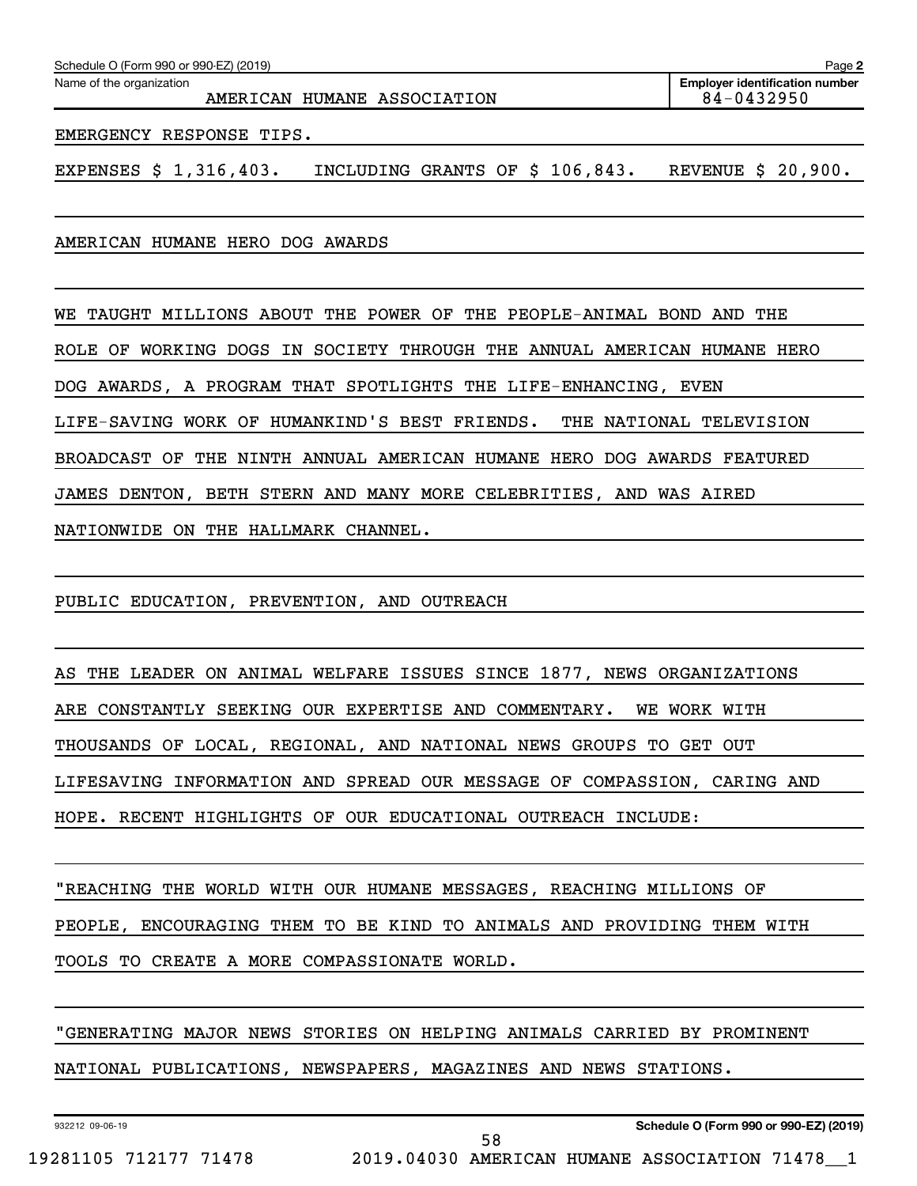Schedule O (Form 990 or 990-EZ) (2019)

Name of the organization: AMERICAN HUMANE ASSOCIATION

Employer identification number: 84-0432950

EMERGENCY RESPONSE TIPS.

EXPENSES $ 1,316,403. INCLUDING GRANTS OF $ 106,843. REVENUE $ 20,900.

AMERICAN HUMANE HERO DOG AWARDS

WE TAUGHT MILLIONS ABOUT THE POWER OF THE PEOPLE-ANIMAL BOND AND THE ROLE OF WORKING DOGS IN SOCIETY THROUGH THE ANNUAL AMERICAN HUMANE HERO DOG AWARDS, A PROGRAM THAT SPOTLIGHTS THE LIFE-ENHANCING, EVEN LIFE-SAVING WORK OF HUMANKIND'S BEST FRIENDS. THE NATIONAL TELEVISION BROADCAST OF THE NINTH ANNUAL AMERICAN HUMANE HERO DOG AWARDS FEATURED JAMES DENTON, BETH STERN AND MANY MORE CELEBRITIES, AND WAS AIRED NATIONWIDE ON THE HALLMARK CHANNEL.

PUBLIC EDUCATION, PREVENTION, AND OUTREACH

AS THE LEADER ON ANIMAL WELFARE ISSUES SINCE 1877, NEWS ORGANIZATIONS ARE CONSTANTLY SEEKING OUR EXPERTISE AND COMMENTARY. WE WORK WITH THOUSANDS OF LOCAL, REGIONAL, AND NATIONAL NEWS GROUPS TO GET OUT LIFESAVING INFORMATION AND SPREAD OUR MESSAGE OF COMPASSION, CARING AND HOPE. RECENT HIGHLIGHTS OF OUR EDUCATIONAL OUTREACH INCLUDE:

"REACHING THE WORLD WITH OUR HUMANE MESSAGES, REACHING MILLIONS OF PEOPLE, ENCOURAGING THEM TO BE KIND TO ANIMALS AND PROVIDING THEM WITH TOOLS TO CREATE A MORE COMPASSIONATE WORLD.

"GENERATING MAJOR NEWS STORIES ON HELPING ANIMALS CARRIED BY PROMINENT NATIONAL PUBLICATIONS, NEWSPAPERS, MAGAZINES AND NEWS STATIONS.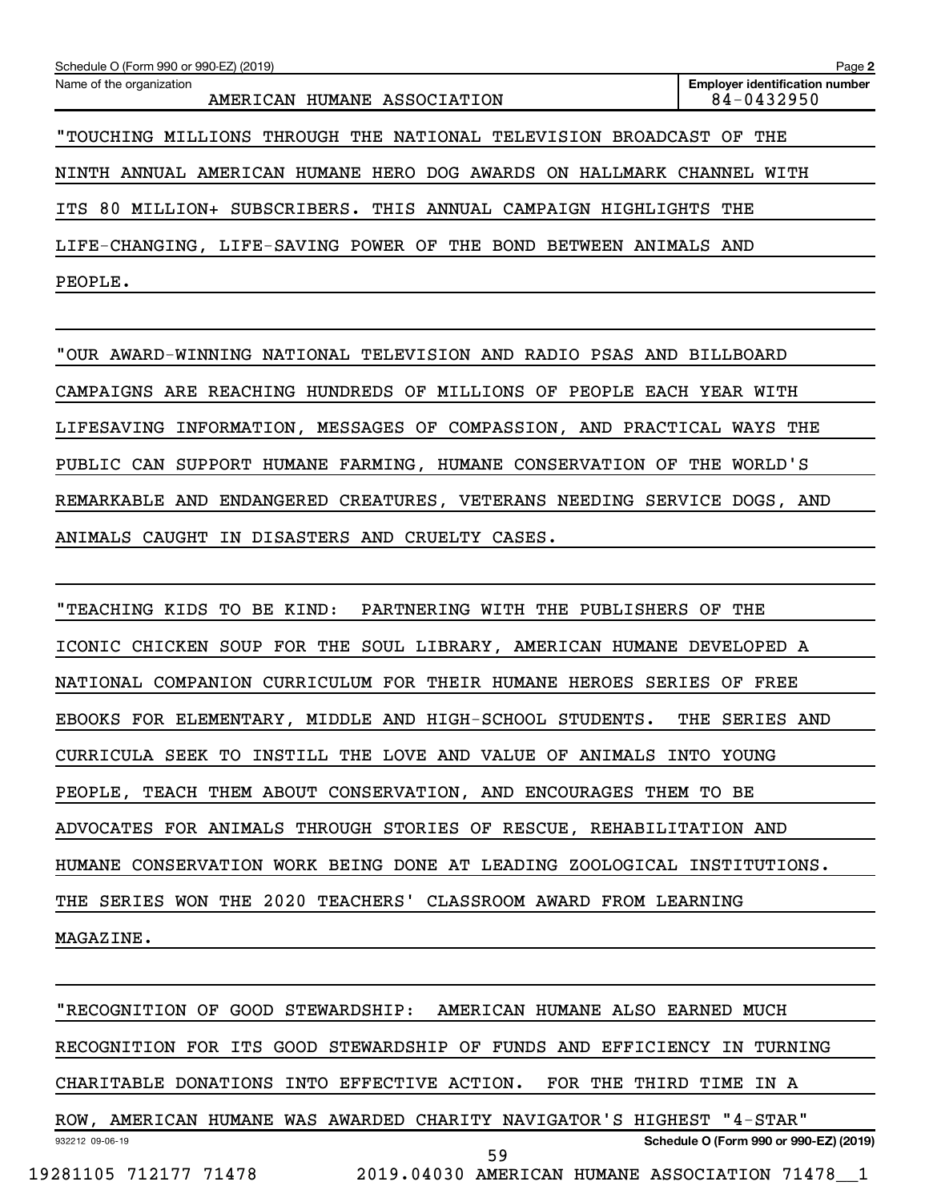"TOUCHING MILLIONS THROUGH THE NATIONAL TELEVISION BROADCAST OF THE NINTH ANNUAL AMERICAN HUMANE HERO DOG AWARDS ON HALLMARK CHANNEL WITH ITS 80 MILLION+ SUBSCRIBERS. THIS ANNUAL CAMPAIGN HIGHLIGHTS THE LIFE-CHANGING, LIFE-SAVING POWER OF THE BOND BETWEEN ANIMALS AND PEOPLE.

"OUR AWARD-WINNING NATIONAL TELEVISION AND RADIO PSAS AND BILLBOARD CAMPAIGNS ARE REACHING HUNDREDS OF MILLIONS OF PEOPLE EACH YEAR WITH LIFESAVING INFORMATION, MESSAGES OF COMPASSION, AND PRACTICAL WAYS THE PUBLIC CAN SUPPORT HUMANE FARMING, HUMANE CONSERVATION OF THE WORLD'S REMARKABLE AND ENDANGERED CREATURES, VETERANS NEEDING SERVICE DOGS, AND ANIMALS CAUGHT IN DISASTERS AND CRUELTY CASES.

"TEACHING KIDS TO BE KIND: PARTNERING WITH THE PUBLISHERS OF THE ICONIC CHICKEN SOUP FOR THE SOUL LIBRARY, AMERICAN HUMANE DEVELOPED A NATIONAL COMPANION CURRICULUM FOR THEIR HUMANE HEROES SERIES OF FREE EBOOKS FOR ELEMENTARY, MIDDLE AND HIGH-SCHOOL STUDENTS. THE SERIES AND CURRICULA SEEK TO INSTILL THE LOVE AND VALUE OF ANIMALS INTO YOUNG PEOPLE, TEACH THEM ABOUT CONSERVATION, AND ENCOURAGES THEM TO BE ADVOCATES FOR ANIMALS THROUGH STORIES OF RESCUE, REHABILITATION AND HUMANE CONSERVATION WORK BEING DONE AT LEADING ZOOLOGICAL INSTITUTIONS. THE SERIES WON THE 2020 TEACHERS' CLASSROOM AWARD FROM LEARNING MAGAZINE.

"RECOGNITION OF GOOD STEWARDSHIP: AMERICAN HUMANE ALSO EARNED MUCH RECOGNITION FOR ITS GOOD STEWARDSHIP OF FUNDS AND EFFICIENCY IN TURNING CHARITABLE DONATIONS INTO EFFECTIVE ACTION. FOR THE THIRD TIME IN A ROW, AMERICAN HUMANE WAS AWARDED CHARITY NAVIGATOR'S HIGHEST "4-STAR"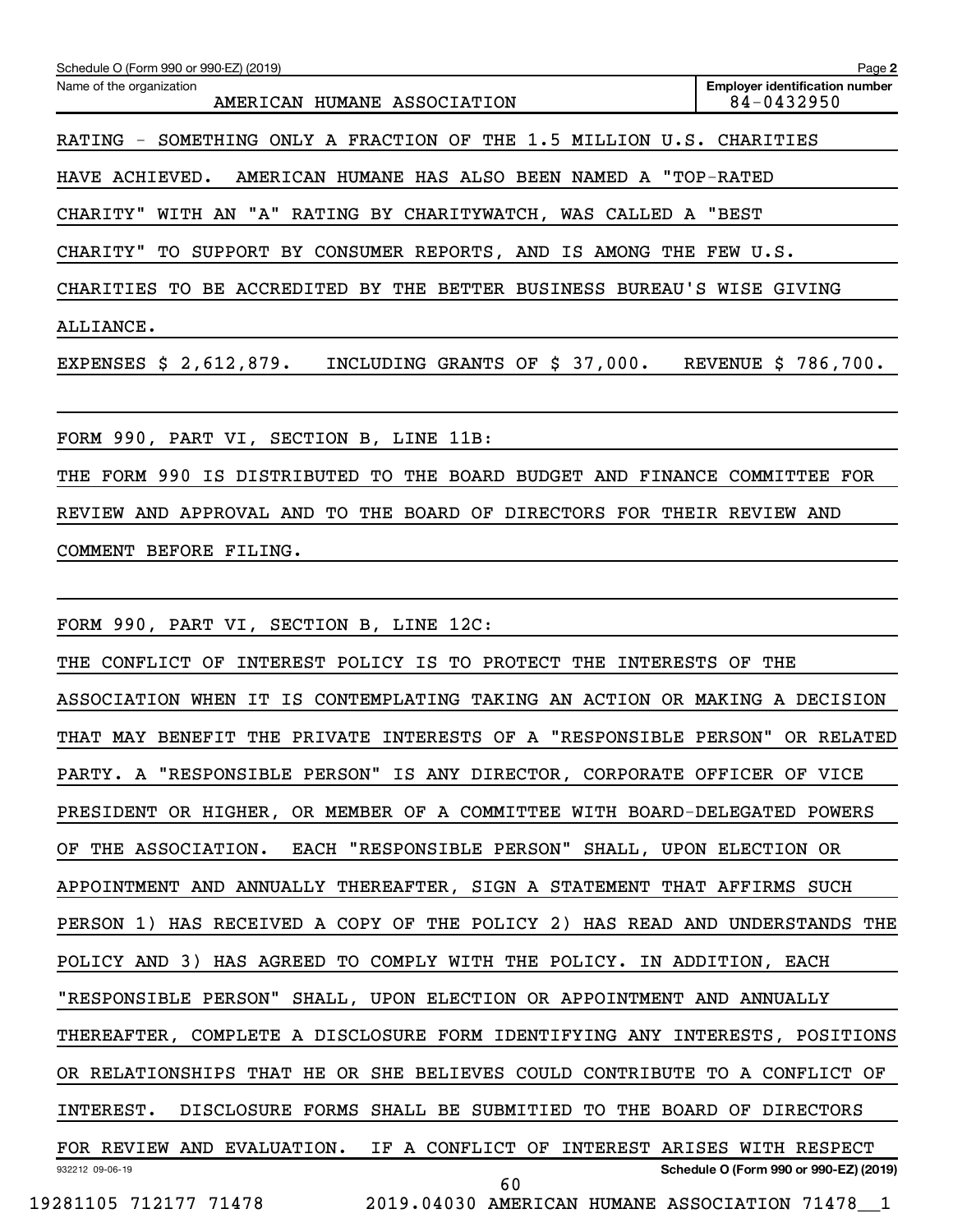Schedule O (Form 990 or 990-EZ) (2019) Page 2

Name of the organization: AMERICAN HUMANE ASSOCIATION

Employer identification number: 84-0432950

RATING - SOMETHING ONLY A FRACTION OF THE 1.5 MILLION U.S. CHARITIES HAVE ACHIEVED. AMERICAN HUMANE HAS ALSO BEEN NAMED A "TOP-RATED CHARITY" WITH AN "A" RATING BY CHARITYWATCH, WAS CALLED A "BEST CHARITY" TO SUPPORT BY CONSUMER REPORTS, AND IS AMONG THE FEW U.S. CHARITIES TO BE ACCREDITED BY THE BETTER BUSINESS BUREAU'S WISE GIVING ALLIANCE.

EXPENSES $ 2,612,879. INCLUDING GRANTS OF $ 37,000. REVENUE $ 786,700.

FORM 990, PART VI, SECTION B, LINE 11B:

THE FORM 990 IS DISTRIBUTED TO THE BOARD BUDGET AND FINANCE COMMITTEE FOR REVIEW AND APPROVAL AND TO THE BOARD OF DIRECTORS FOR THEIR REVIEW AND COMMENT BEFORE FILING.

FORM 990, PART VI, SECTION B, LINE 12C:

THE CONFLICT OF INTEREST POLICY IS TO PROTECT THE INTERESTS OF THE ASSOCIATION WHEN IT IS CONTEMPLATING TAKING AN ACTION OR MAKING A DECISION THAT MAY BENEFIT THE PRIVATE INTERESTS OF A "RESPONSIBLE PERSON" OR RELATED PARTY. A "RESPONSIBLE PERSON" IS ANY DIRECTOR, CORPORATE OFFICER OF VICE PRESIDENT OR HIGHER, OR MEMBER OF A COMMITTEE WITH BOARD-DELEGATED POWERS OF THE ASSOCIATION. EACH "RESPONSIBLE PERSON" SHALL, UPON ELECTION OR APPOINTMENT AND ANNUALLY THEREAFTER, SIGN A STATEMENT THAT AFFIRMS SUCH PERSON 1) HAS RECEIVED A COPY OF THE POLICY 2) HAS READ AND UNDERSTANDS THE POLICY AND 3) HAS AGREED TO COMPLY WITH THE POLICY. IN ADDITION, EACH "RESPONSIBLE PERSON" SHALL, UPON ELECTION OR APPOINTMENT AND ANNUALLY THEREAFTER, COMPLETE A DISCLOSURE FORM IDENTIFYING ANY INTERESTS, POSITIONS OR RELATIONSHIPS THAT HE OR SHE BELIEVES COULD CONTRIBUTE TO A CONFLICT OF INTEREST. DISCLOSURE FORMS SHALL BE SUBMITIED TO THE BOARD OF DIRECTORS FOR REVIEW AND EVALUATION. IF A CONFLICT OF INTEREST ARISES WITH RESPECT

932212 09-06-19 Schedule O (Form 990 or 990-EZ) (2019)

19281105 712177 71478 2019.04030 AMERICAN HUMANE ASSOCIATION 71478__1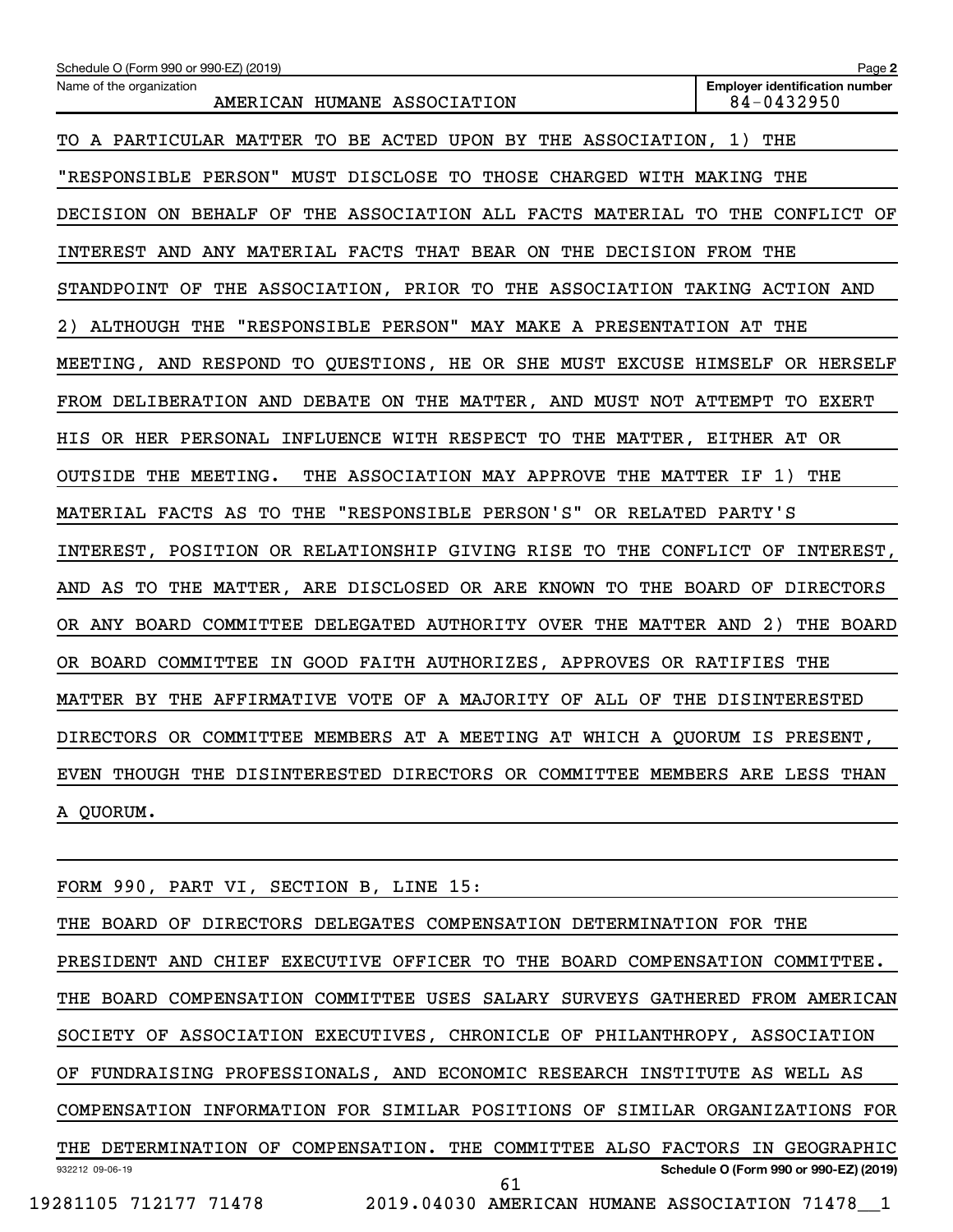Schedule O (Form 990 or 990-EZ) (2019)

Name of the organization: AMERICAN HUMANE ASSOCIATION

Employer identification number: 84-0432950

TO A PARTICULAR MATTER TO BE ACTED UPON BY THE ASSOCIATION, 1) THE "RESPONSIBLE PERSON" MUST DISCLOSE TO THOSE CHARGED WITH MAKING THE DECISION ON BEHALF OF THE ASSOCIATION ALL FACTS MATERIAL TO THE CONFLICT OF INTEREST AND ANY MATERIAL FACTS THAT BEAR ON THE DECISION FROM THE STANDPOINT OF THE ASSOCIATION, PRIOR TO THE ASSOCIATION TAKING ACTION AND 2) ALTHOUGH THE "RESPONSIBLE PERSON" MAY MAKE A PRESENTATION AT THE MEETING, AND RESPOND TO QUESTIONS, HE OR SHE MUST EXCUSE HIMSELF OR HERSELF FROM DELIBERATION AND DEBATE ON THE MATTER, AND MUST NOT ATTEMPT TO EXERT HIS OR HER PERSONAL INFLUENCE WITH RESPECT TO THE MATTER, EITHER AT OR OUTSIDE THE MEETING. THE ASSOCIATION MAY APPROVE THE MATTER IF 1) THE MATERIAL FACTS AS TO THE "RESPONSIBLE PERSON'S" OR RELATED PARTY'S INTEREST, POSITION OR RELATIONSHIP GIVING RISE TO THE CONFLICT OF INTEREST, AND AS TO THE MATTER, ARE DISCLOSED OR ARE KNOWN TO THE BOARD OF DIRECTORS OR ANY BOARD COMMITTEE DELEGATED AUTHORITY OVER THE MATTER AND 2) THE BOARD OR BOARD COMMITTEE IN GOOD FAITH AUTHORIZES, APPROVES OR RATIFIES THE MATTER BY THE AFFIRMATIVE VOTE OF A MAJORITY OF ALL OF THE DISINTERESTED DIRECTORS OR COMMITTEE MEMBERS AT A MEETING AT WHICH A QUORUM IS PRESENT, EVEN THOUGH THE DISINTERESTED DIRECTORS OR COMMITTEE MEMBERS ARE LESS THAN A QUORUM.

FORM 990, PART VI, SECTION B, LINE 15:

THE BOARD OF DIRECTORS DELEGATES COMPENSATION DETERMINATION FOR THE PRESIDENT AND CHIEF EXECUTIVE OFFICER TO THE BOARD COMPENSATION COMMITTEE. THE BOARD COMPENSATION COMMITTEE USES SALARY SURVEYS GATHERED FROM AMERICAN SOCIETY OF ASSOCIATION EXECUTIVES, CHRONICLE OF PHILANTHROPY, ASSOCIATION OF FUNDRAISING PROFESSIONALS, AND ECONOMIC RESEARCH INSTITUTE AS WELL AS COMPENSATION INFORMATION FOR SIMILAR POSITIONS OF SIMILAR ORGANIZATIONS FOR THE DETERMINATION OF COMPENSATION. THE COMMITTEE ALSO FACTORS IN GEOGRAPHIC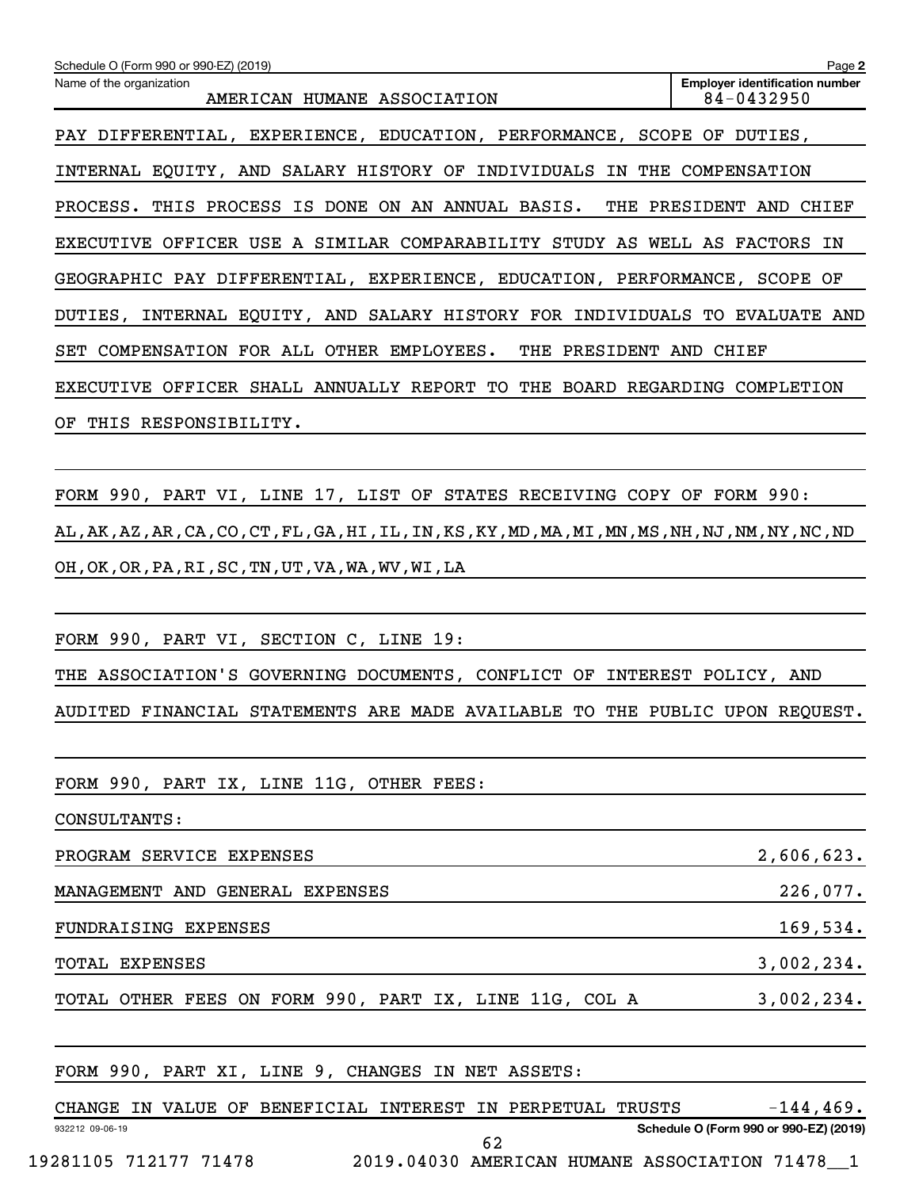Schedule O (Form 990 or 990-EZ) (2019)

Name of the organization: AMERICAN HUMANE ASSOCIATION

Employer identification number: 84-0432950

PAY DIFFERENTIAL, EXPERIENCE, EDUCATION, PERFORMANCE, SCOPE OF DUTIES, INTERNAL EQUITY, AND SALARY HISTORY OF INDIVIDUALS IN THE COMPENSATION PROCESS. THIS PROCESS IS DONE ON AN ANNUAL BASIS. THE PRESIDENT AND CHIEF EXECUTIVE OFFICER USE A SIMILAR COMPARABILITY STUDY AS WELL AS FACTORS IN GEOGRAPHIC PAY DIFFERENTIAL, EXPERIENCE, EDUCATION, PERFORMANCE, SCOPE OF DUTIES, INTERNAL EQUITY, AND SALARY HISTORY FOR INDIVIDUALS TO EVALUATE AND SET COMPENSATION FOR ALL OTHER EMPLOYEES. THE PRESIDENT AND CHIEF EXECUTIVE OFFICER SHALL ANNUALLY REPORT TO THE BOARD REGARDING COMPLETION OF THIS RESPONSIBILITY.

FORM 990, PART VI, LINE 17, LIST OF STATES RECEIVING COPY OF FORM 990:

AL,AK,AZ,AR,CA,CO,CT,FL,GA,HI,IL,IN,KS,KY,MD,MA,MI,MN,MS,NH,NJ,NM,NY,NC,ND OH,OK,OR,PA,RI,SC,TN,UT,VA,WA,WV,WI,LA

FORM 990, PART VI, SECTION C, LINE 19:

THE ASSOCIATION'S GOVERNING DOCUMENTS, CONFLICT OF INTEREST POLICY, AND AUDITED FINANCIAL STATEMENTS ARE MADE AVAILABLE TO THE PUBLIC UPON REQUEST.

FORM 990, PART IX, LINE 11G, OTHER FEES:

CONSULTANTS:

| | |
|---|---|
| PROGRAM SERVICE EXPENSES | 2,606,623. |
| MANAGEMENT AND GENERAL EXPENSES | 226,077. |
| FUNDRAISING EXPENSES | 169,534. |
| TOTAL EXPENSES | 3,002,234. |
| TOTAL OTHER FEES ON FORM 990, PART IX, LINE 11G, COL A | 3,002,234. |

FORM 990, PART XI, LINE 9, CHANGES IN NET ASSETS:

| | |
|---|---|
| CHANGE IN VALUE OF BENEFICIAL INTEREST IN PERPETUAL TRUSTS | -144,469. |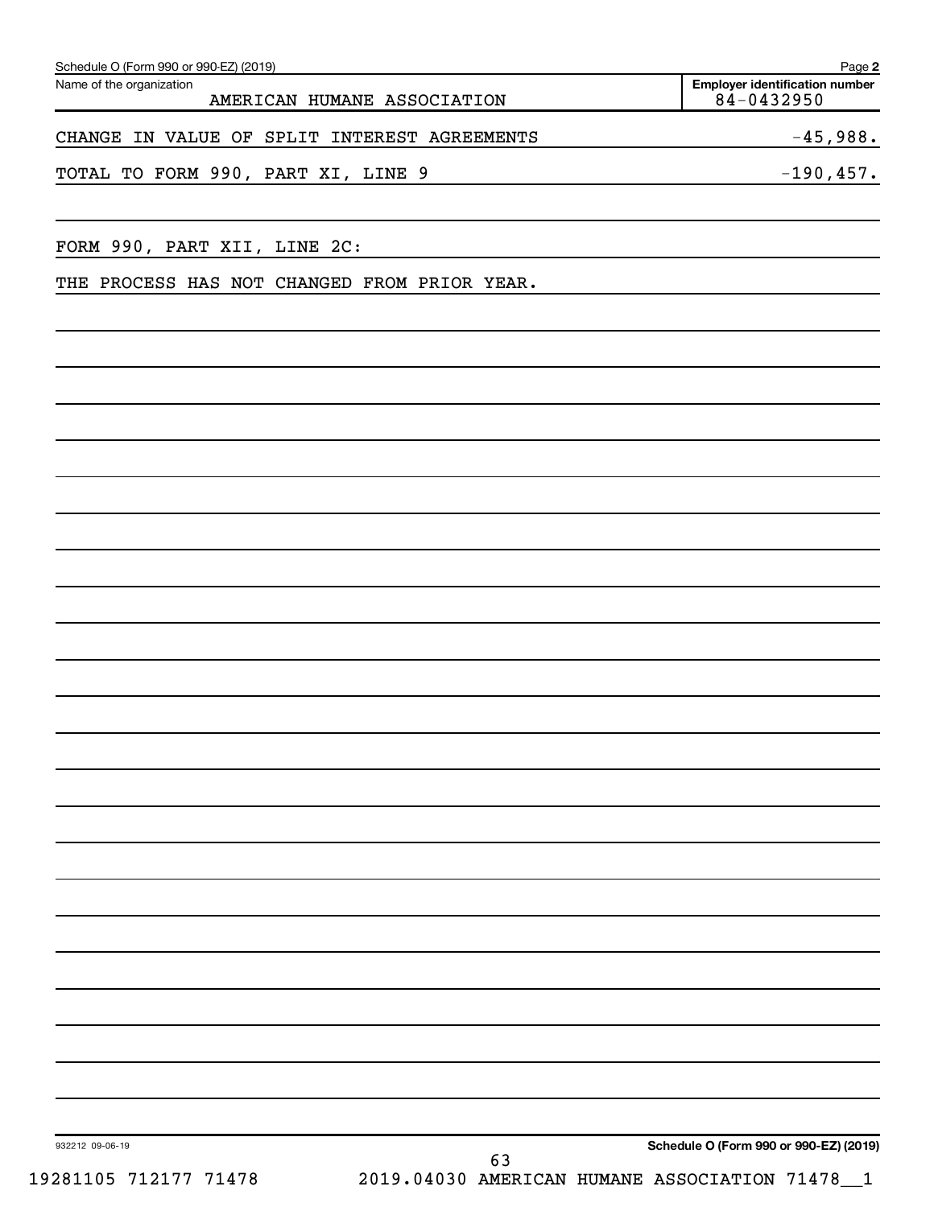Schedule O (Form 990 or 990-EZ) (2019) Page **2**

| Name of the organization | Employer identification number |
|---|---|
| AMERICAN HUMANE ASSOCIATION | 84-0432950 |

| | |
|---|---|
| CHANGE IN VALUE OF SPLIT INTEREST AGREEMENTS | -45,988. |
| TOTAL TO FORM 990, PART XI, LINE 9 | -190,457. |

FORM 990, PART XII, LINE 2C:

THE PROCESS HAS NOT CHANGED FROM PRIOR YEAR.

932212 09-06-19 **Schedule O (Form 990 or 990-EZ) (2019)**

19281105 712177 71478 2019.04030 AMERICAN HUMANE ASSOCIATION 71478__1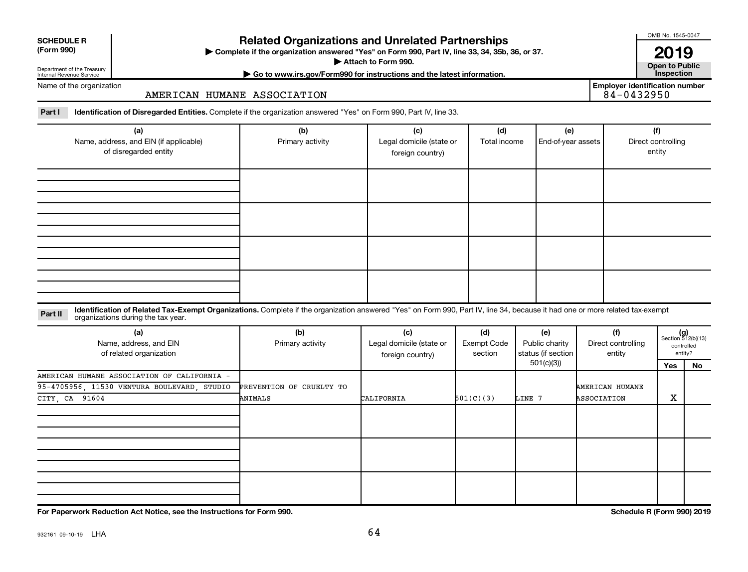**SCHEDULE R (Form 990)**

Department of the Treasury
Internal Revenue Service

# Related Organizations and Unrelated Partnerships

▶ Complete if the organization answered "Yes" on Form 990, Part IV, line 33, 34, 35b, 36, or 37.
▶ Attach to Form 990.
▶ Go to www.irs.gov/Form990 for instructions and the latest information.

OMB No. 1545-0047

**2019**

**Open to Public Inspection**

Name of the organization: AMERICAN HUMANE ASSOCIATION

**Employer identification number** 84-0432950

**Part I** **Identification of Disregarded Entities.** Complete if the organization answered "Yes" on Form 990, Part IV, line 33.

| (a) Name, address, and EIN (if applicable) of disregarded entity | (b) Primary activity | (c) Legal domicile (state or foreign country) | (d) Total income | (e) End-of-year assets | (f) Direct controlling entity |
|---|---|---|---|---|---|
| | | | | | |
| | | | | | |
| | | | | | |
| | | | | | |

**Part II** **Identification of Related Tax-Exempt Organizations.** Complete if the organization answered "Yes" on Form 990, Part IV, line 34, because it had one or more related tax-exempt organizations during the tax year.

| (a) Name, address, and EIN of related organization | (b) Primary activity | (c) Legal domicile (state or foreign country) | (d) Exempt Code section | (e) Public charity status (if section 501(c)(3)) | (f) Direct controlling entity | (g) Section 512(b)(13) controlled entity? Yes | No |
|---|---|---|---|---|---|---|---|
| AMERICAN HUMANE ASSOCIATION OF CALIFORNIA - 95-4705956, 11530 VENTURA BOULEVARD, STUDIO CITY, CA 91604 | PREVENTION OF CRUELTY TO ANIMALS | CALIFORNIA | 501(C)(3) | LINE 7 | AMERICAN HUMANE ASSOCIATION | X | |
| | | | | | | | |
| | | | | | | | |
| | | | | | | | |

**For Paperwork Reduction Act Notice, see the Instructions for Form 990.** **Schedule R (Form 990) 2019**

932161 09-10-19 LHA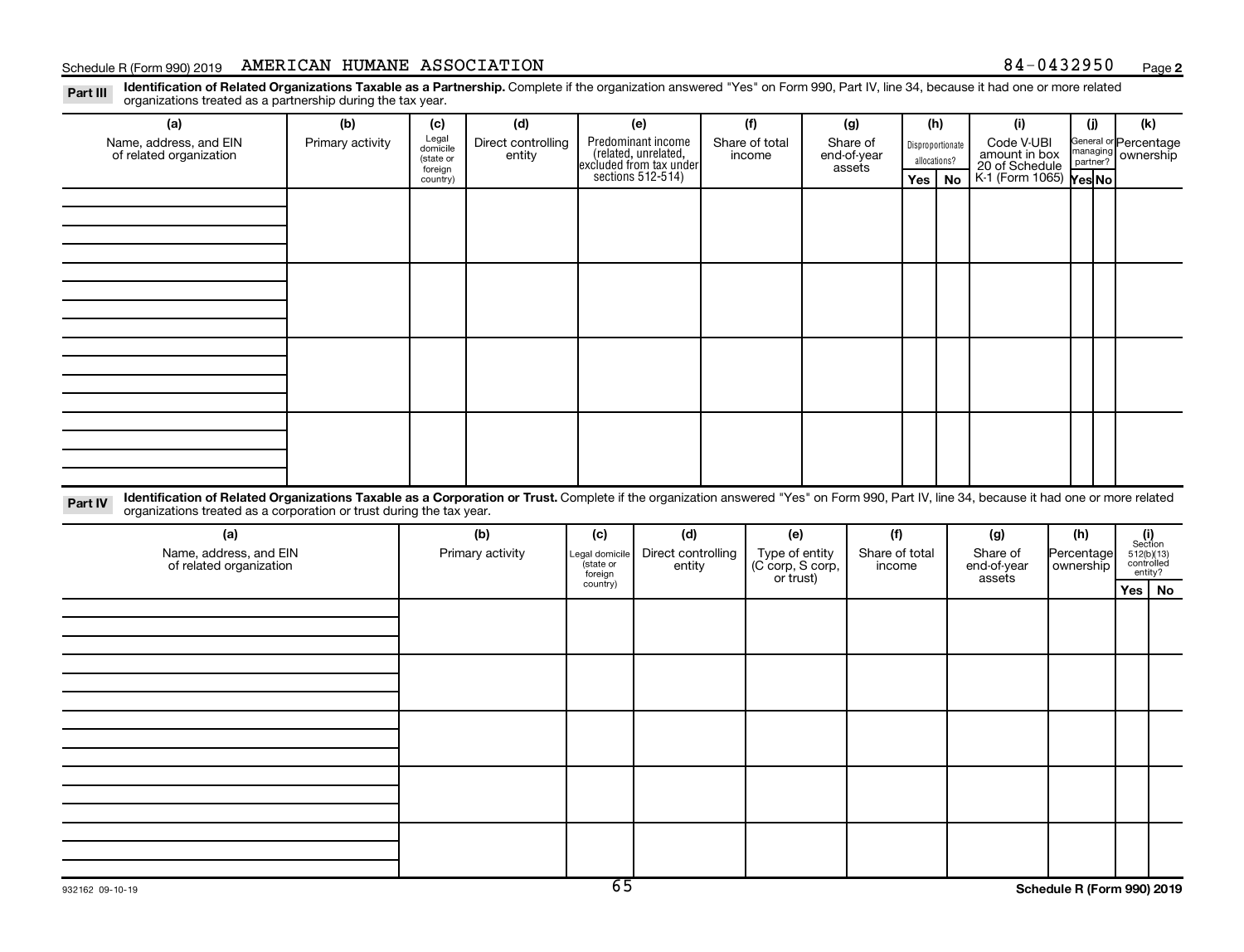Schedule R (Form 990) 2019 AMERICAN HUMANE ASSOCIATION 84-0432950 Page 2

**Part III** **Identification of Related Organizations Taxable as a Partnership.** Complete if the organization answered "Yes" on Form 990, Part IV, line 34, because it had one or more related organizations treated as a partnership during the tax year.

| (a) Name, address, and EIN of related organization | (b) Primary activity | (c) Legal domicile (state or foreign country) | (d) Direct controlling entity | (e) Predominant income (related, unrelated, excluded from tax under sections 512-514) | (f) Share of total income | (g) Share of end-of-year assets | (h) Disproportionate allocations? | | (i) Code V-UBI amount in box 20 of Schedule K-1 (Form 1065) | (j) General or managing partner? | | (k) Percentage ownership |
|---|---|---|---|---|---|---|---|---|---|---|---|---|
| | | | | | | | Yes | No | | Yes | No | |
| | | | | | | | | | | | | |
| | | | | | | | | | | | | |
| | | | | | | | | | | | | |
| | | | | | | | | | | | | |

**Part IV** **Identification of Related Organizations Taxable as a Corporation or Trust.** Complete if the organization answered "Yes" on Form 990, Part IV, line 34, because it had one or more related organizations treated as a corporation or trust during the tax year.

| (a) Name, address, and EIN of related organization | (b) Primary activity | (c) Legal domicile (state or foreign country) | (d) Direct controlling entity | (e) Type of entity (C corp, S corp, or trust) | (f) Share of total income | (g) Share of end-of-year assets | (h) Percentage ownership | (i) Section 512(b)(13) controlled entity? | |
|---|---|---|---|---|---|---|---|---|---|
| | | | | | | | | Yes | No |
| | | | | | | | | | |
| | | | | | | | | | |
| | | | | | | | | | |
| | | | | | | | | | |
| | | | | | | | | | |

932162 09-10-19 **Schedule R (Form 990) 2019**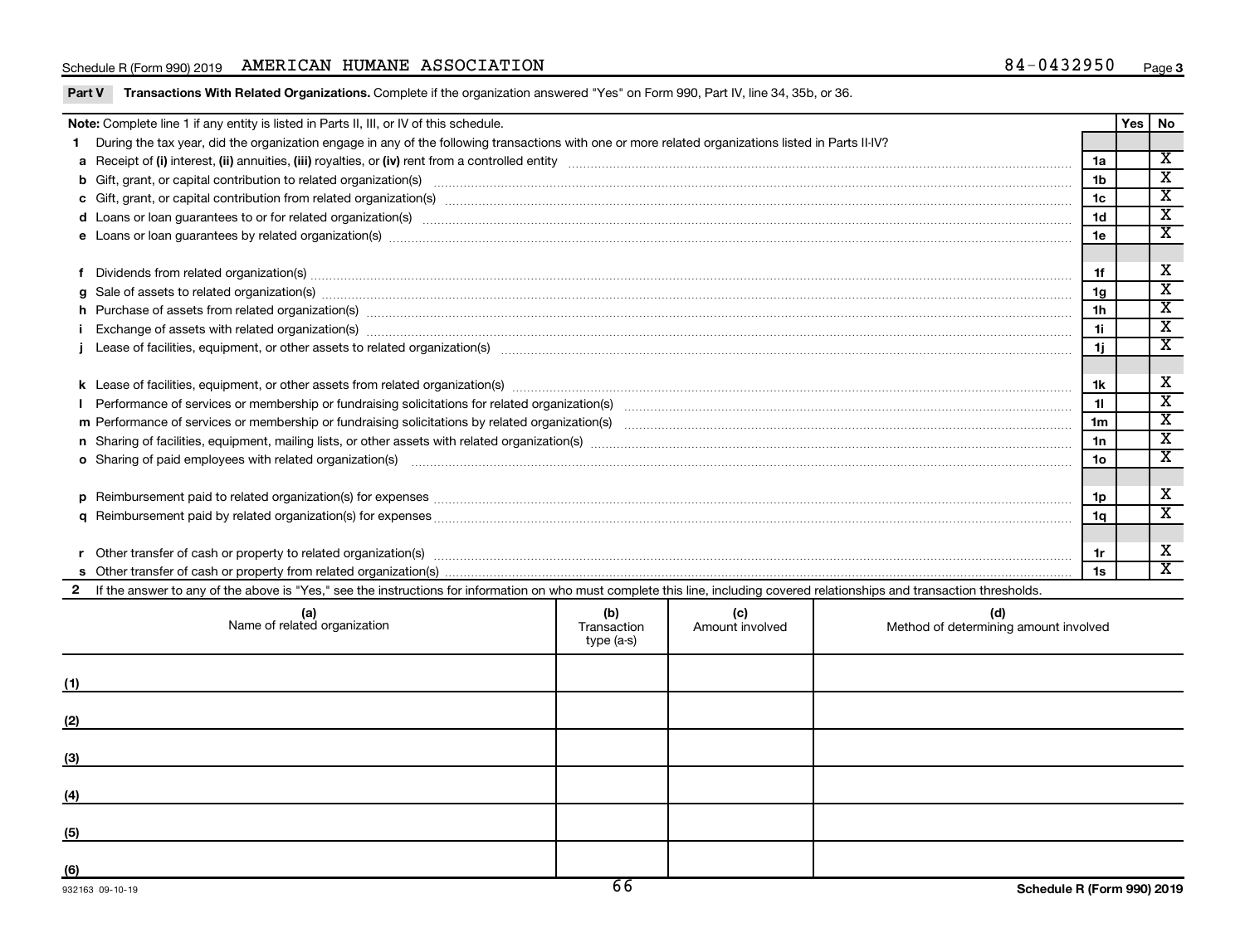Schedule R (Form 990) 2019 AMERICAN HUMANE ASSOCIATION 84-0432950 Page 3

**Part V Transactions With Related Organizations.** Complete if the organization answered "Yes" on Form 990, Part IV, line 34, 35b, or 36.

| **Note:** Complete line 1 if any entity is listed in Parts II, III, or IV of this schedule. | | Yes | No |
|---|---|---|---|
| **1** During the tax year, did the organization engage in any of the following transactions with one or more related organizations listed in Parts II-IV? | | | |
| **a** Receipt of **(i)** interest, **(ii)** annuities, **(iii)** royalties, or **(iv)** rent from a controlled entity | 1a | | X |
| **b** Gift, grant, or capital contribution to related organization(s) | 1b | | X |
| **c** Gift, grant, or capital contribution from related organization(s) | 1c | | X |
| **d** Loans or loan guarantees to or for related organization(s) | 1d | | X |
| **e** Loans or loan guarantees by related organization(s) | 1e | | X |
| **f** Dividends from related organization(s) | 1f | | X |
| **g** Sale of assets to related organization(s) | 1g | | X |
| **h** Purchase of assets from related organization(s) | 1h | | X |
| **i** Exchange of assets with related organization(s) | 1i | | X |
| **j** Lease of facilities, equipment, or other assets to related organization(s) | 1j | | X |
| **k** Lease of facilities, equipment, or other assets from related organization(s) | 1k | | X |
| **l** Performance of services or membership or fundraising solicitations for related organization(s) | 1l | | X |
| **m** Performance of services or membership or fundraising solicitations by related organization(s) | 1m | | X |
| **n** Sharing of facilities, equipment, mailing lists, or other assets with related organization(s) | 1n | | X |
| **o** Sharing of paid employees with related organization(s) | 1o | | X |
| **p** Reimbursement paid to related organization(s) for expenses | 1p | | X |
| **q** Reimbursement paid by related organization(s) for expenses | 1q | | X |
| **r** Other transfer of cash or property to related organization(s) | 1r | | X |
| **s** Other transfer of cash or property from related organization(s) | 1s | | X |

**2** If the answer to any of the above is "Yes," see the instructions for information on who must complete this line, including covered relationships and transaction thresholds.

| | (a) Name of related organization | (b) Transaction type (a-s) | (c) Amount involved | (d) Method of determining amount involved |
|---|---|---|---|---|
| (1) | | | | |
| (2) | | | | |
| (3) | | | | |
| (4) | | | | |
| (5) | | | | |
| (6) | | | | |

932163 09-10-19 Schedule R (Form 990) 2019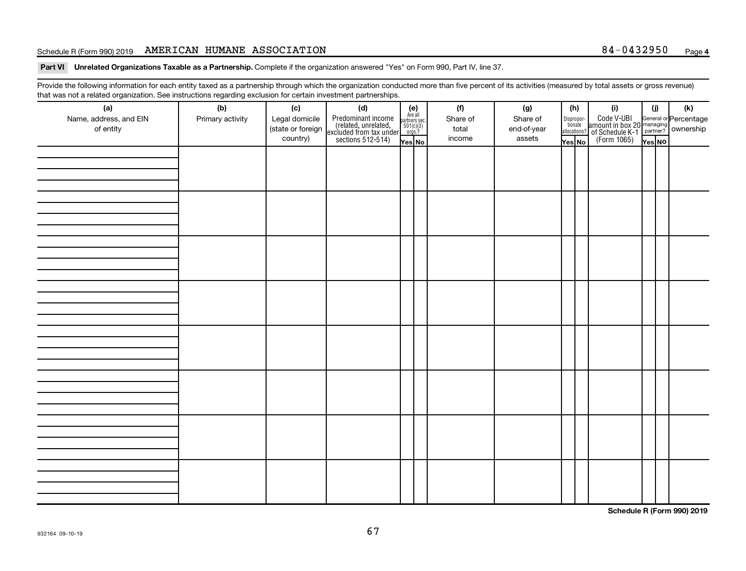Schedule R (Form 990) 2019 AMERICAN HUMANE ASSOCIATION 84-0432950 Page 4

**Part VI Unrelated Organizations Taxable as a Partnership.** Complete if the organization answered "Yes" on Form 990, Part IV, line 37.

Provide the following information for each entity taxed as a partnership through which the organization conducted more than five percent of its activities (measured by total assets or gross revenue) that was not a related organization. See instructions regarding exclusion for certain investment partnerships.

| (a) Name, address, and EIN of entity | (b) Primary activity | (c) Legal domicile (state or foreign country) | (d) Predominant income (related, unrelated, excluded from tax under sections 512-514) | (e) Are all partners sec. 501(c)(3) orgs.? | | (f) Share of total income | (g) Share of end-of-year assets | (h) Disproportionate allocations? | | (i) Code V-UBI amount in box 20 of Schedule K-1 (Form 1065) | (j) General or managing partner? | | (k) Percentage ownership |
|---|---|---|---|---|---|---|---|---|---|---|---|---|---|
| | | | | Yes | No | | | Yes | No | | Yes | No | |
| | | | | | | | | | | | | | |
| | | | | | | | | | | | | | |
| | | | | | | | | | | | | | |
| | | | | | | | | | | | | | |
| | | | | | | | | | | | | | |
| | | | | | | | | | | | | | |
| | | | | | | | | | | | | | |
| | | | | | | | | | | | | | |

Schedule R (Form 990) 2019

932164 09-10-19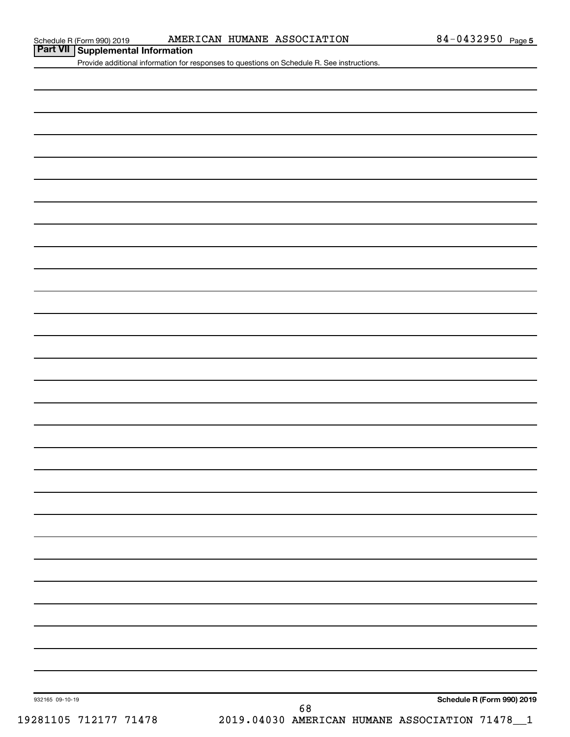Schedule R (Form 990) 2019 AMERICAN HUMANE ASSOCIATION 84-0432950 Page 5

## Part VII Supplemental Information

Provide additional information for responses to questions on Schedule R. See instructions.

932165 09-10-19

**Schedule R (Form 990) 2019**

19281105 712177 71478 2019.04030 AMERICAN HUMANE ASSOCIATION 71478__1